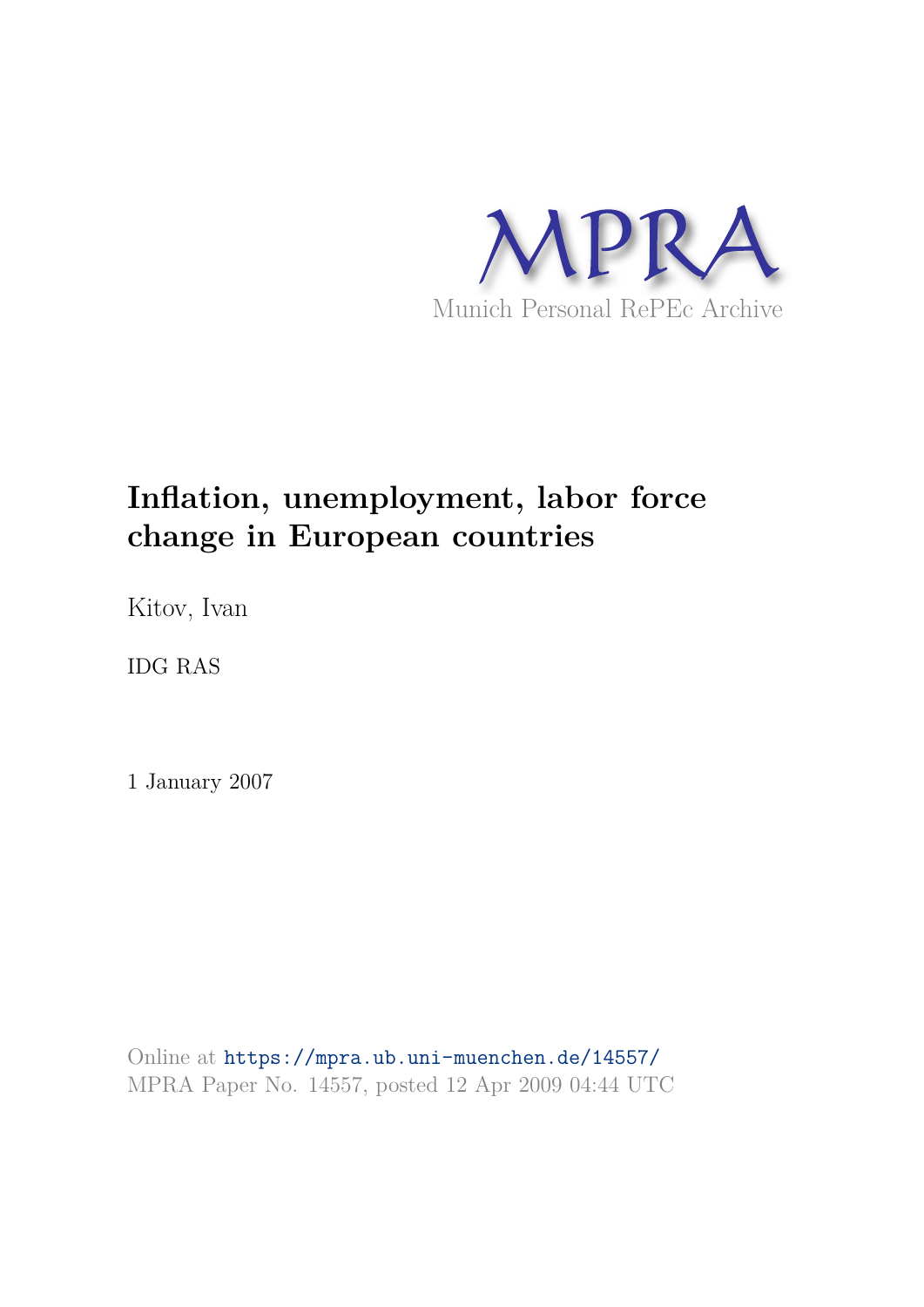MPRA

Munich Personal RePEc Archive

# Inflation, unemployment, labor force change in European countries

Kitov, Ivan

IDG RAS

1 January 2007

Online at https://mpra.ub.uni-muenchen.de/14557/
MPRA Paper No. 14557, posted 12 Apr 2009 04:44 UTC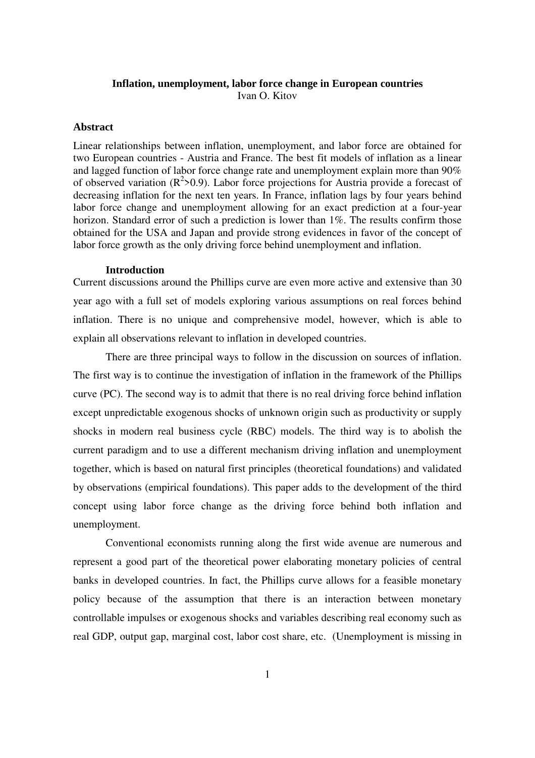**Inflation, unemployment, labor force change in European countries**
Ivan O. Kitov

## Abstract

Linear relationships between inflation, unemployment, and labor force are obtained for two European countries - Austria and France. The best fit models of inflation as a linear and lagged function of labor force change rate and unemployment explain more than 90% of observed variation ($R^2$>0.9). Labor force projections for Austria provide a forecast of decreasing inflation for the next ten years. In France, inflation lags by four years behind labor force change and unemployment allowing for an exact prediction at a four-year horizon. Standard error of such a prediction is lower than 1%. The results confirm those obtained for the USA and Japan and provide strong evidences in favor of the concept of labor force growth as the only driving force behind unemployment and inflation.

## Introduction

Current discussions around the Phillips curve are even more active and extensive than 30 year ago with a full set of models exploring various assumptions on real forces behind inflation. There is no unique and comprehensive model, however, which is able to explain all observations relevant to inflation in developed countries.

There are three principal ways to follow in the discussion on sources of inflation. The first way is to continue the investigation of inflation in the framework of the Phillips curve (PC). The second way is to admit that there is no real driving force behind inflation except unpredictable exogenous shocks of unknown origin such as productivity or supply shocks in modern real business cycle (RBC) models. The third way is to abolish the current paradigm and to use a different mechanism driving inflation and unemployment together, which is based on natural first principles (theoretical foundations) and validated by observations (empirical foundations). This paper adds to the development of the third concept using labor force change as the driving force behind both inflation and unemployment.

Conventional economists running along the first wide avenue are numerous and represent a good part of the theoretical power elaborating monetary policies of central banks in developed countries. In fact, the Phillips curve allows for a feasible monetary policy because of the assumption that there is an interaction between monetary controllable impulses or exogenous shocks and variables describing real economy such as real GDP, output gap, marginal cost, labor cost share, etc. (Unemployment is missing in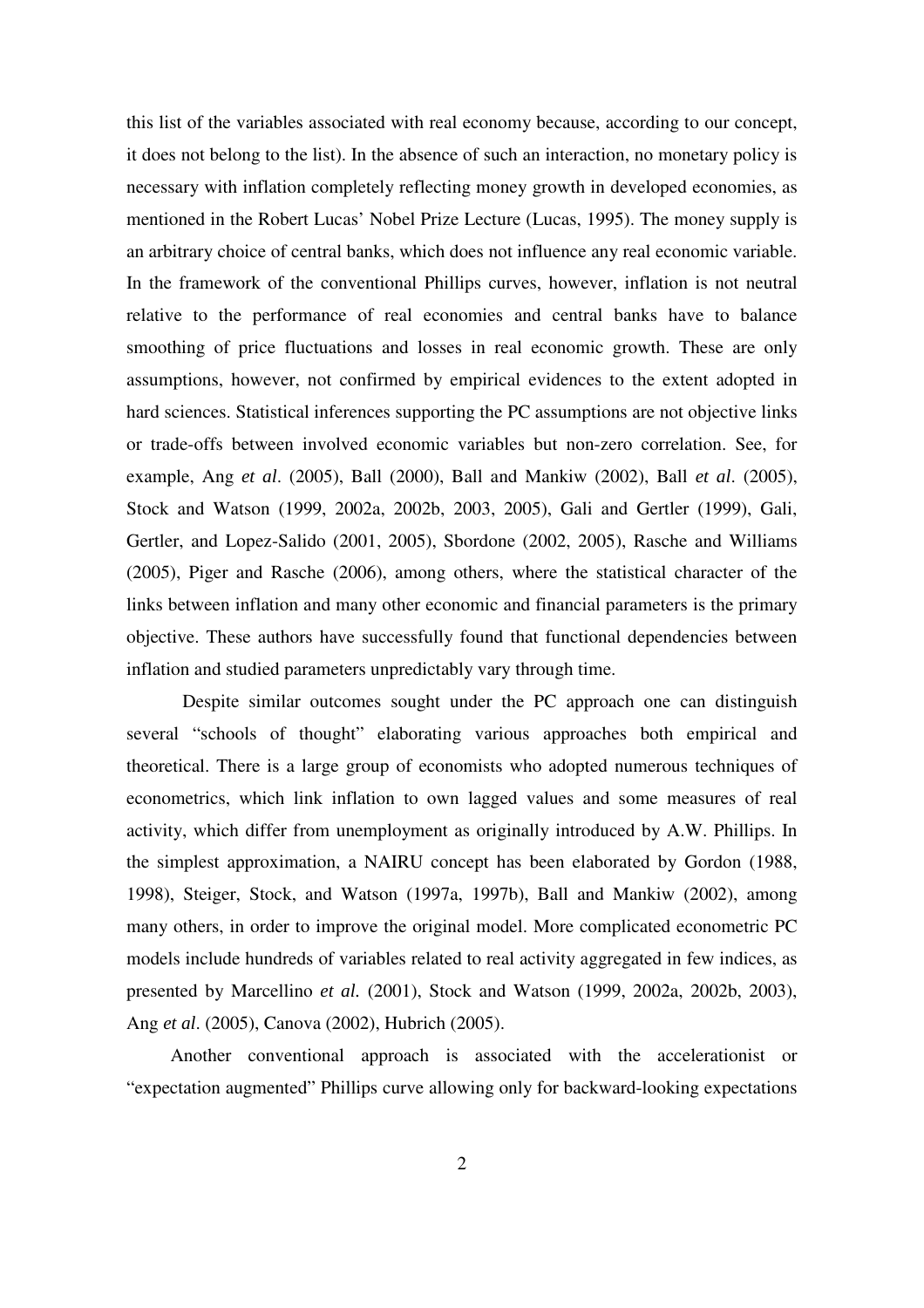this list of the variables associated with real economy because, according to our concept, it does not belong to the list). In the absence of such an interaction, no monetary policy is necessary with inflation completely reflecting money growth in developed economies, as mentioned in the Robert Lucas' Nobel Prize Lecture (Lucas, 1995). The money supply is an arbitrary choice of central banks, which does not influence any real economic variable. In the framework of the conventional Phillips curves, however, inflation is not neutral relative to the performance of real economies and central banks have to balance smoothing of price fluctuations and losses in real economic growth. These are only assumptions, however, not confirmed by empirical evidences to the extent adopted in hard sciences. Statistical inferences supporting the PC assumptions are not objective links or trade-offs between involved economic variables but non-zero correlation. See, for example, Ang *et al*. (2005), Ball (2000), Ball and Mankiw (2002), Ball *et al*. (2005), Stock and Watson (1999, 2002a, 2002b, 2003, 2005), Gali and Gertler (1999), Gali, Gertler, and Lopez-Salido (2001, 2005), Sbordone (2002, 2005), Rasche and Williams (2005), Piger and Rasche (2006), among others, where the statistical character of the links between inflation and many other economic and financial parameters is the primary objective. These authors have successfully found that functional dependencies between inflation and studied parameters unpredictably vary through time.

Despite similar outcomes sought under the PC approach one can distinguish several "schools of thought" elaborating various approaches both empirical and theoretical. There is a large group of economists who adopted numerous techniques of econometrics, which link inflation to own lagged values and some measures of real activity, which differ from unemployment as originally introduced by A.W. Phillips. In the simplest approximation, a NAIRU concept has been elaborated by Gordon (1988, 1998), Steiger, Stock, and Watson (1997a, 1997b), Ball and Mankiw (2002), among many others, in order to improve the original model. More complicated econometric PC models include hundreds of variables related to real activity aggregated in few indices, as presented by Marcellino *et al.* (2001), Stock and Watson (1999, 2002a, 2002b, 2003), Ang *et al*. (2005), Canova (2002), Hubrich (2005).

Another conventional approach is associated with the accelerationist or "expectation augmented" Phillips curve allowing only for backward-looking expectations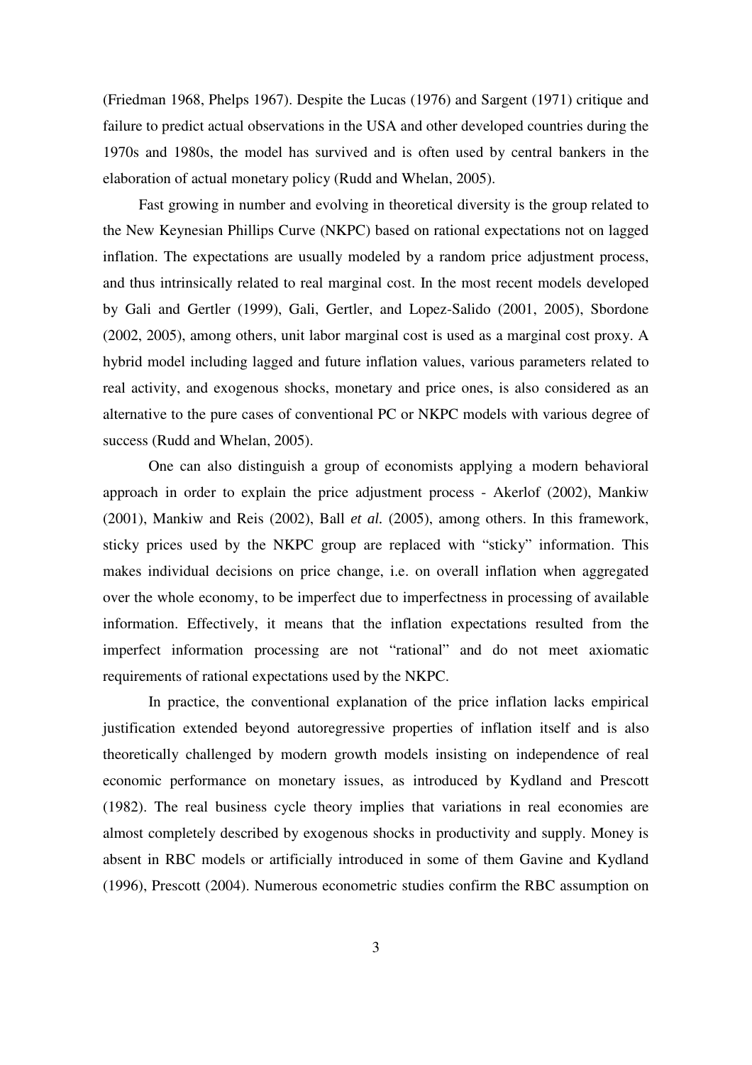(Friedman 1968, Phelps 1967). Despite the Lucas (1976) and Sargent (1971) critique and failure to predict actual observations in the USA and other developed countries during the 1970s and 1980s, the model has survived and is often used by central bankers in the elaboration of actual monetary policy (Rudd and Whelan, 2005).

Fast growing in number and evolving in theoretical diversity is the group related to the New Keynesian Phillips Curve (NKPC) based on rational expectations not on lagged inflation. The expectations are usually modeled by a random price adjustment process, and thus intrinsically related to real marginal cost. In the most recent models developed by Gali and Gertler (1999), Gali, Gertler, and Lopez-Salido (2001, 2005), Sbordone (2002, 2005), among others, unit labor marginal cost is used as a marginal cost proxy. A hybrid model including lagged and future inflation values, various parameters related to real activity, and exogenous shocks, monetary and price ones, is also considered as an alternative to the pure cases of conventional PC or NKPC models with various degree of success (Rudd and Whelan, 2005).

One can also distinguish a group of economists applying a modern behavioral approach in order to explain the price adjustment process - Akerlof (2002), Mankiw (2001), Mankiw and Reis (2002), Ball *et al.* (2005), among others. In this framework, sticky prices used by the NKPC group are replaced with "sticky" information. This makes individual decisions on price change, i.e. on overall inflation when aggregated over the whole economy, to be imperfect due to imperfectness in processing of available information. Effectively, it means that the inflation expectations resulted from the imperfect information processing are not "rational" and do not meet axiomatic requirements of rational expectations used by the NKPC.

In practice, the conventional explanation of the price inflation lacks empirical justification extended beyond autoregressive properties of inflation itself and is also theoretically challenged by modern growth models insisting on independence of real economic performance on monetary issues, as introduced by Kydland and Prescott (1982). The real business cycle theory implies that variations in real economies are almost completely described by exogenous shocks in productivity and supply. Money is absent in RBC models or artificially introduced in some of them Gavine and Kydland (1996), Prescott (2004). Numerous econometric studies confirm the RBC assumption on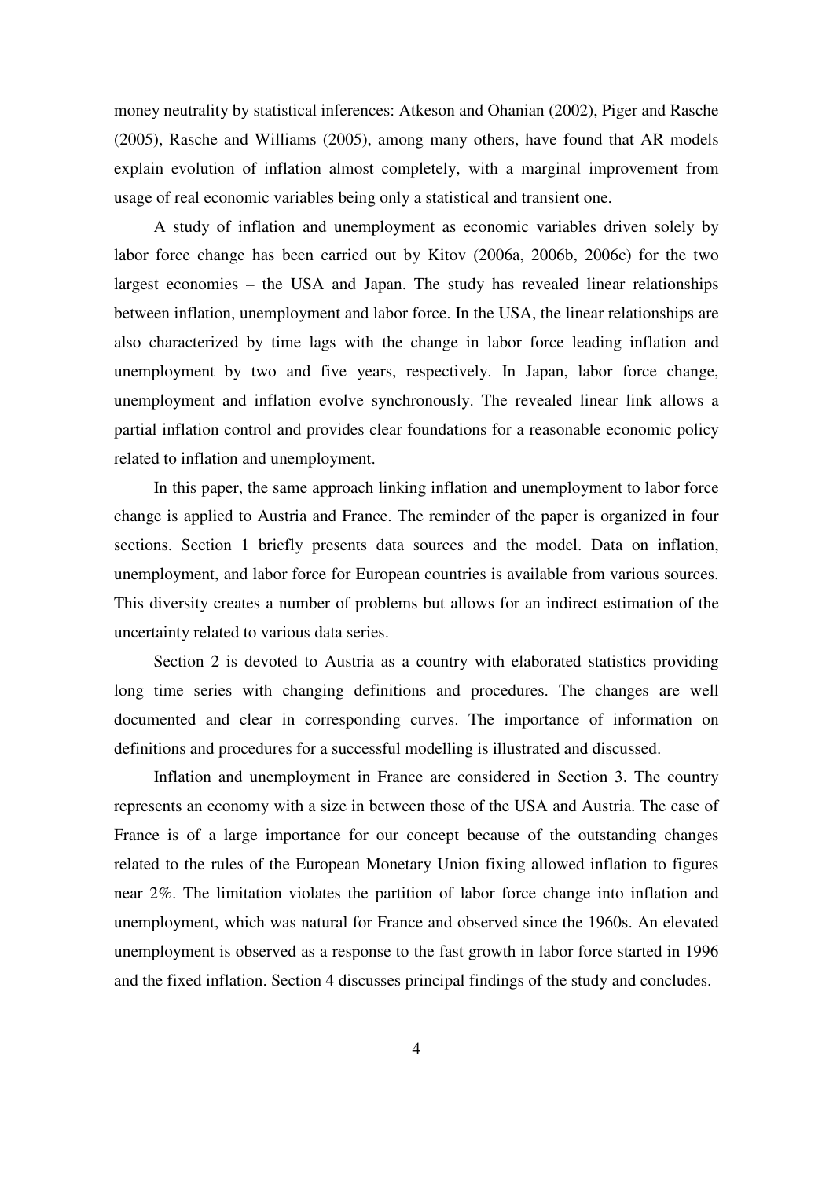money neutrality by statistical inferences: Atkeson and Ohanian (2002), Piger and Rasche (2005), Rasche and Williams (2005), among many others, have found that AR models explain evolution of inflation almost completely, with a marginal improvement from usage of real economic variables being only a statistical and transient one.

A study of inflation and unemployment as economic variables driven solely by labor force change has been carried out by Kitov (2006a, 2006b, 2006c) for the two largest economies – the USA and Japan. The study has revealed linear relationships between inflation, unemployment and labor force. In the USA, the linear relationships are also characterized by time lags with the change in labor force leading inflation and unemployment by two and five years, respectively. In Japan, labor force change, unemployment and inflation evolve synchronously. The revealed linear link allows a partial inflation control and provides clear foundations for a reasonable economic policy related to inflation and unemployment.

In this paper, the same approach linking inflation and unemployment to labor force change is applied to Austria and France. The reminder of the paper is organized in four sections. Section 1 briefly presents data sources and the model. Data on inflation, unemployment, and labor force for European countries is available from various sources. This diversity creates a number of problems but allows for an indirect estimation of the uncertainty related to various data series.

Section 2 is devoted to Austria as a country with elaborated statistics providing long time series with changing definitions and procedures. The changes are well documented and clear in corresponding curves. The importance of information on definitions and procedures for a successful modelling is illustrated and discussed.

Inflation and unemployment in France are considered in Section 3. The country represents an economy with a size in between those of the USA and Austria. The case of France is of a large importance for our concept because of the outstanding changes related to the rules of the European Monetary Union fixing allowed inflation to figures near 2%. The limitation violates the partition of labor force change into inflation and unemployment, which was natural for France and observed since the 1960s. An elevated unemployment is observed as a response to the fast growth in labor force started in 1996 and the fixed inflation. Section 4 discusses principal findings of the study and concludes.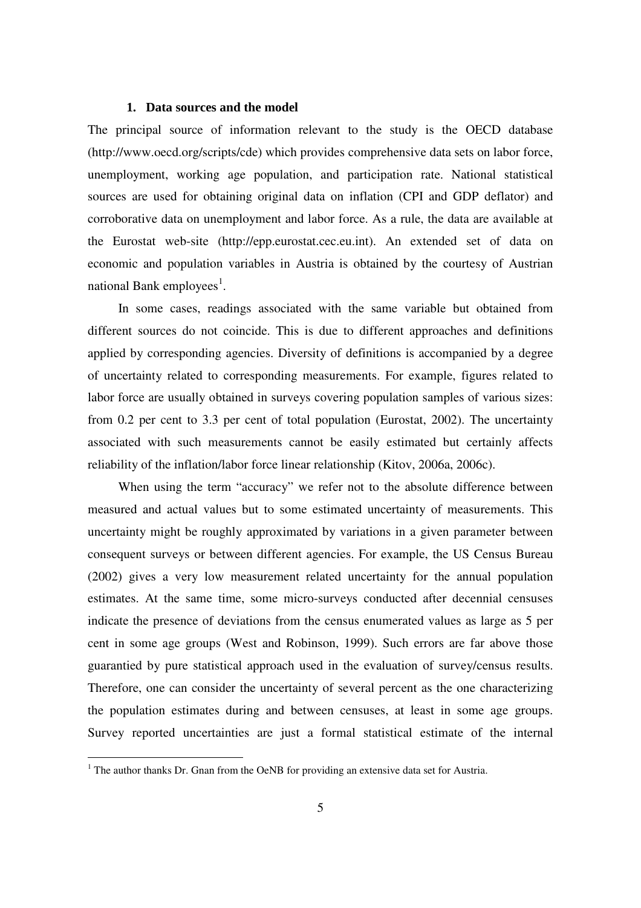## 1. Data sources and the model

The principal source of information relevant to the study is the OECD database (http://www.oecd.org/scripts/cde) which provides comprehensive data sets on labor force, unemployment, working age population, and participation rate. National statistical sources are used for obtaining original data on inflation (CPI and GDP deflator) and corroborative data on unemployment and labor force. As a rule, the data are available at the Eurostat web-site (http://epp.eurostat.cec.eu.int). An extended set of data on economic and population variables in Austria is obtained by the courtesy of Austrian national Bank employees[1].

In some cases, readings associated with the same variable but obtained from different sources do not coincide. This is due to different approaches and definitions applied by corresponding agencies. Diversity of definitions is accompanied by a degree of uncertainty related to corresponding measurements. For example, figures related to labor force are usually obtained in surveys covering population samples of various sizes: from 0.2 per cent to 3.3 per cent of total population (Eurostat, 2002). The uncertainty associated with such measurements cannot be easily estimated but certainly affects reliability of the inflation/labor force linear relationship (Kitov, 2006a, 2006c).

When using the term "accuracy" we refer not to the absolute difference between measured and actual values but to some estimated uncertainty of measurements. This uncertainty might be roughly approximated by variations in a given parameter between consequent surveys or between different agencies. For example, the US Census Bureau (2002) gives a very low measurement related uncertainty for the annual population estimates. At the same time, some micro-surveys conducted after decennial censuses indicate the presence of deviations from the census enumerated values as large as 5 per cent in some age groups (West and Robinson, 1999). Such errors are far above those guarantied by pure statistical approach used in the evaluation of survey/census results. Therefore, one can consider the uncertainty of several percent as the one characterizing the population estimates during and between censuses, at least in some age groups. Survey reported uncertainties are just a formal statistical estimate of the internal

[1] The author thanks Dr. Gnan from the OeNB for providing an extensive data set for Austria.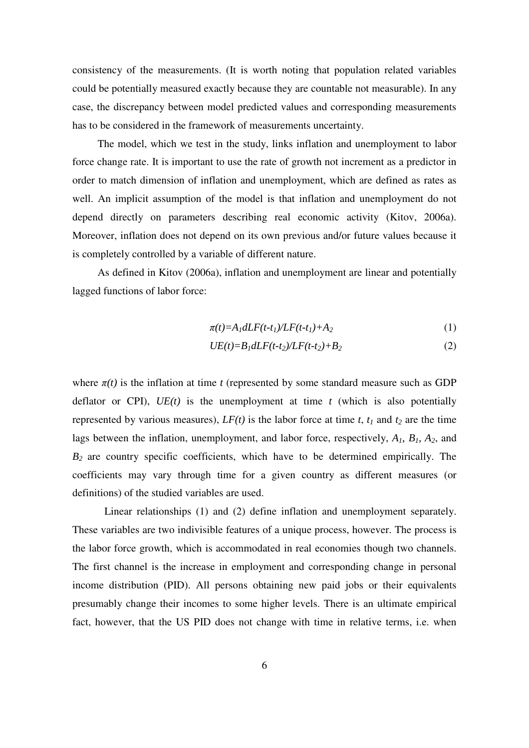consistency of the measurements. (It is worth noting that population related variables could be potentially measured exactly because they are countable not measurable). In any case, the discrepancy between model predicted values and corresponding measurements has to be considered in the framework of measurements uncertainty.

The model, which we test in the study, links inflation and unemployment to labor force change rate. It is important to use the rate of growth not increment as a predictor in order to match dimension of inflation and unemployment, which are defined as rates as well. An implicit assumption of the model is that inflation and unemployment do not depend directly on parameters describing real economic activity (Kitov, 2006a). Moreover, inflation does not depend on its own previous and/or future values because it is completely controlled by a variable of different nature.

As defined in Kitov (2006a), inflation and unemployment are linear and potentially lagged functions of labor force:

$$\pi(t)=A_1 dLF(t-t_1)/LF(t-t_1)+A_2 \quad (1)$$

$$UE(t)=B_1 dLF(t-t_2)/LF(t-t_2)+B_2 \quad (2)$$

where $\pi(t)$ is the inflation at time $t$ (represented by some standard measure such as GDP deflator or CPI), $UE(t)$ is the unemployment at time $t$ (which is also potentially represented by various measures), $LF(t)$ is the labor force at time $t$, $t_1$ and $t_2$ are the time lags between the inflation, unemployment, and labor force, respectively, $A_1$, $B_1$, $A_2$, and $B_2$ are country specific coefficients, which have to be determined empirically. The coefficients may vary through time for a given country as different measures (or definitions) of the studied variables are used.

Linear relationships (1) and (2) define inflation and unemployment separately. These variables are two indivisible features of a unique process, however. The process is the labor force growth, which is accommodated in real economies though two channels. The first channel is the increase in employment and corresponding change in personal income distribution (PID). All persons obtaining new paid jobs or their equivalents presumably change their incomes to some higher levels. There is an ultimate empirical fact, however, that the US PID does not change with time in relative terms, i.e. when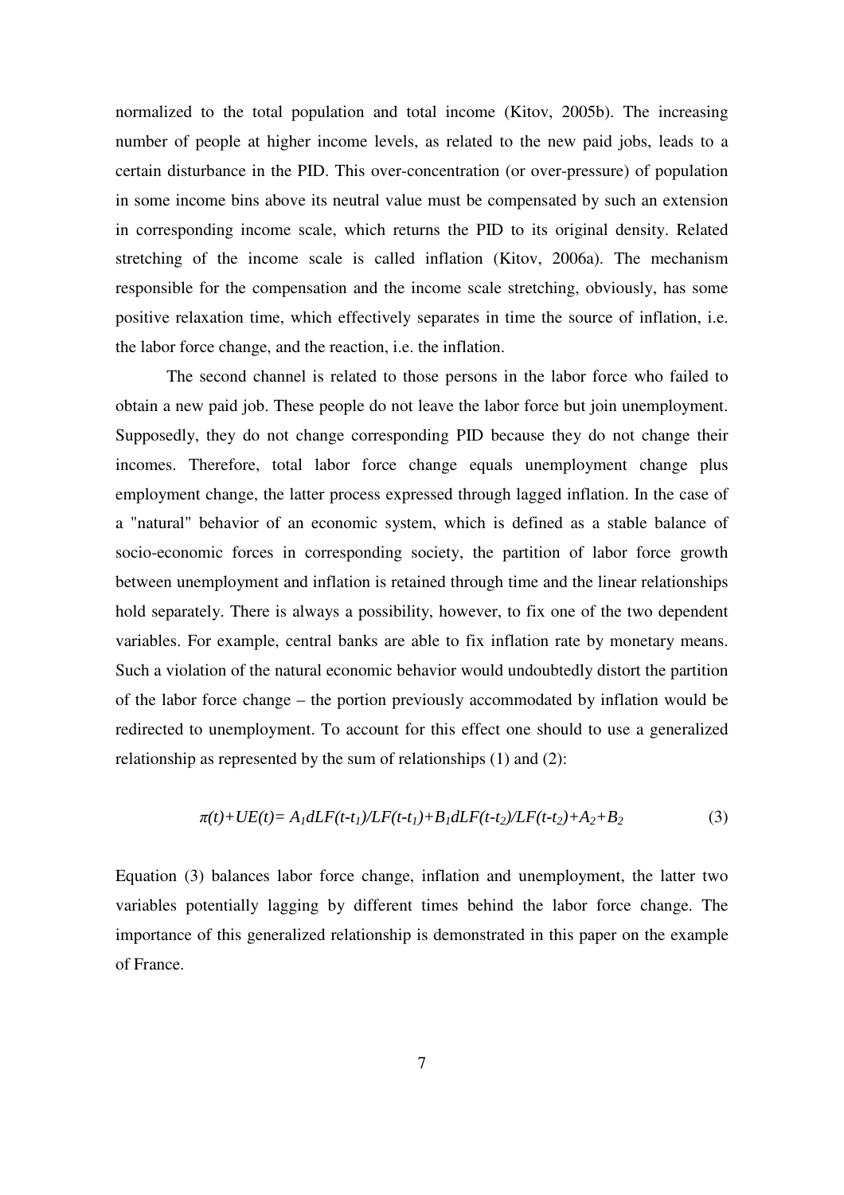normalized to the total population and total income (Kitov, 2005b). The increasing number of people at higher income levels, as related to the new paid jobs, leads to a certain disturbance in the PID. This over-concentration (or over-pressure) of population in some income bins above its neutral value must be compensated by such an extension in corresponding income scale, which returns the PID to its original density. Related stretching of the income scale is called inflation (Kitov, 2006a). The mechanism responsible for the compensation and the income scale stretching, obviously, has some positive relaxation time, which effectively separates in time the source of inflation, i.e. the labor force change, and the reaction, i.e. the inflation.

The second channel is related to those persons in the labor force who failed to obtain a new paid job. These people do not leave the labor force but join unemployment. Supposedly, they do not change corresponding PID because they do not change their incomes. Therefore, total labor force change equals unemployment change plus employment change, the latter process expressed through lagged inflation. In the case of a "natural" behavior of an economic system, which is defined as a stable balance of socio-economic forces in corresponding society, the partition of labor force growth between unemployment and inflation is retained through time and the linear relationships hold separately. There is always a possibility, however, to fix one of the two dependent variables. For example, central banks are able to fix inflation rate by monetary means. Such a violation of the natural economic behavior would undoubtedly distort the partition of the labor force change – the portion previously accommodated by inflation would be redirected to unemployment. To account for this effect one should to use a generalized relationship as represented by the sum of relationships (1) and (2):

$$\pi(t)+UE(t)= A_1dLF(t-t_1)/LF(t-t_1)+B_1dLF(t-t_2)/LF(t-t_2)+A_2+B_2 \qquad (3)$$

Equation (3) balances labor force change, inflation and unemployment, the latter two variables potentially lagging by different times behind the labor force change. The importance of this generalized relationship is demonstrated in this paper on the example of France.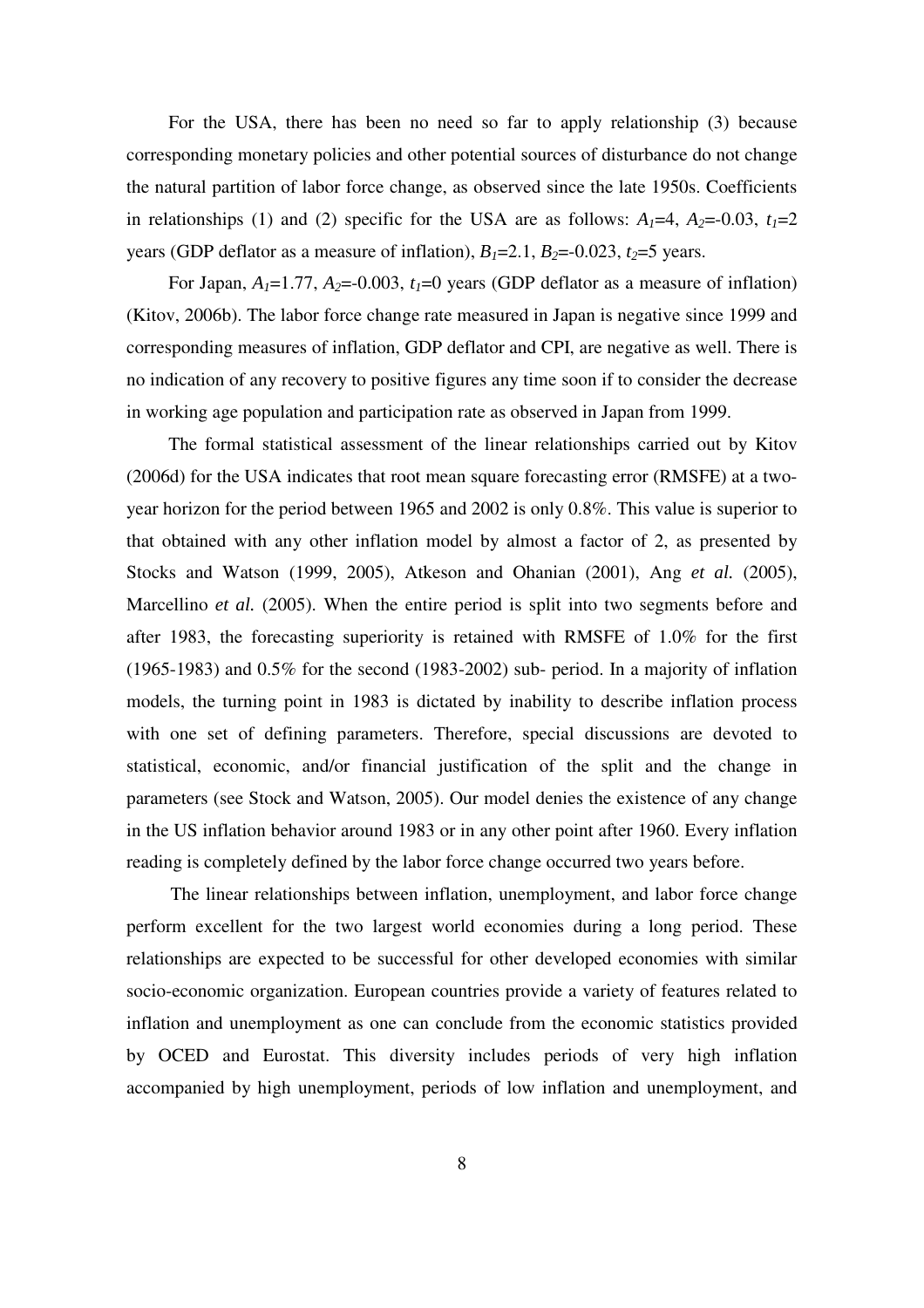For the USA, there has been no need so far to apply relationship (3) because corresponding monetary policies and other potential sources of disturbance do not change the natural partition of labor force change, as observed since the late 1950s. Coefficients in relationships (1) and (2) specific for the USA are as follows: $A_1$=4, $A_2$=-0.03, $t_1$=2 years (GDP deflator as a measure of inflation), $B_1$=2.1, $B_2$=-0.023, $t_2$=5 years.

For Japan, $A_1$=1.77, $A_2$=-0.003, $t_1$=0 years (GDP deflator as a measure of inflation) (Kitov, 2006b). The labor force change rate measured in Japan is negative since 1999 and corresponding measures of inflation, GDP deflator and CPI, are negative as well. There is no indication of any recovery to positive figures any time soon if to consider the decrease in working age population and participation rate as observed in Japan from 1999.

The formal statistical assessment of the linear relationships carried out by Kitov (2006d) for the USA indicates that root mean square forecasting error (RMSFE) at a two-year horizon for the period between 1965 and 2002 is only 0.8%. This value is superior to that obtained with any other inflation model by almost a factor of 2, as presented by Stocks and Watson (1999, 2005), Atkeson and Ohanian (2001), Ang *et al.* (2005), Marcellino *et al.* (2005). When the entire period is split into two segments before and after 1983, the forecasting superiority is retained with RMSFE of 1.0% for the first (1965-1983) and 0.5% for the second (1983-2002) sub- period. In a majority of inflation models, the turning point in 1983 is dictated by inability to describe inflation process with one set of defining parameters. Therefore, special discussions are devoted to statistical, economic, and/or financial justification of the split and the change in parameters (see Stock and Watson, 2005). Our model denies the existence of any change in the US inflation behavior around 1983 or in any other point after 1960. Every inflation reading is completely defined by the labor force change occurred two years before.

The linear relationships between inflation, unemployment, and labor force change perform excellent for the two largest world economies during a long period. These relationships are expected to be successful for other developed economies with similar socio-economic organization. European countries provide a variety of features related to inflation and unemployment as one can conclude from the economic statistics provided by OCED and Eurostat. This diversity includes periods of very high inflation accompanied by high unemployment, periods of low inflation and unemployment, and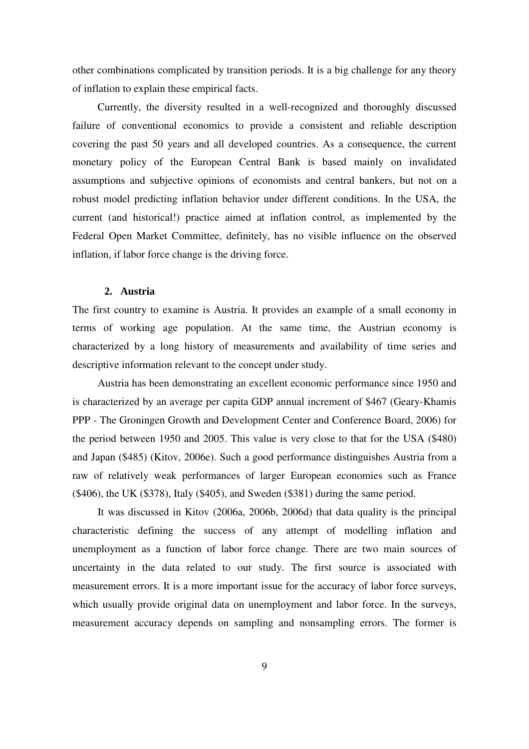other combinations complicated by transition periods. It is a big challenge for any theory of inflation to explain these empirical facts.

Currently, the diversity resulted in a well-recognized and thoroughly discussed failure of conventional economics to provide a consistent and reliable description covering the past 50 years and all developed countries. As a consequence, the current monetary policy of the European Central Bank is based mainly on invalidated assumptions and subjective opinions of economists and central bankers, but not on a robust model predicting inflation behavior under different conditions. In the USA, the current (and historical!) practice aimed at inflation control, as implemented by the Federal Open Market Committee, definitely, has no visible influence on the observed inflation, if labor force change is the driving force.

## 2. Austria

The first country to examine is Austria. It provides an example of a small economy in terms of working age population. At the same time, the Austrian economy is characterized by a long history of measurements and availability of time series and descriptive information relevant to the concept under study.

Austria has been demonstrating an excellent economic performance since 1950 and is characterized by an average per capita GDP annual increment of $467 (Geary-Khamis PPP - The Groningen Growth and Development Center and Conference Board, 2006) for the period between 1950 and 2005. This value is very close to that for the USA ($480) and Japan ($485) (Kitov, 2006e). Such a good performance distinguishes Austria from a raw of relatively weak performances of larger European economies such as France ($406), the UK ($378), Italy ($405), and Sweden ($381) during the same period.

It was discussed in Kitov (2006a, 2006b, 2006d) that data quality is the principal characteristic defining the success of any attempt of modelling inflation and unemployment as a function of labor force change. There are two main sources of uncertainty in the data related to our study. The first source is associated with measurement errors. It is a more important issue for the accuracy of labor force surveys, which usually provide original data on unemployment and labor force. In the surveys, measurement accuracy depends on sampling and nonsampling errors. The former is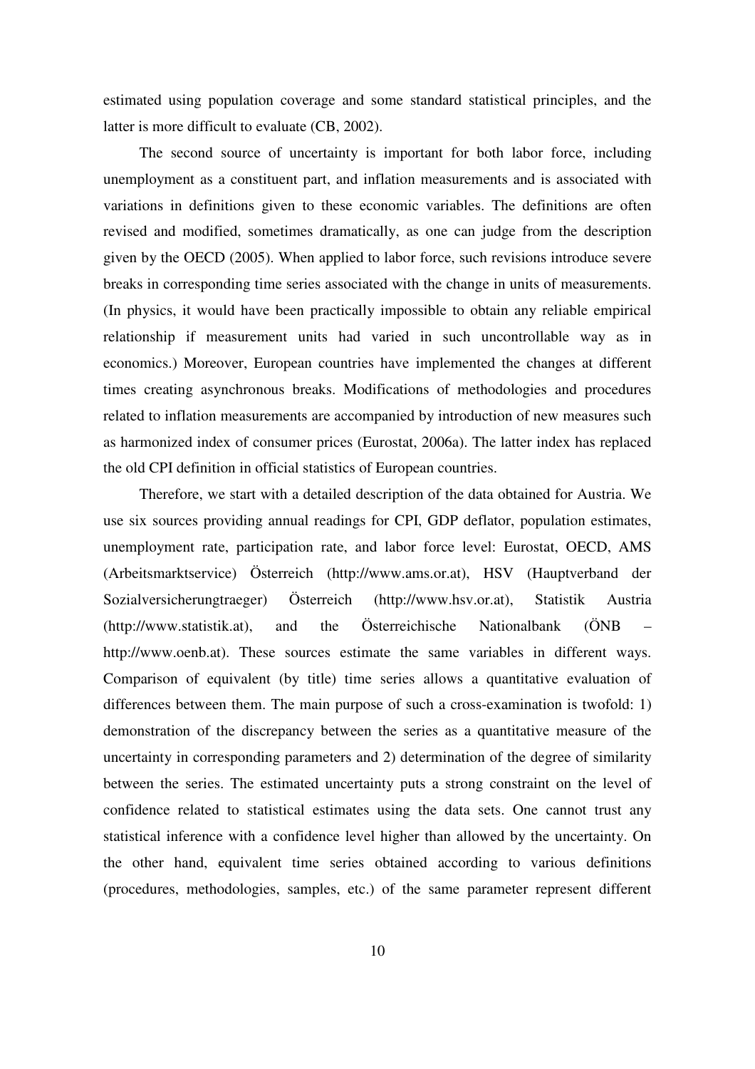estimated using population coverage and some standard statistical principles, and the latter is more difficult to evaluate (CB, 2002).

The second source of uncertainty is important for both labor force, including unemployment as a constituent part, and inflation measurements and is associated with variations in definitions given to these economic variables. The definitions are often revised and modified, sometimes dramatically, as one can judge from the description given by the OECD (2005). When applied to labor force, such revisions introduce severe breaks in corresponding time series associated with the change in units of measurements. (In physics, it would have been practically impossible to obtain any reliable empirical relationship if measurement units had varied in such uncontrollable way as in economics.) Moreover, European countries have implemented the changes at different times creating asynchronous breaks. Modifications of methodologies and procedures related to inflation measurements are accompanied by introduction of new measures such as harmonized index of consumer prices (Eurostat, 2006a). The latter index has replaced the old CPI definition in official statistics of European countries.

Therefore, we start with a detailed description of the data obtained for Austria. We use six sources providing annual readings for CPI, GDP deflator, population estimates, unemployment rate, participation rate, and labor force level: Eurostat, OECD, AMS (Arbeitsmarktservice) Österreich (http://www.ams.or.at), HSV (Hauptverband der Sozialversicherungtraeger) Österreich (http://www.hsv.or.at), Statistik Austria (http://www.statistik.at), and the Österreichische Nationalbank (ÖNB – http://www.oenb.at). These sources estimate the same variables in different ways. Comparison of equivalent (by title) time series allows a quantitative evaluation of differences between them. The main purpose of such a cross-examination is twofold: 1) demonstration of the discrepancy between the series as a quantitative measure of the uncertainty in corresponding parameters and 2) determination of the degree of similarity between the series. The estimated uncertainty puts a strong constraint on the level of confidence related to statistical estimates using the data sets. One cannot trust any statistical inference with a confidence level higher than allowed by the uncertainty. On the other hand, equivalent time series obtained according to various definitions (procedures, methodologies, samples, etc.) of the same parameter represent different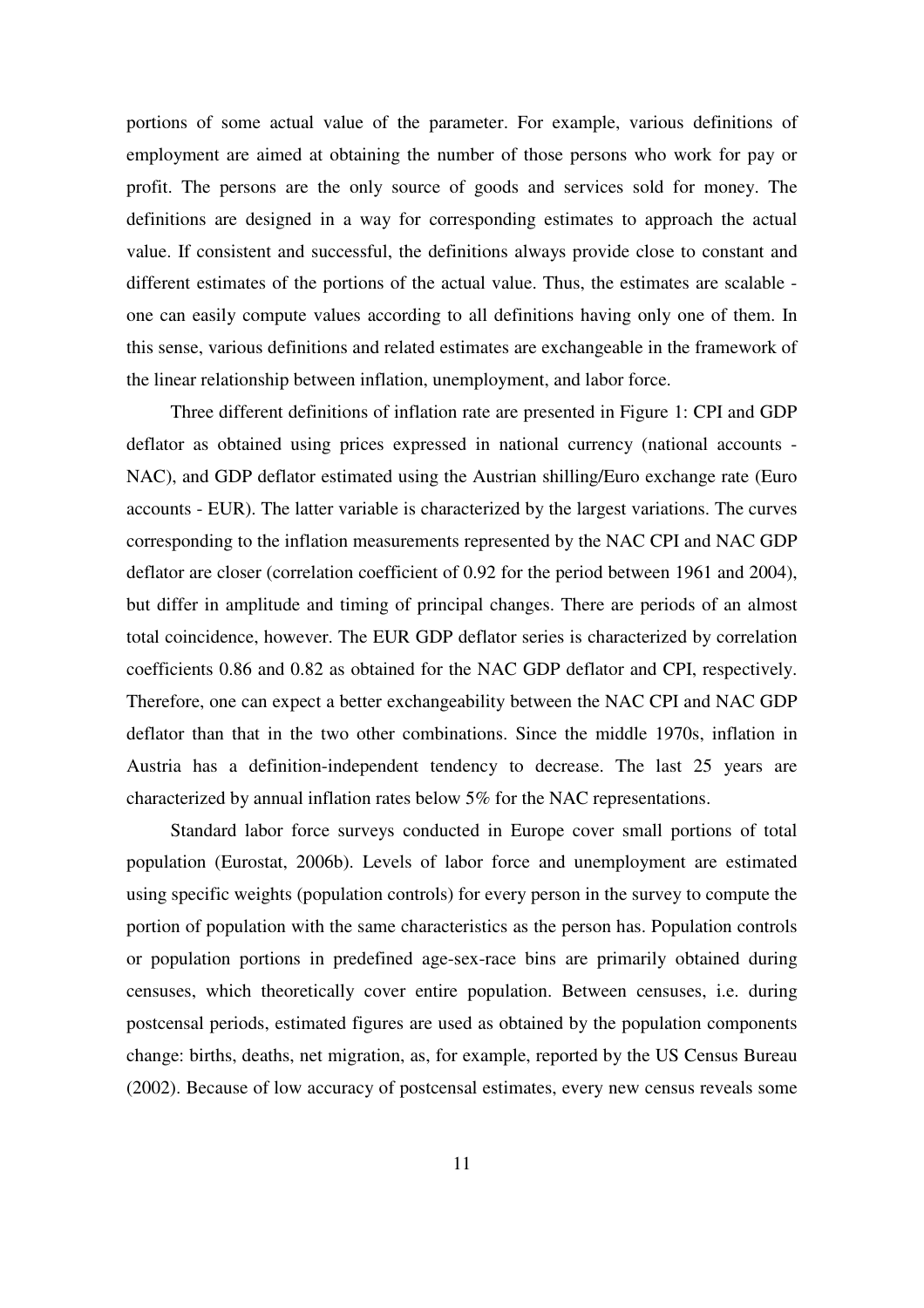portions of some actual value of the parameter. For example, various definitions of employment are aimed at obtaining the number of those persons who work for pay or profit. The persons are the only source of goods and services sold for money. The definitions are designed in a way for corresponding estimates to approach the actual value. If consistent and successful, the definitions always provide close to constant and different estimates of the portions of the actual value. Thus, the estimates are scalable - one can easily compute values according to all definitions having only one of them. In this sense, various definitions and related estimates are exchangeable in the framework of the linear relationship between inflation, unemployment, and labor force.

Three different definitions of inflation rate are presented in Figure 1: CPI and GDP deflator as obtained using prices expressed in national currency (national accounts - NAC), and GDP deflator estimated using the Austrian shilling/Euro exchange rate (Euro accounts - EUR). The latter variable is characterized by the largest variations. The curves corresponding to the inflation measurements represented by the NAC CPI and NAC GDP deflator are closer (correlation coefficient of 0.92 for the period between 1961 and 2004), but differ in amplitude and timing of principal changes. There are periods of an almost total coincidence, however. The EUR GDP deflator series is characterized by correlation coefficients 0.86 and 0.82 as obtained for the NAC GDP deflator and CPI, respectively. Therefore, one can expect a better exchangeability between the NAC CPI and NAC GDP deflator than that in the two other combinations. Since the middle 1970s, inflation in Austria has a definition-independent tendency to decrease. The last 25 years are characterized by annual inflation rates below 5% for the NAC representations.

Standard labor force surveys conducted in Europe cover small portions of total population (Eurostat, 2006b). Levels of labor force and unemployment are estimated using specific weights (population controls) for every person in the survey to compute the portion of population with the same characteristics as the person has. Population controls or population portions in predefined age-sex-race bins are primarily obtained during censuses, which theoretically cover entire population. Between censuses, i.e. during postcensal periods, estimated figures are used as obtained by the population components change: births, deaths, net migration, as, for example, reported by the US Census Bureau (2002). Because of low accuracy of postcensal estimates, every new census reveals some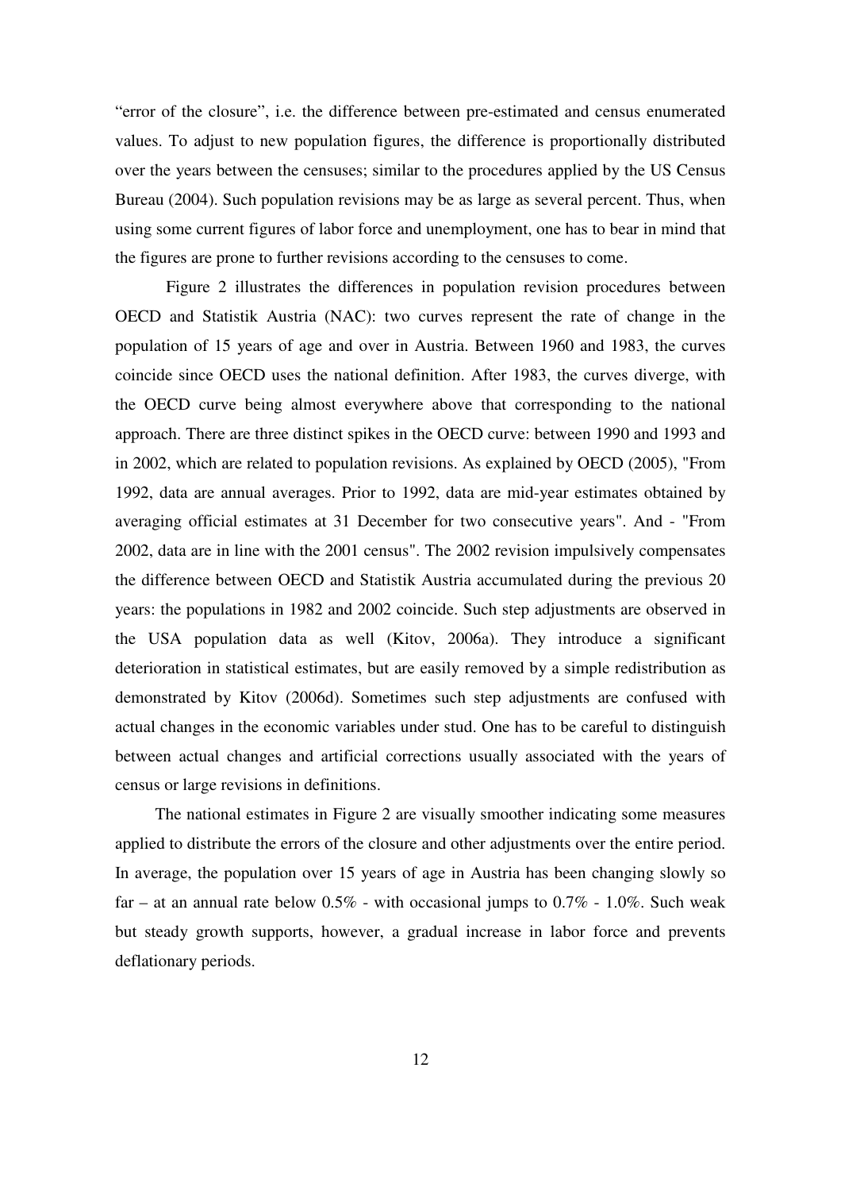"error of the closure", i.e. the difference between pre-estimated and census enumerated values. To adjust to new population figures, the difference is proportionally distributed over the years between the censuses; similar to the procedures applied by the US Census Bureau (2004). Such population revisions may be as large as several percent. Thus, when using some current figures of labor force and unemployment, one has to bear in mind that the figures are prone to further revisions according to the censuses to come.

Figure 2 illustrates the differences in population revision procedures between OECD and Statistik Austria (NAC): two curves represent the rate of change in the population of 15 years of age and over in Austria. Between 1960 and 1983, the curves coincide since OECD uses the national definition. After 1983, the curves diverge, with the OECD curve being almost everywhere above that corresponding to the national approach. There are three distinct spikes in the OECD curve: between 1990 and 1993 and in 2002, which are related to population revisions. As explained by OECD (2005), "From 1992, data are annual averages. Prior to 1992, data are mid-year estimates obtained by averaging official estimates at 31 December for two consecutive years". And - "From 2002, data are in line with the 2001 census". The 2002 revision impulsively compensates the difference between OECD and Statistik Austria accumulated during the previous 20 years: the populations in 1982 and 2002 coincide. Such step adjustments are observed in the USA population data as well (Kitov, 2006a). They introduce a significant deterioration in statistical estimates, but are easily removed by a simple redistribution as demonstrated by Kitov (2006d). Sometimes such step adjustments are confused with actual changes in the economic variables under stud. One has to be careful to distinguish between actual changes and artificial corrections usually associated with the years of census or large revisions in definitions.

The national estimates in Figure 2 are visually smoother indicating some measures applied to distribute the errors of the closure and other adjustments over the entire period. In average, the population over 15 years of age in Austria has been changing slowly so far – at an annual rate below 0.5% - with occasional jumps to 0.7% - 1.0%. Such weak but steady growth supports, however, a gradual increase in labor force and prevents deflationary periods.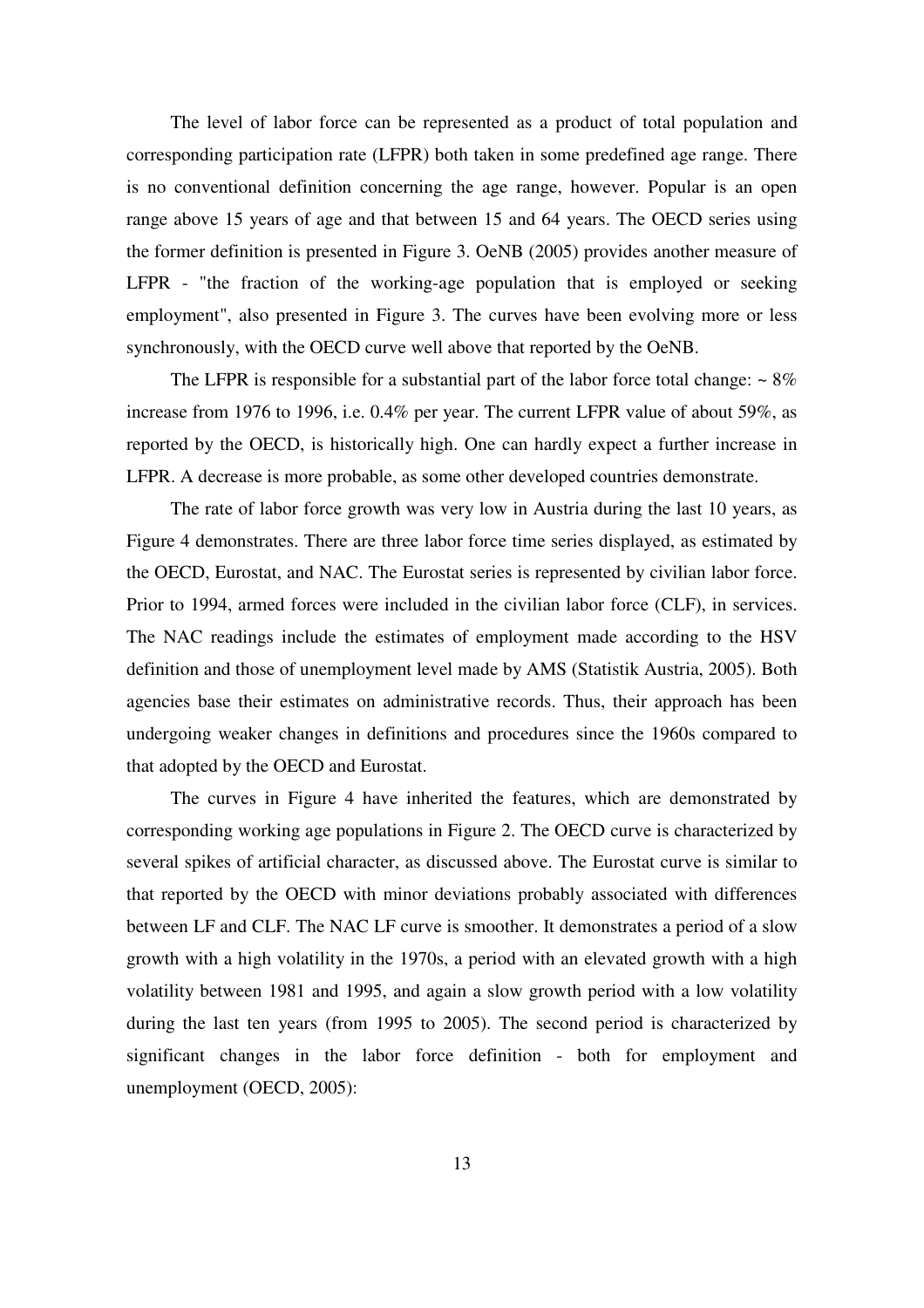The level of labor force can be represented as a product of total population and corresponding participation rate (LFPR) both taken in some predefined age range. There is no conventional definition concerning the age range, however. Popular is an open range above 15 years of age and that between 15 and 64 years. The OECD series using the former definition is presented in Figure 3. OeNB (2005) provides another measure of LFPR - "the fraction of the working-age population that is employed or seeking employment", also presented in Figure 3. The curves have been evolving more or less synchronously, with the OECD curve well above that reported by the OeNB.

The LFPR is responsible for a substantial part of the labor force total change: ~ 8% increase from 1976 to 1996, i.e. 0.4% per year. The current LFPR value of about 59%, as reported by the OECD, is historically high. One can hardly expect a further increase in LFPR. A decrease is more probable, as some other developed countries demonstrate.

The rate of labor force growth was very low in Austria during the last 10 years, as Figure 4 demonstrates. There are three labor force time series displayed, as estimated by the OECD, Eurostat, and NAC. The Eurostat series is represented by civilian labor force. Prior to 1994, armed forces were included in the civilian labor force (CLF), in services. The NAC readings include the estimates of employment made according to the HSV definition and those of unemployment level made by AMS (Statistik Austria, 2005). Both agencies base their estimates on administrative records. Thus, their approach has been undergoing weaker changes in definitions and procedures since the 1960s compared to that adopted by the OECD and Eurostat.

The curves in Figure 4 have inherited the features, which are demonstrated by corresponding working age populations in Figure 2. The OECD curve is characterized by several spikes of artificial character, as discussed above. The Eurostat curve is similar to that reported by the OECD with minor deviations probably associated with differences between LF and CLF. The NAC LF curve is smoother. It demonstrates a period of a slow growth with a high volatility in the 1970s, a period with an elevated growth with a high volatility between 1981 and 1995, and again a slow growth period with a low volatility during the last ten years (from 1995 to 2005). The second period is characterized by significant changes in the labor force definition - both for employment and unemployment (OECD, 2005):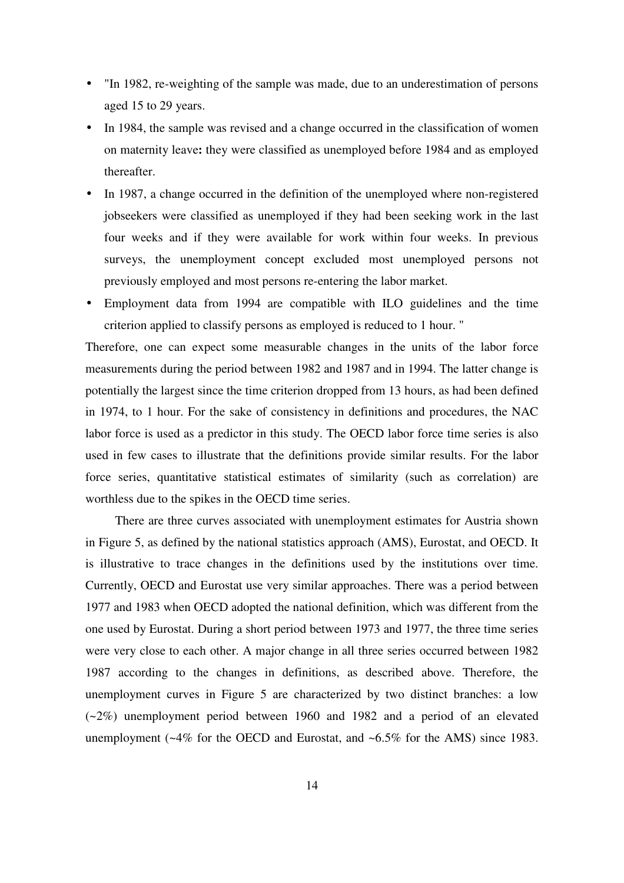- "In 1982, re-weighting of the sample was made, due to an underestimation of persons aged 15 to 29 years.
- In 1984, the sample was revised and a change occurred in the classification of women on maternity leave**:** they were classified as unemployed before 1984 and as employed thereafter.
- In 1987, a change occurred in the definition of the unemployed where non-registered jobseekers were classified as unemployed if they had been seeking work in the last four weeks and if they were available for work within four weeks. In previous surveys, the unemployment concept excluded most unemployed persons not previously employed and most persons re-entering the labor market.
- Employment data from 1994 are compatible with ILO guidelines and the time criterion applied to classify persons as employed is reduced to 1 hour. "

Therefore, one can expect some measurable changes in the units of the labor force measurements during the period between 1982 and 1987 and in 1994. The latter change is potentially the largest since the time criterion dropped from 13 hours, as had been defined in 1974, to 1 hour. For the sake of consistency in definitions and procedures, the NAC labor force is used as a predictor in this study. The OECD labor force time series is also used in few cases to illustrate that the definitions provide similar results. For the labor force series, quantitative statistical estimates of similarity (such as correlation) are worthless due to the spikes in the OECD time series.

There are three curves associated with unemployment estimates for Austria shown in Figure 5, as defined by the national statistics approach (AMS), Eurostat, and OECD. It is illustrative to trace changes in the definitions used by the institutions over time. Currently, OECD and Eurostat use very similar approaches. There was a period between 1977 and 1983 when OECD adopted the national definition, which was different from the one used by Eurostat. During a short period between 1973 and 1977, the three time series were very close to each other. A major change in all three series occurred between 1982 1987 according to the changes in definitions, as described above. Therefore, the unemployment curves in Figure 5 are characterized by two distinct branches: a low (~2%) unemployment period between 1960 and 1982 and a period of an elevated unemployment (~4% for the OECD and Eurostat, and ~6.5% for the AMS) since 1983.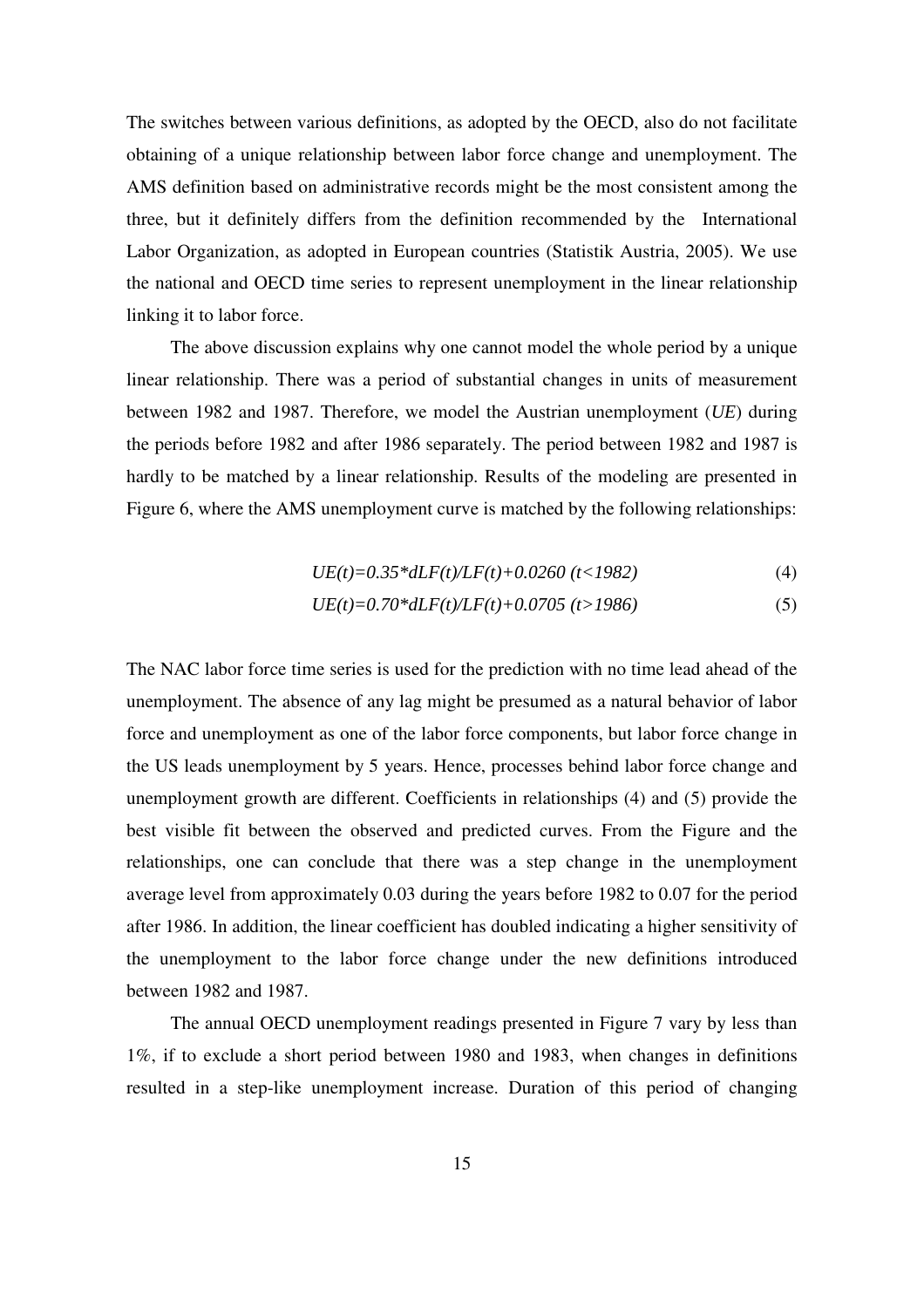The switches between various definitions, as adopted by the OECD, also do not facilitate obtaining of a unique relationship between labor force change and unemployment. The AMS definition based on administrative records might be the most consistent among the three, but it definitely differs from the definition recommended by the International Labor Organization, as adopted in European countries (Statistik Austria, 2005). We use the national and OECD time series to represent unemployment in the linear relationship linking it to labor force.

The above discussion explains why one cannot model the whole period by a unique linear relationship. There was a period of substantial changes in units of measurement between 1982 and 1987. Therefore, we model the Austrian unemployment (*UE*) during the periods before 1982 and after 1986 separately. The period between 1982 and 1987 is hardly to be matched by a linear relationship. Results of the modeling are presented in Figure 6, where the AMS unemployment curve is matched by the following relationships:

$$UE(t)=0.35*dLF(t)/LF(t)+0.0260 \quad (t<1982) \tag{4}$$

$$UE(t)=0.70*dLF(t)/LF(t)+0.0705 \quad (t>1986) \tag{5}$$

The NAC labor force time series is used for the prediction with no time lead ahead of the unemployment. The absence of any lag might be presumed as a natural behavior of labor force and unemployment as one of the labor force components, but labor force change in the US leads unemployment by 5 years. Hence, processes behind labor force change and unemployment growth are different. Coefficients in relationships (4) and (5) provide the best visible fit between the observed and predicted curves. From the Figure and the relationships, one can conclude that there was a step change in the unemployment average level from approximately 0.03 during the years before 1982 to 0.07 for the period after 1986. In addition, the linear coefficient has doubled indicating a higher sensitivity of the unemployment to the labor force change under the new definitions introduced between 1982 and 1987.

The annual OECD unemployment readings presented in Figure 7 vary by less than 1%, if to exclude a short period between 1980 and 1983, when changes in definitions resulted in a step-like unemployment increase. Duration of this period of changing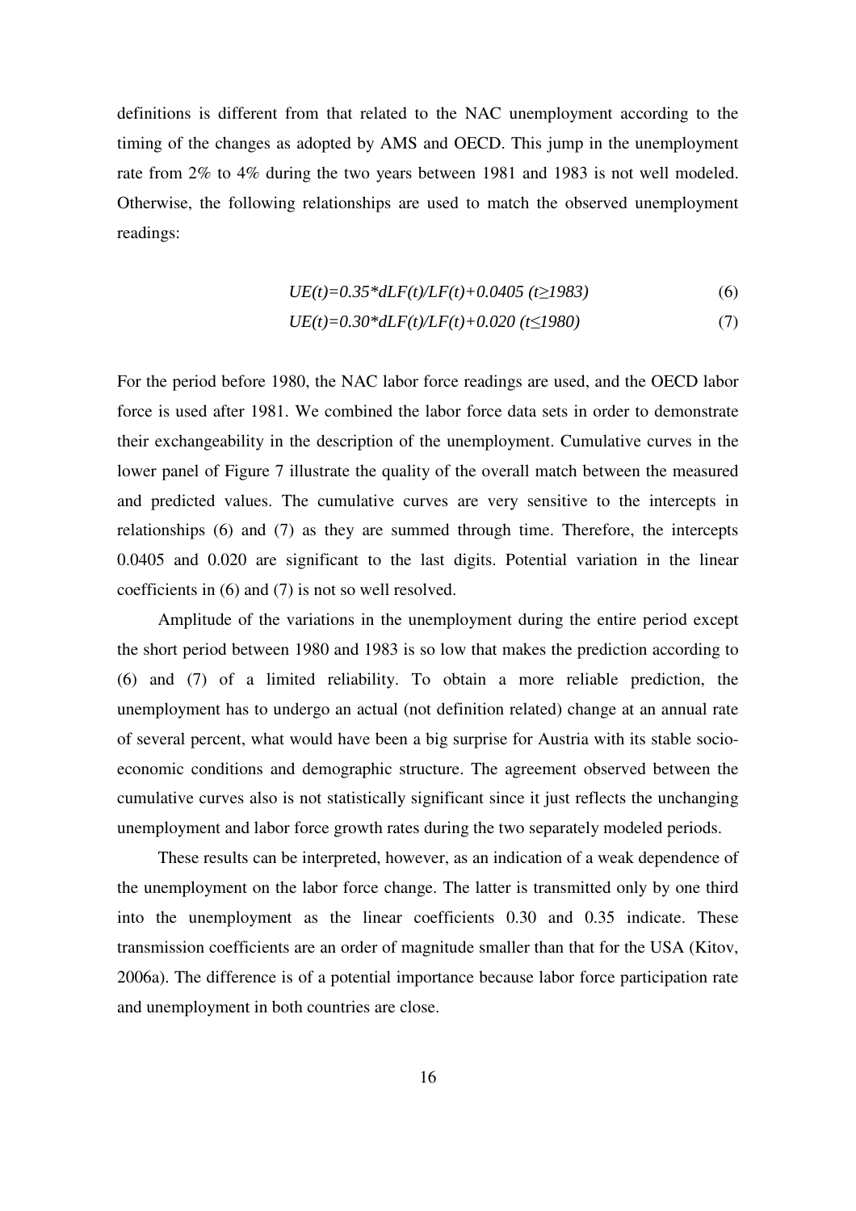definitions is different from that related to the NAC unemployment according to the timing of the changes as adopted by AMS and OECD. This jump in the unemployment rate from 2% to 4% during the two years between 1981 and 1983 is not well modeled. Otherwise, the following relationships are used to match the observed unemployment readings:

$$UE(t)=0.35*dLF(t)/LF(t)+0.0405 \ (t\geq 1983) \quad (6)$$

$$UE(t)=0.30*dLF(t)/LF(t)+0.020 \ (t\leq 1980) \quad (7)$$

For the period before 1980, the NAC labor force readings are used, and the OECD labor force is used after 1981. We combined the labor force data sets in order to demonstrate their exchangeability in the description of the unemployment. Cumulative curves in the lower panel of Figure 7 illustrate the quality of the overall match between the measured and predicted values. The cumulative curves are very sensitive to the intercepts in relationships (6) and (7) as they are summed through time. Therefore, the intercepts 0.0405 and 0.020 are significant to the last digits. Potential variation in the linear coefficients in (6) and (7) is not so well resolved.

Amplitude of the variations in the unemployment during the entire period except the short period between 1980 and 1983 is so low that makes the prediction according to (6) and (7) of a limited reliability. To obtain a more reliable prediction, the unemployment has to undergo an actual (not definition related) change at an annual rate of several percent, what would have been a big surprise for Austria with its stable socio-economic conditions and demographic structure. The agreement observed between the cumulative curves also is not statistically significant since it just reflects the unchanging unemployment and labor force growth rates during the two separately modeled periods.

These results can be interpreted, however, as an indication of a weak dependence of the unemployment on the labor force change. The latter is transmitted only by one third into the unemployment as the linear coefficients 0.30 and 0.35 indicate. These transmission coefficients are an order of magnitude smaller than that for the USA (Kitov, 2006a). The difference is of a potential importance because labor force participation rate and unemployment in both countries are close.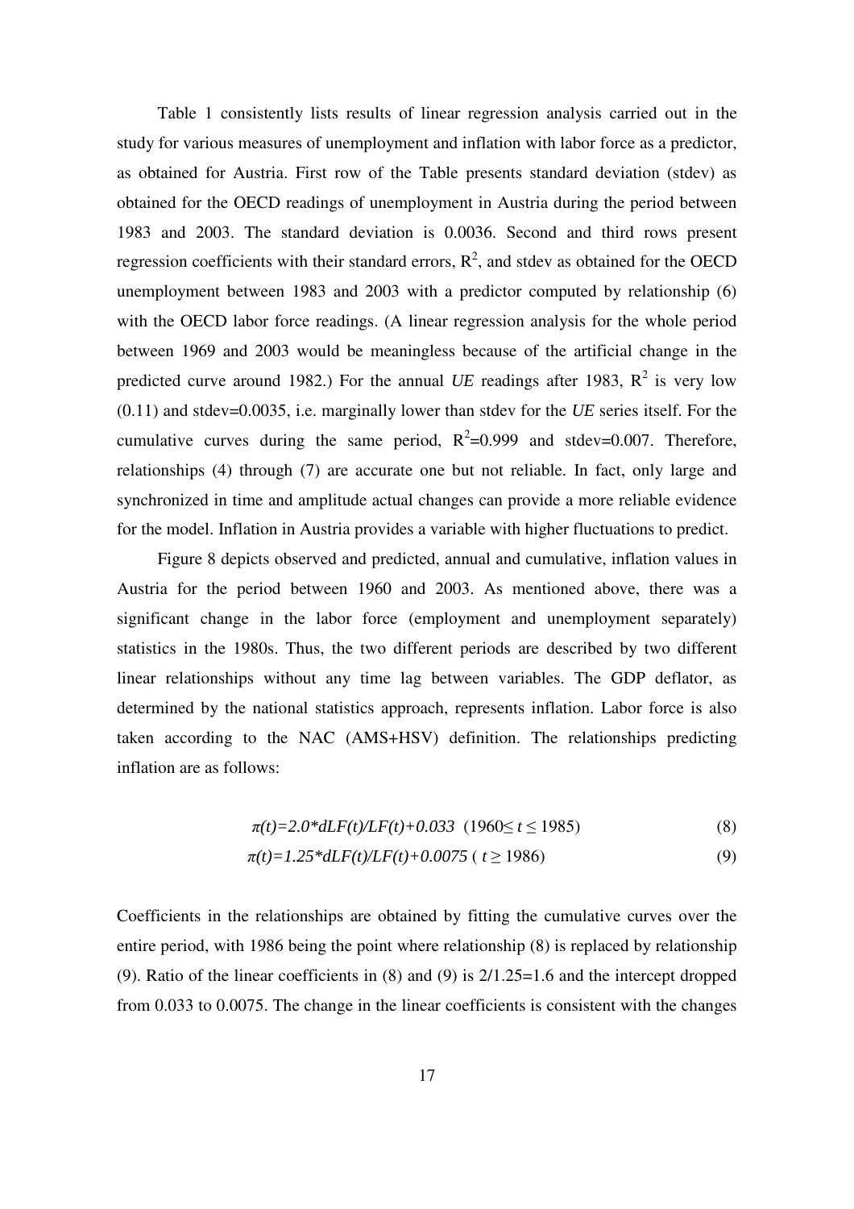Table 1 consistently lists results of linear regression analysis carried out in the study for various measures of unemployment and inflation with labor force as a predictor, as obtained for Austria. First row of the Table presents standard deviation (stdev) as obtained for the OECD readings of unemployment in Austria during the period between 1983 and 2003. The standard deviation is 0.0036. Second and third rows present regression coefficients with their standard errors, $R^2$, and stdev as obtained for the OECD unemployment between 1983 and 2003 with a predictor computed by relationship (6) with the OECD labor force readings. (A linear regression analysis for the whole period between 1969 and 2003 would be meaningless because of the artificial change in the predicted curve around 1982.) For the annual *UE* readings after 1983, $R^2$ is very low (0.11) and stdev=0.0035, i.e. marginally lower than stdev for the *UE* series itself. For the cumulative curves during the same period, $R^2$=0.999 and stdev=0.007. Therefore, relationships (4) through (7) are accurate one but not reliable. In fact, only large and synchronized in time and amplitude actual changes can provide a more reliable evidence for the model. Inflation in Austria provides a variable with higher fluctuations to predict.

Figure 8 depicts observed and predicted, annual and cumulative, inflation values in Austria for the period between 1960 and 2003. As mentioned above, there was a significant change in the labor force (employment and unemployment separately) statistics in the 1980s. Thus, the two different periods are described by two different linear relationships without any time lag between variables. The GDP deflator, as determined by the national statistics approach, represents inflation. Labor force is also taken according to the NAC (AMS+HSV) definition. The relationships predicting inflation are as follows:

$$\pi(t)=2.0*dLF(t)/LF(t)+0.033 \quad (1960 \leq t \leq 1985) \qquad (8)$$

$$\pi(t)=1.25*dLF(t)/LF(t)+0.0075 \quad ( t \geq 1986) \qquad (9)$$

Coefficients in the relationships are obtained by fitting the cumulative curves over the entire period, with 1986 being the point where relationship (8) is replaced by relationship (9). Ratio of the linear coefficients in (8) and (9) is 2/1.25=1.6 and the intercept dropped from 0.033 to 0.0075. The change in the linear coefficients is consistent with the changes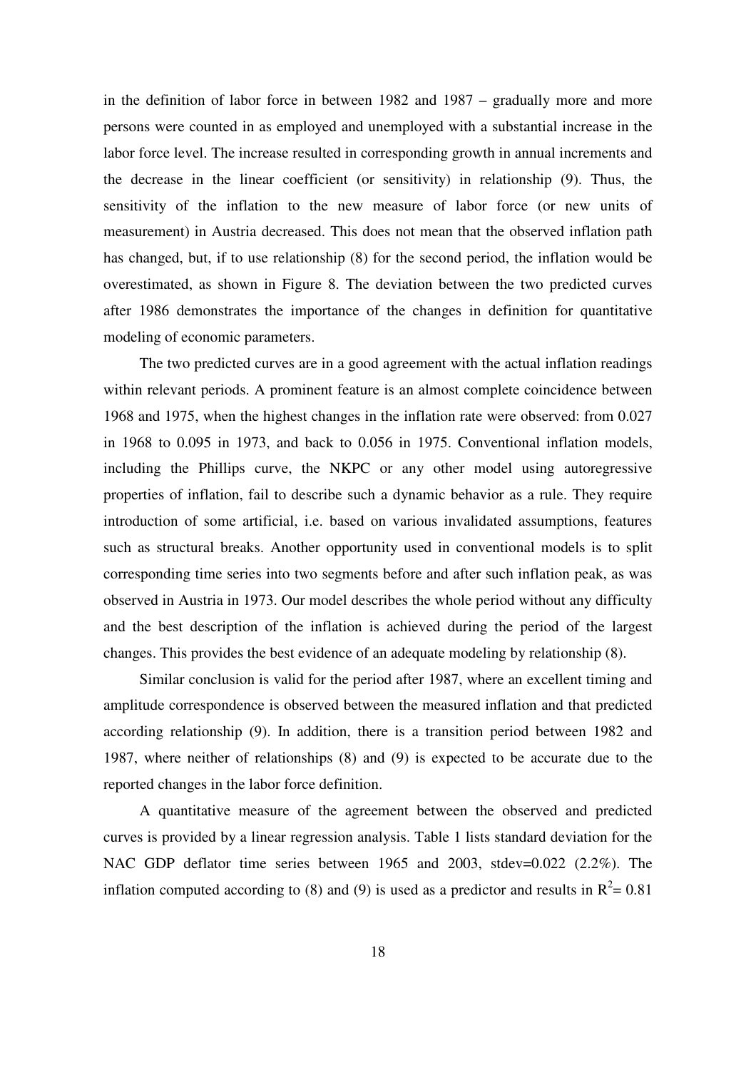in the definition of labor force in between 1982 and 1987 – gradually more and more persons were counted in as employed and unemployed with a substantial increase in the labor force level. The increase resulted in corresponding growth in annual increments and the decrease in the linear coefficient (or sensitivity) in relationship (9). Thus, the sensitivity of the inflation to the new measure of labor force (or new units of measurement) in Austria decreased. This does not mean that the observed inflation path has changed, but, if to use relationship (8) for the second period, the inflation would be overestimated, as shown in Figure 8. The deviation between the two predicted curves after 1986 demonstrates the importance of the changes in definition for quantitative modeling of economic parameters.

The two predicted curves are in a good agreement with the actual inflation readings within relevant periods. A prominent feature is an almost complete coincidence between 1968 and 1975, when the highest changes in the inflation rate were observed: from 0.027 in 1968 to 0.095 in 1973, and back to 0.056 in 1975. Conventional inflation models, including the Phillips curve, the NKPC or any other model using autoregressive properties of inflation, fail to describe such a dynamic behavior as a rule. They require introduction of some artificial, i.e. based on various invalidated assumptions, features such as structural breaks. Another opportunity used in conventional models is to split corresponding time series into two segments before and after such inflation peak, as was observed in Austria in 1973. Our model describes the whole period without any difficulty and the best description of the inflation is achieved during the period of the largest changes. This provides the best evidence of an adequate modeling by relationship (8).

Similar conclusion is valid for the period after 1987, where an excellent timing and amplitude correspondence is observed between the measured inflation and that predicted according relationship (9). In addition, there is a transition period between 1982 and 1987, where neither of relationships (8) and (9) is expected to be accurate due to the reported changes in the labor force definition.

A quantitative measure of the agreement between the observed and predicted curves is provided by a linear regression analysis. Table 1 lists standard deviation for the NAC GDP deflator time series between 1965 and 2003, stdev=0.022 (2.2%). The inflation computed according to (8) and (9) is used as a predictor and results in $R^2$= 0.81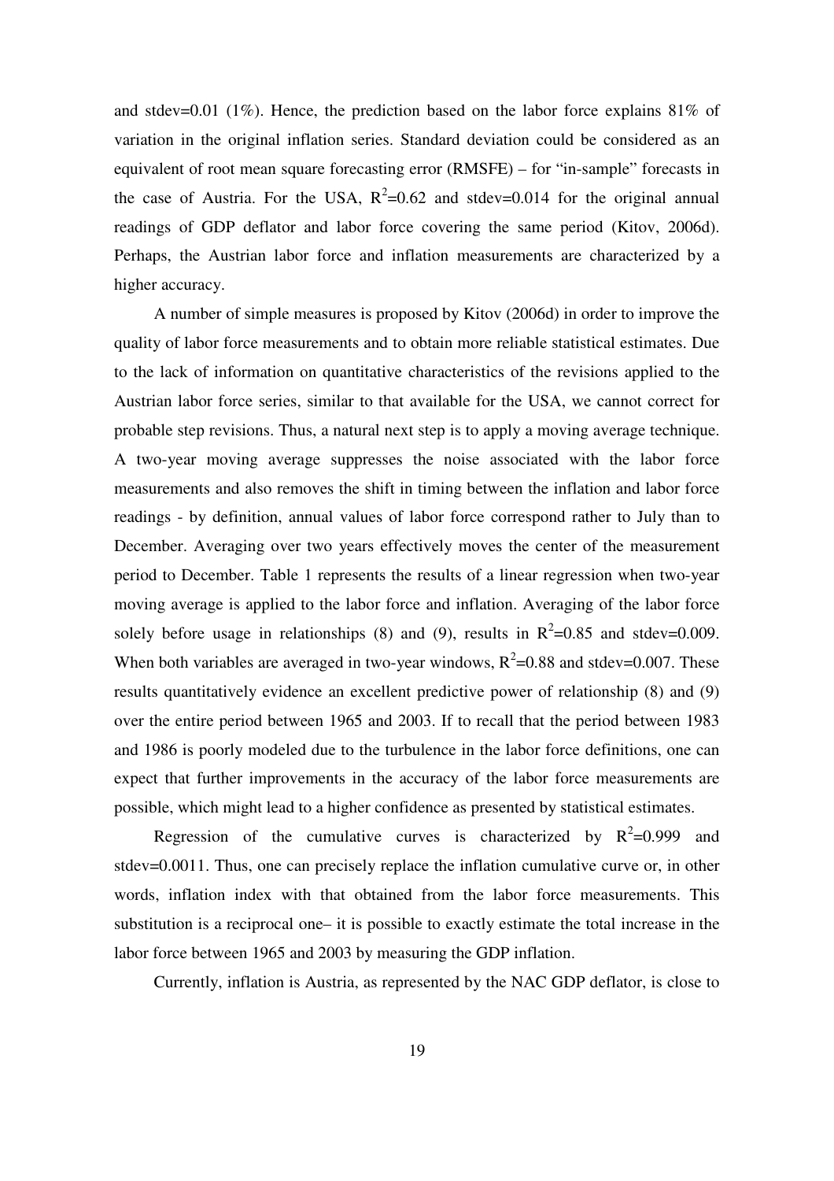and stdev=0.01 (1%). Hence, the prediction based on the labor force explains 81% of variation in the original inflation series. Standard deviation could be considered as an equivalent of root mean square forecasting error (RMSFE) – for "in-sample" forecasts in the case of Austria. For the USA, $R^2$=0.62 and stdev=0.014 for the original annual readings of GDP deflator and labor force covering the same period (Kitov, 2006d). Perhaps, the Austrian labor force and inflation measurements are characterized by a higher accuracy.

A number of simple measures is proposed by Kitov (2006d) in order to improve the quality of labor force measurements and to obtain more reliable statistical estimates. Due to the lack of information on quantitative characteristics of the revisions applied to the Austrian labor force series, similar to that available for the USA, we cannot correct for probable step revisions. Thus, a natural next step is to apply a moving average technique. A two-year moving average suppresses the noise associated with the labor force measurements and also removes the shift in timing between the inflation and labor force readings - by definition, annual values of labor force correspond rather to July than to December. Averaging over two years effectively moves the center of the measurement period to December. Table 1 represents the results of a linear regression when two-year moving average is applied to the labor force and inflation. Averaging of the labor force solely before usage in relationships (8) and (9), results in $R^2$=0.85 and stdev=0.009. When both variables are averaged in two-year windows, $R^2$=0.88 and stdev=0.007. These results quantitatively evidence an excellent predictive power of relationship (8) and (9) over the entire period between 1965 and 2003. If to recall that the period between 1983 and 1986 is poorly modeled due to the turbulence in the labor force definitions, one can expect that further improvements in the accuracy of the labor force measurements are possible, which might lead to a higher confidence as presented by statistical estimates.

Regression of the cumulative curves is characterized by $R^2$=0.999 and stdev=0.0011. Thus, one can precisely replace the inflation cumulative curve or, in other words, inflation index with that obtained from the labor force measurements. This substitution is a reciprocal one– it is possible to exactly estimate the total increase in the labor force between 1965 and 2003 by measuring the GDP inflation.

Currently, inflation is Austria, as represented by the NAC GDP deflator, is close to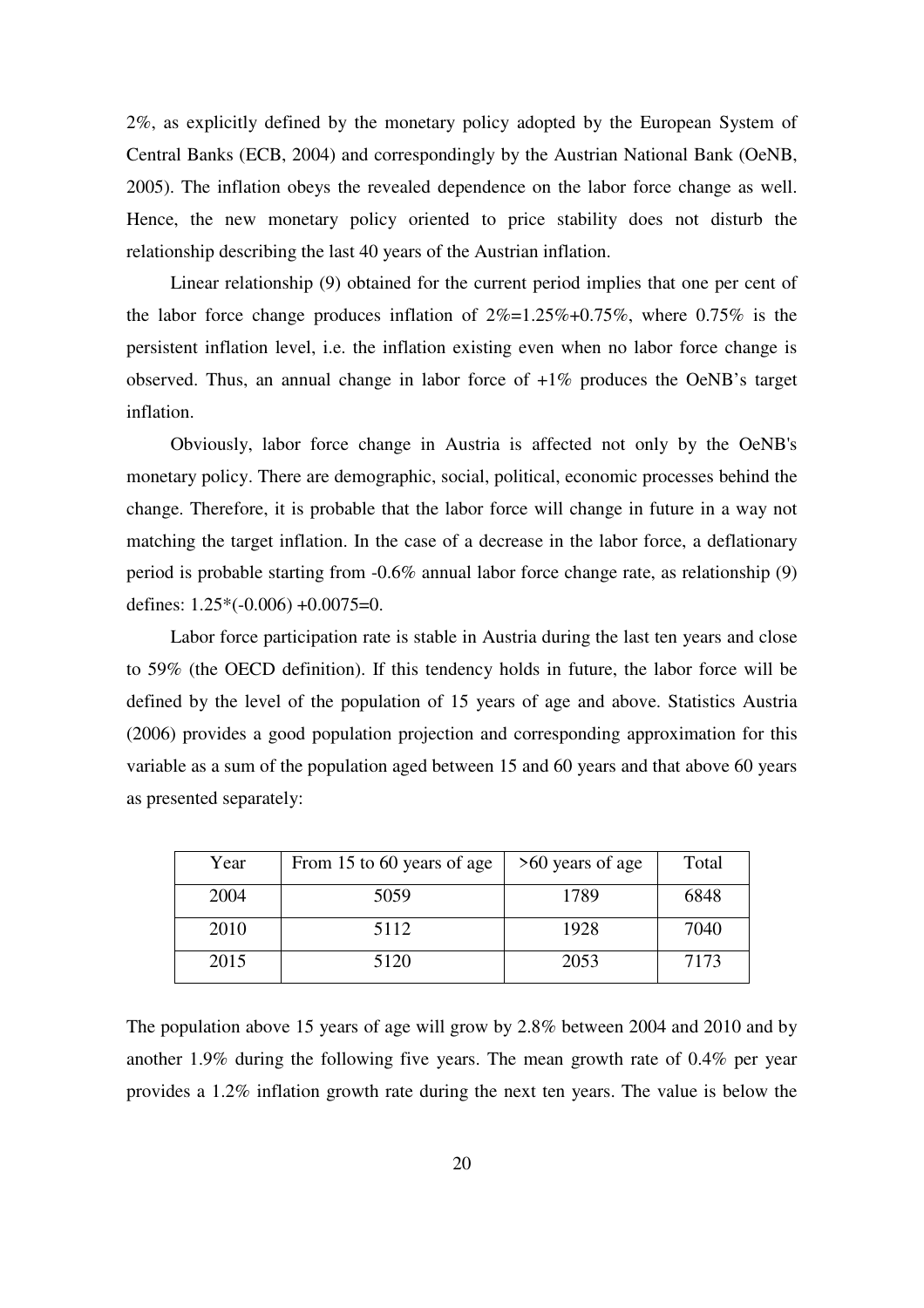2%, as explicitly defined by the monetary policy adopted by the European System of Central Banks (ECB, 2004) and correspondingly by the Austrian National Bank (OeNB, 2005). The inflation obeys the revealed dependence on the labor force change as well. Hence, the new monetary policy oriented to price stability does not disturb the relationship describing the last 40 years of the Austrian inflation.

Linear relationship (9) obtained for the current period implies that one per cent of the labor force change produces inflation of 2%=1.25%+0.75%, where 0.75% is the persistent inflation level, i.e. the inflation existing even when no labor force change is observed. Thus, an annual change in labor force of +1% produces the OeNB's target inflation.

Obviously, labor force change in Austria is affected not only by the OeNB's monetary policy. There are demographic, social, political, economic processes behind the change. Therefore, it is probable that the labor force will change in future in a way not matching the target inflation. In the case of a decrease in the labor force, a deflationary period is probable starting from -0.6% annual labor force change rate, as relationship (9) defines: 1.25*(-0.006) +0.0075=0.

Labor force participation rate is stable in Austria during the last ten years and close to 59% (the OECD definition). If this tendency holds in future, the labor force will be defined by the level of the population of 15 years of age and above. Statistics Austria (2006) provides a good population projection and corresponding approximation for this variable as a sum of the population aged between 15 and 60 years and that above 60 years as presented separately:

| Year | From 15 to 60 years of age | >60 years of age | Total |
|---|---|---|---|
| 2004 | 5059 | 1789 | 6848 |
| 2010 | 5112 | 1928 | 7040 |
| 2015 | 5120 | 2053 | 7173 |

The population above 15 years of age will grow by 2.8% between 2004 and 2010 and by another 1.9% during the following five years. The mean growth rate of 0.4% per year provides a 1.2% inflation growth rate during the next ten years. The value is below the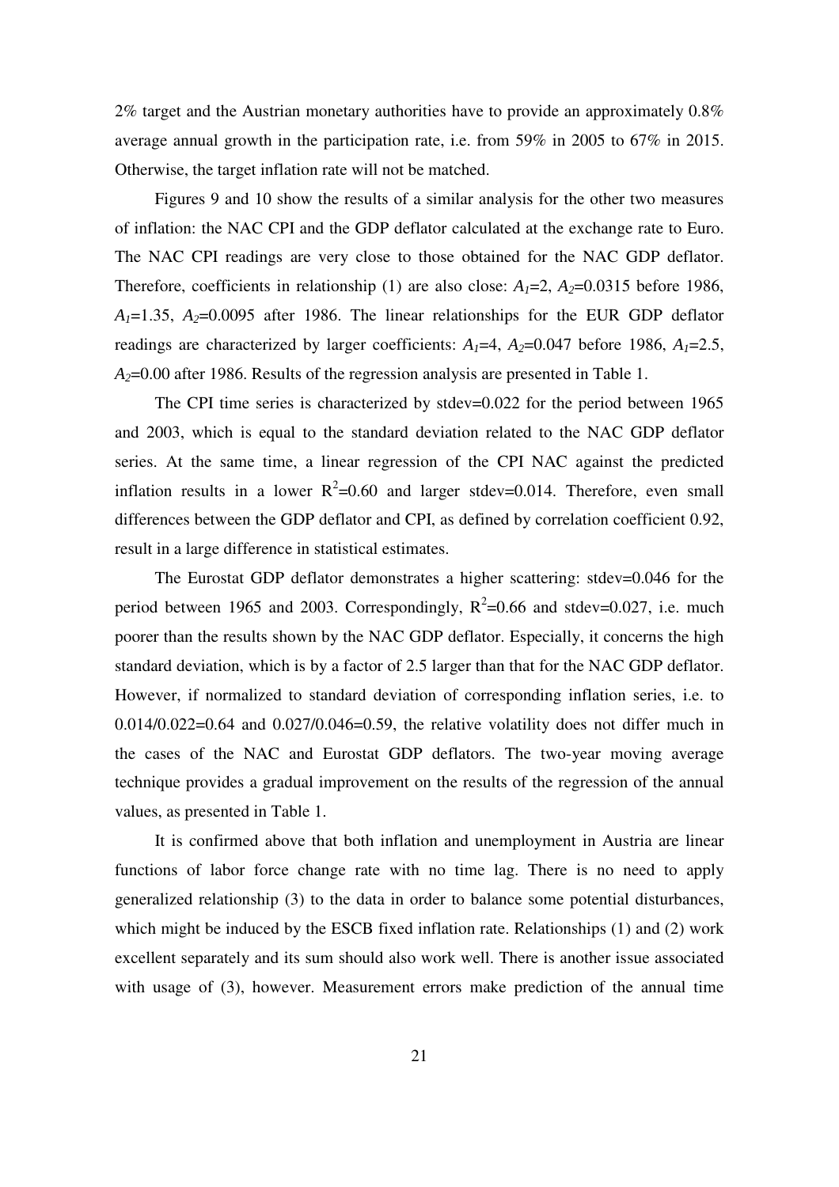2% target and the Austrian monetary authorities have to provide an approximately 0.8% average annual growth in the participation rate, i.e. from 59% in 2005 to 67% in 2015. Otherwise, the target inflation rate will not be matched.

Figures 9 and 10 show the results of a similar analysis for the other two measures of inflation: the NAC CPI and the GDP deflator calculated at the exchange rate to Euro. The NAC CPI readings are very close to those obtained for the NAC GDP deflator. Therefore, coefficients in relationship (1) are also close: $A_1$=2, $A_2$=0.0315 before 1986, $A_1$=1.35, $A_2$=0.0095 after 1986. The linear relationships for the EUR GDP deflator readings are characterized by larger coefficients: $A_1$=4, $A_2$=0.047 before 1986, $A_1$=2.5, $A_2$=0.00 after 1986. Results of the regression analysis are presented in Table 1.

The CPI time series is characterized by stdev=0.022 for the period between 1965 and 2003, which is equal to the standard deviation related to the NAC GDP deflator series. At the same time, a linear regression of the CPI NAC against the predicted inflation results in a lower $R^2$=0.60 and larger stdev=0.014. Therefore, even small differences between the GDP deflator and CPI, as defined by correlation coefficient 0.92, result in a large difference in statistical estimates.

The Eurostat GDP deflator demonstrates a higher scattering: stdev=0.046 for the period between 1965 and 2003. Correspondingly, $R^2$=0.66 and stdev=0.027, i.e. much poorer than the results shown by the NAC GDP deflator. Especially, it concerns the high standard deviation, which is by a factor of 2.5 larger than that for the NAC GDP deflator. However, if normalized to standard deviation of corresponding inflation series, i.e. to 0.014/0.022=0.64 and 0.027/0.046=0.59, the relative volatility does not differ much in the cases of the NAC and Eurostat GDP deflators. The two-year moving average technique provides a gradual improvement on the results of the regression of the annual values, as presented in Table 1.

It is confirmed above that both inflation and unemployment in Austria are linear functions of labor force change rate with no time lag. There is no need to apply generalized relationship (3) to the data in order to balance some potential disturbances, which might be induced by the ESCB fixed inflation rate. Relationships (1) and (2) work excellent separately and its sum should also work well. There is another issue associated with usage of (3), however. Measurement errors make prediction of the annual time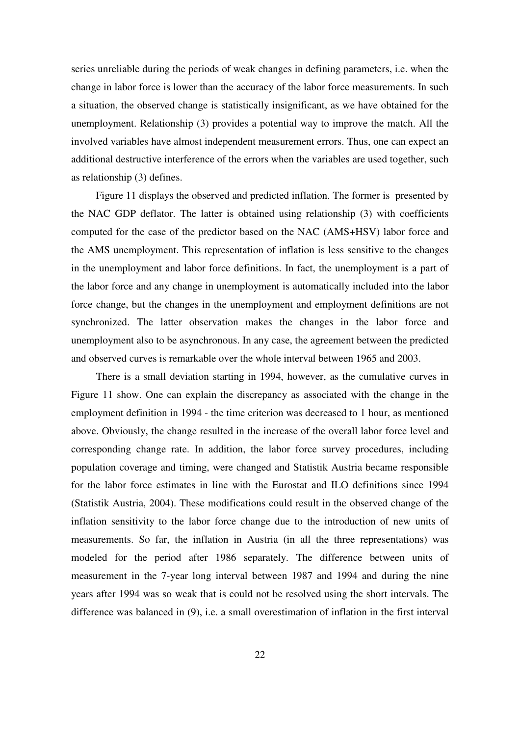series unreliable during the periods of weak changes in defining parameters, i.e. when the change in labor force is lower than the accuracy of the labor force measurements. In such a situation, the observed change is statistically insignificant, as we have obtained for the unemployment. Relationship (3) provides a potential way to improve the match. All the involved variables have almost independent measurement errors. Thus, one can expect an additional destructive interference of the errors when the variables are used together, such as relationship (3) defines.

Figure 11 displays the observed and predicted inflation. The former is presented by the NAC GDP deflator. The latter is obtained using relationship (3) with coefficients computed for the case of the predictor based on the NAC (AMS+HSV) labor force and the AMS unemployment. This representation of inflation is less sensitive to the changes in the unemployment and labor force definitions. In fact, the unemployment is a part of the labor force and any change in unemployment is automatically included into the labor force change, but the changes in the unemployment and employment definitions are not synchronized. The latter observation makes the changes in the labor force and unemployment also to be asynchronous. In any case, the agreement between the predicted and observed curves is remarkable over the whole interval between 1965 and 2003.

There is a small deviation starting in 1994, however, as the cumulative curves in Figure 11 show. One can explain the discrepancy as associated with the change in the employment definition in 1994 - the time criterion was decreased to 1 hour, as mentioned above. Obviously, the change resulted in the increase of the overall labor force level and corresponding change rate. In addition, the labor force survey procedures, including population coverage and timing, were changed and Statistik Austria became responsible for the labor force estimates in line with the Eurostat and ILO definitions since 1994 (Statistik Austria, 2004). These modifications could result in the observed change of the inflation sensitivity to the labor force change due to the introduction of new units of measurements. So far, the inflation in Austria (in all the three representations) was modeled for the period after 1986 separately. The difference between units of measurement in the 7-year long interval between 1987 and 1994 and during the nine years after 1994 was so weak that is could not be resolved using the short intervals. The difference was balanced in (9), i.e. a small overestimation of inflation in the first interval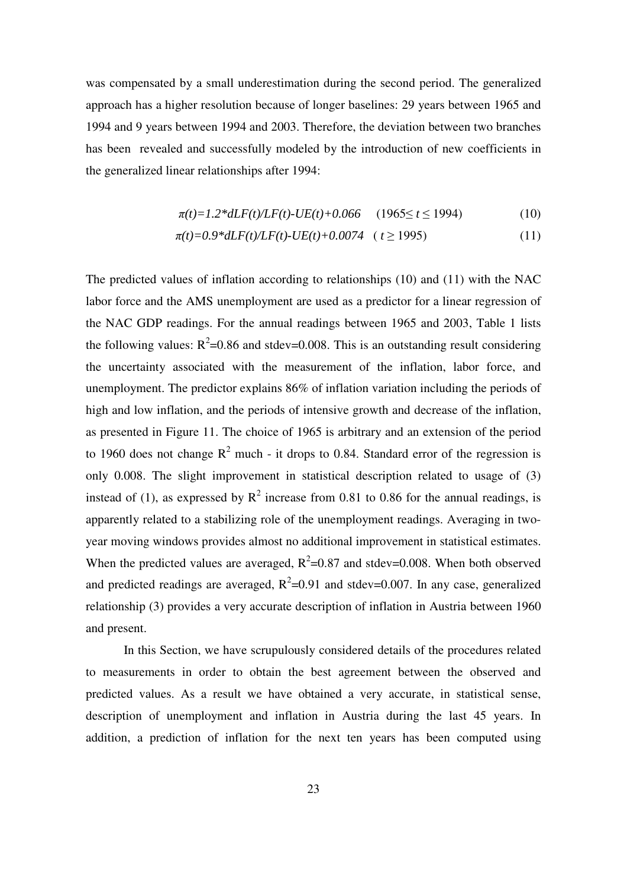was compensated by a small underestimation during the second period. The generalized approach has a higher resolution because of longer baselines: 29 years between 1965 and 1994 and 9 years between 1994 and 2003. Therefore, the deviation between two branches has been revealed and successfully modeled by the introduction of new coefficients in the generalized linear relationships after 1994:

$$\pi(t)=1.2*dLF(t)/LF(t)-UE(t)+0.066 \quad (1965 \leq t \leq 1994) \tag{10}$$

$$\pi(t)=0.9*dLF(t)/LF(t)-UE(t)+0.0074 \quad ( t \geq 1995) \tag{11}$$

The predicted values of inflation according to relationships (10) and (11) with the NAC labor force and the AMS unemployment are used as a predictor for a linear regression of the NAC GDP readings. For the annual readings between 1965 and 2003, Table 1 lists the following values: $R^2$=0.86 and stdev=0.008. This is an outstanding result considering the uncertainty associated with the measurement of the inflation, labor force, and unemployment. The predictor explains 86% of inflation variation including the periods of high and low inflation, and the periods of intensive growth and decrease of the inflation, as presented in Figure 11. The choice of 1965 is arbitrary and an extension of the period to 1960 does not change $R^2$ much - it drops to 0.84. Standard error of the regression is only 0.008. The slight improvement in statistical description related to usage of (3) instead of (1), as expressed by $R^2$ increase from 0.81 to 0.86 for the annual readings, is apparently related to a stabilizing role of the unemployment readings. Averaging in two-year moving windows provides almost no additional improvement in statistical estimates. When the predicted values are averaged, $R^2$=0.87 and stdev=0.008. When both observed and predicted readings are averaged, $R^2$=0.91 and stdev=0.007. In any case, generalized relationship (3) provides a very accurate description of inflation in Austria between 1960 and present.

In this Section, we have scrupulously considered details of the procedures related to measurements in order to obtain the best agreement between the observed and predicted values. As a result we have obtained a very accurate, in statistical sense, description of unemployment and inflation in Austria during the last 45 years. In addition, a prediction of inflation for the next ten years has been computed using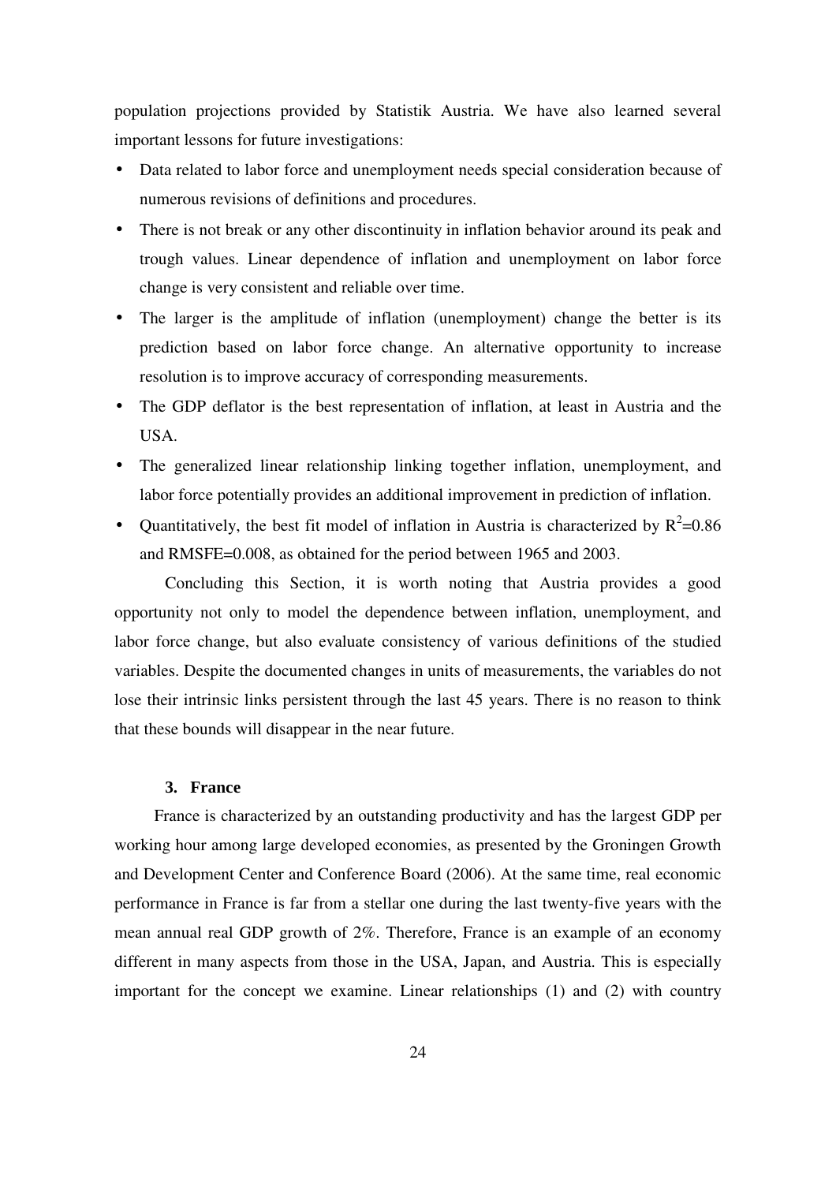population projections provided by Statistik Austria. We have also learned several important lessons for future investigations:

- Data related to labor force and unemployment needs special consideration because of numerous revisions of definitions and procedures.
- There is not break or any other discontinuity in inflation behavior around its peak and trough values. Linear dependence of inflation and unemployment on labor force change is very consistent and reliable over time.
- The larger is the amplitude of inflation (unemployment) change the better is its prediction based on labor force change. An alternative opportunity to increase resolution is to improve accuracy of corresponding measurements.
- The GDP deflator is the best representation of inflation, at least in Austria and the USA.
- The generalized linear relationship linking together inflation, unemployment, and labor force potentially provides an additional improvement in prediction of inflation.
- Quantitatively, the best fit model of inflation in Austria is characterized by $R^2$=0.86 and RMSFE=0.008, as obtained for the period between 1965 and 2003.

Concluding this Section, it is worth noting that Austria provides a good opportunity not only to model the dependence between inflation, unemployment, and labor force change, but also evaluate consistency of various definitions of the studied variables. Despite the documented changes in units of measurements, the variables do not lose their intrinsic links persistent through the last 45 years. There is no reason to think that these bounds will disappear in the near future.

## 3. France

France is characterized by an outstanding productivity and has the largest GDP per working hour among large developed economies, as presented by the Groningen Growth and Development Center and Conference Board (2006). At the same time, real economic performance in France is far from a stellar one during the last twenty-five years with the mean annual real GDP growth of 2%. Therefore, France is an example of an economy different in many aspects from those in the USA, Japan, and Austria. This is especially important for the concept we examine. Linear relationships (1) and (2) with country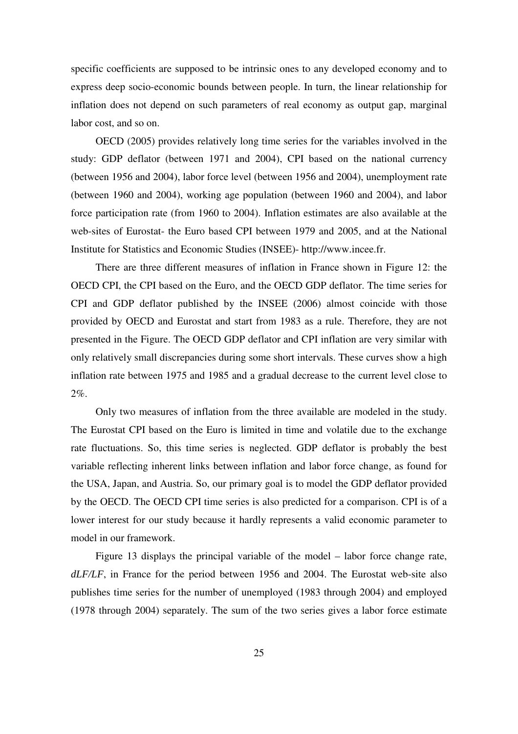specific coefficients are supposed to be intrinsic ones to any developed economy and to express deep socio-economic bounds between people. In turn, the linear relationship for inflation does not depend on such parameters of real economy as output gap, marginal labor cost, and so on.

OECD (2005) provides relatively long time series for the variables involved in the study: GDP deflator (between 1971 and 2004), CPI based on the national currency (between 1956 and 2004), labor force level (between 1956 and 2004), unemployment rate (between 1960 and 2004), working age population (between 1960 and 2004), and labor force participation rate (from 1960 to 2004). Inflation estimates are also available at the web-sites of Eurostat- the Euro based CPI between 1979 and 2005, and at the National Institute for Statistics and Economic Studies (INSEE)- http://www.incee.fr.

There are three different measures of inflation in France shown in Figure 12: the OECD CPI, the CPI based on the Euro, and the OECD GDP deflator. The time series for CPI and GDP deflator published by the INSEE (2006) almost coincide with those provided by OECD and Eurostat and start from 1983 as a rule. Therefore, they are not presented in the Figure. The OECD GDP deflator and CPI inflation are very similar with only relatively small discrepancies during some short intervals. These curves show a high inflation rate between 1975 and 1985 and a gradual decrease to the current level close to 2%.

Only two measures of inflation from the three available are modeled in the study. The Eurostat CPI based on the Euro is limited in time and volatile due to the exchange rate fluctuations. So, this time series is neglected. GDP deflator is probably the best variable reflecting inherent links between inflation and labor force change, as found for the USA, Japan, and Austria. So, our primary goal is to model the GDP deflator provided by the OECD. The OECD CPI time series is also predicted for a comparison. CPI is of a lower interest for our study because it hardly represents a valid economic parameter to model in our framework.

Figure 13 displays the principal variable of the model – labor force change rate, $dLF/LF$, in France for the period between 1956 and 2004. The Eurostat web-site also publishes time series for the number of unemployed (1983 through 2004) and employed (1978 through 2004) separately. The sum of the two series gives a labor force estimate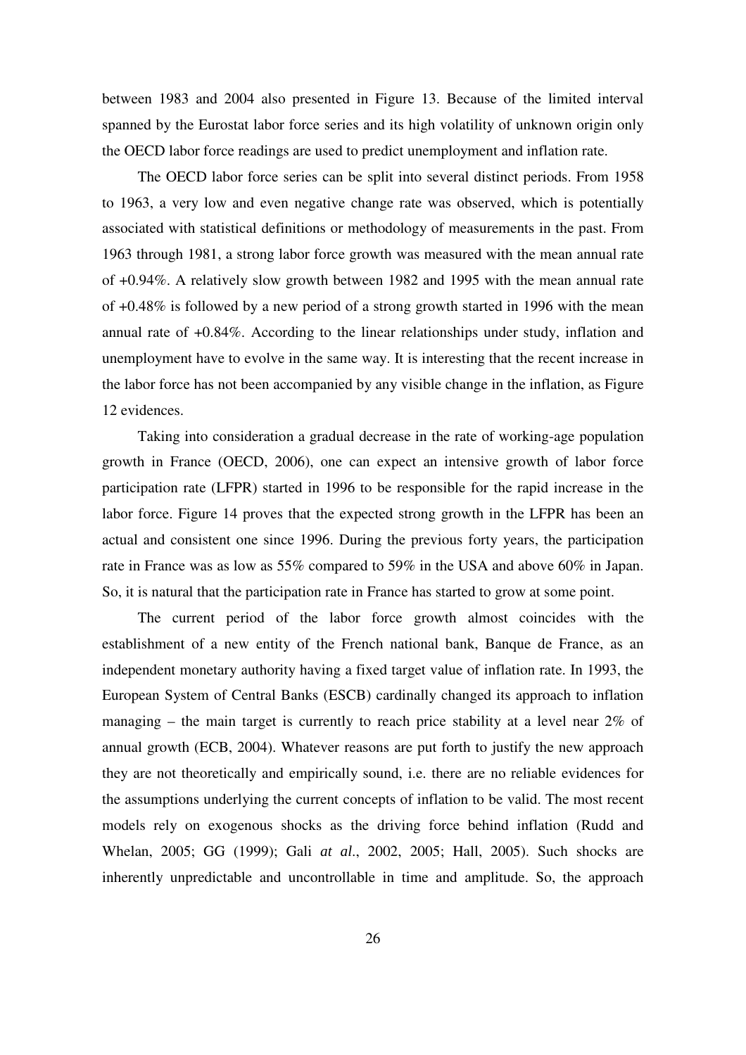between 1983 and 2004 also presented in Figure 13. Because of the limited interval spanned by the Eurostat labor force series and its high volatility of unknown origin only the OECD labor force readings are used to predict unemployment and inflation rate.

The OECD labor force series can be split into several distinct periods. From 1958 to 1963, a very low and even negative change rate was observed, which is potentially associated with statistical definitions or methodology of measurements in the past. From 1963 through 1981, a strong labor force growth was measured with the mean annual rate of +0.94%. A relatively slow growth between 1982 and 1995 with the mean annual rate of +0.48% is followed by a new period of a strong growth started in 1996 with the mean annual rate of +0.84%. According to the linear relationships under study, inflation and unemployment have to evolve in the same way. It is interesting that the recent increase in the labor force has not been accompanied by any visible change in the inflation, as Figure 12 evidences.

Taking into consideration a gradual decrease in the rate of working-age population growth in France (OECD, 2006), one can expect an intensive growth of labor force participation rate (LFPR) started in 1996 to be responsible for the rapid increase in the labor force. Figure 14 proves that the expected strong growth in the LFPR has been an actual and consistent one since 1996. During the previous forty years, the participation rate in France was as low as 55% compared to 59% in the USA and above 60% in Japan. So, it is natural that the participation rate in France has started to grow at some point.

The current period of the labor force growth almost coincides with the establishment of a new entity of the French national bank, Banque de France, as an independent monetary authority having a fixed target value of inflation rate. In 1993, the European System of Central Banks (ESCB) cardinally changed its approach to inflation managing – the main target is currently to reach price stability at a level near 2% of annual growth (ECB, 2004). Whatever reasons are put forth to justify the new approach they are not theoretically and empirically sound, i.e. there are no reliable evidences for the assumptions underlying the current concepts of inflation to be valid. The most recent models rely on exogenous shocks as the driving force behind inflation (Rudd and Whelan, 2005; GG (1999); Gali *at al*., 2002, 2005; Hall, 2005). Such shocks are inherently unpredictable and uncontrollable in time and amplitude. So, the approach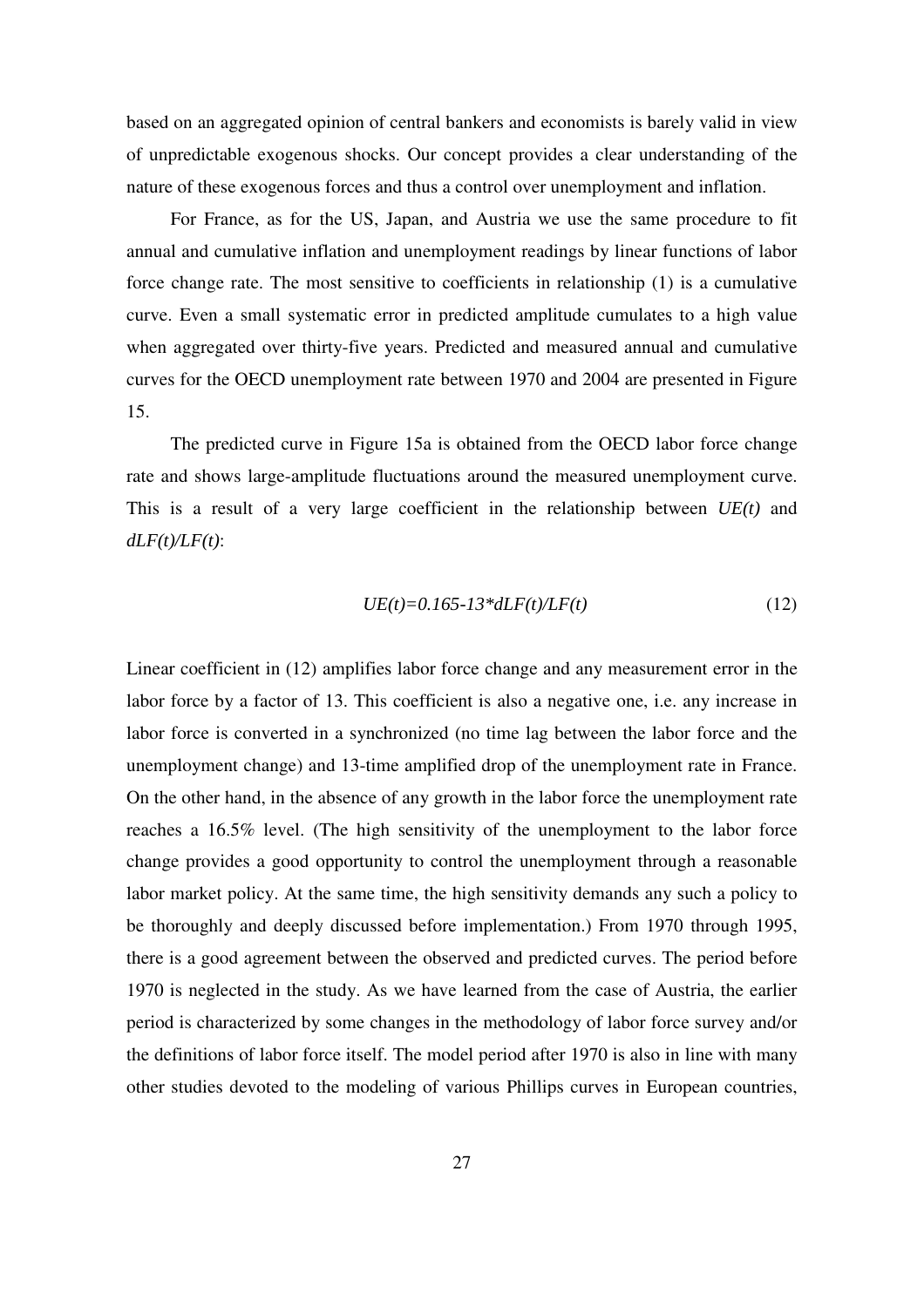based on an aggregated opinion of central bankers and economists is barely valid in view of unpredictable exogenous shocks. Our concept provides a clear understanding of the nature of these exogenous forces and thus a control over unemployment and inflation.

For France, as for the US, Japan, and Austria we use the same procedure to fit annual and cumulative inflation and unemployment readings by linear functions of labor force change rate. The most sensitive to coefficients in relationship (1) is a cumulative curve. Even a small systematic error in predicted amplitude cumulates to a high value when aggregated over thirty-five years. Predicted and measured annual and cumulative curves for the OECD unemployment rate between 1970 and 2004 are presented in Figure 15.

The predicted curve in Figure 15a is obtained from the OECD labor force change rate and shows large-amplitude fluctuations around the measured unemployment curve. This is a result of a very large coefficient in the relationship between $UE(t)$ and $dLF(t)/LF(t)$:

$$UE(t)=0.165-13*dLF(t)/LF(t) \tag{12}$$

Linear coefficient in (12) amplifies labor force change and any measurement error in the labor force by a factor of 13. This coefficient is also a negative one, i.e. any increase in labor force is converted in a synchronized (no time lag between the labor force and the unemployment change) and 13-time amplified drop of the unemployment rate in France. On the other hand, in the absence of any growth in the labor force the unemployment rate reaches a 16.5% level. (The high sensitivity of the unemployment to the labor force change provides a good opportunity to control the unemployment through a reasonable labor market policy. At the same time, the high sensitivity demands any such a policy to be thoroughly and deeply discussed before implementation.) From 1970 through 1995, there is a good agreement between the observed and predicted curves. The period before 1970 is neglected in the study. As we have learned from the case of Austria, the earlier period is characterized by some changes in the methodology of labor force survey and/or the definitions of labor force itself. The model period after 1970 is also in line with many other studies devoted to the modeling of various Phillips curves in European countries,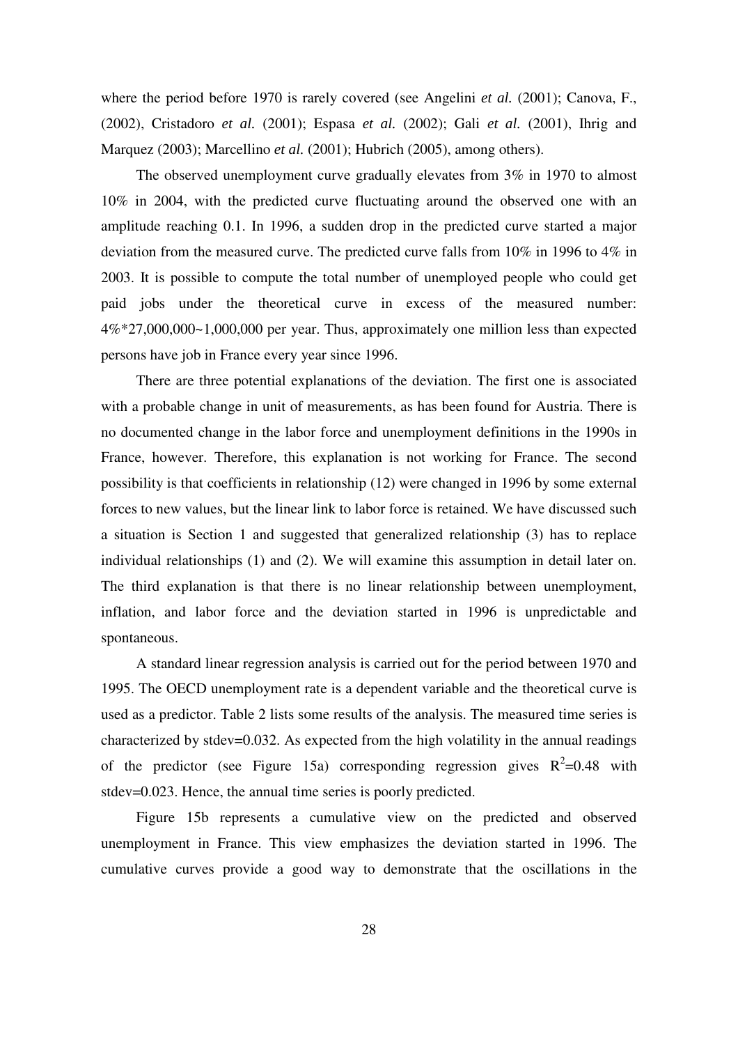where the period before 1970 is rarely covered (see Angelini *et al.* (2001); Canova, F., (2002), Cristadoro *et al.* (2001); Espasa *et al.* (2002); Gali *et al.* (2001), Ihrig and Marquez (2003); Marcellino *et al.* (2001); Hubrich (2005), among others).

The observed unemployment curve gradually elevates from 3% in 1970 to almost 10% in 2004, with the predicted curve fluctuating around the observed one with an amplitude reaching 0.1. In 1996, a sudden drop in the predicted curve started a major deviation from the measured curve. The predicted curve falls from 10% in 1996 to 4% in 2003. It is possible to compute the total number of unemployed people who could get paid jobs under the theoretical curve in excess of the measured number: 4%*27,000,000~1,000,000 per year. Thus, approximately one million less than expected persons have job in France every year since 1996.

There are three potential explanations of the deviation. The first one is associated with a probable change in unit of measurements, as has been found for Austria. There is no documented change in the labor force and unemployment definitions in the 1990s in France, however. Therefore, this explanation is not working for France. The second possibility is that coefficients in relationship (12) were changed in 1996 by some external forces to new values, but the linear link to labor force is retained. We have discussed such a situation is Section 1 and suggested that generalized relationship (3) has to replace individual relationships (1) and (2). We will examine this assumption in detail later on. The third explanation is that there is no linear relationship between unemployment, inflation, and labor force and the deviation started in 1996 is unpredictable and spontaneous.

A standard linear regression analysis is carried out for the period between 1970 and 1995. The OECD unemployment rate is a dependent variable and the theoretical curve is used as a predictor. Table 2 lists some results of the analysis. The measured time series is characterized by stdev=0.032. As expected from the high volatility in the annual readings of the predictor (see Figure 15a) corresponding regression gives $R^2$=0.48 with stdev=0.023. Hence, the annual time series is poorly predicted.

Figure 15b represents a cumulative view on the predicted and observed unemployment in France. This view emphasizes the deviation started in 1996. The cumulative curves provide a good way to demonstrate that the oscillations in the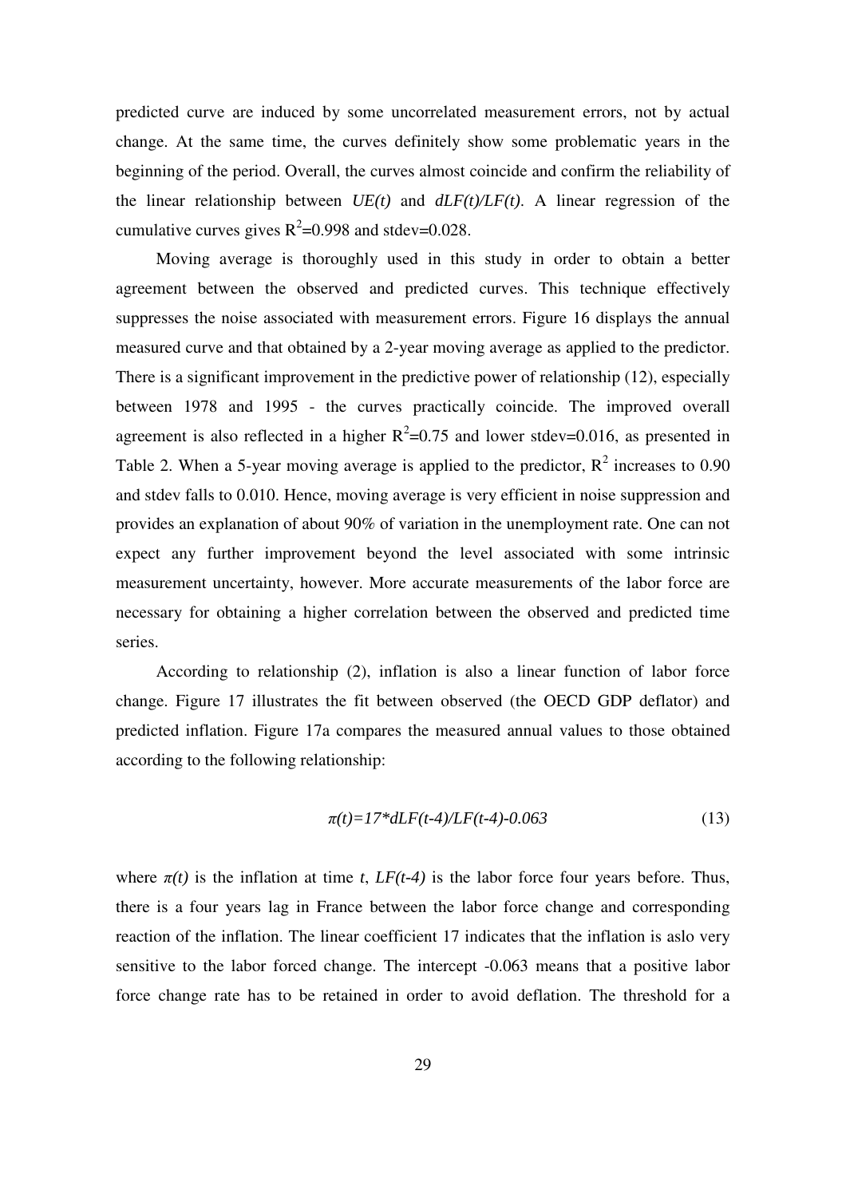predicted curve are induced by some uncorrelated measurement errors, not by actual change. At the same time, the curves definitely show some problematic years in the beginning of the period. Overall, the curves almost coincide and confirm the reliability of the linear relationship between *UE(t)* and *dLF(t)/LF(t)*. A linear regression of the cumulative curves gives $R^2$=0.998 and stdev=0.028.

Moving average is thoroughly used in this study in order to obtain a better agreement between the observed and predicted curves. This technique effectively suppresses the noise associated with measurement errors. Figure 16 displays the annual measured curve and that obtained by a 2-year moving average as applied to the predictor. There is a significant improvement in the predictive power of relationship (12), especially between 1978 and 1995 - the curves practically coincide. The improved overall agreement is also reflected in a higher $R^2$=0.75 and lower stdev=0.016, as presented in Table 2. When a 5-year moving average is applied to the predictor, $R^2$ increases to 0.90 and stdev falls to 0.010. Hence, moving average is very efficient in noise suppression and provides an explanation of about 90% of variation in the unemployment rate. One can not expect any further improvement beyond the level associated with some intrinsic measurement uncertainty, however. More accurate measurements of the labor force are necessary for obtaining a higher correlation between the observed and predicted time series.

According to relationship (2), inflation is also a linear function of labor force change. Figure 17 illustrates the fit between observed (the OECD GDP deflator) and predicted inflation. Figure 17a compares the measured annual values to those obtained according to the following relationship:

$$\pi(t)=17*dLF(t-4)/LF(t-4)-0.063 \tag{13}$$

where $\pi(t)$ is the inflation at time $t$, $LF(t-4)$ is the labor force four years before. Thus, there is a four years lag in France between the labor force change and corresponding reaction of the inflation. The linear coefficient 17 indicates that the inflation is aslo very sensitive to the labor forced change. The intercept -0.063 means that a positive labor force change rate has to be retained in order to avoid deflation. The threshold for a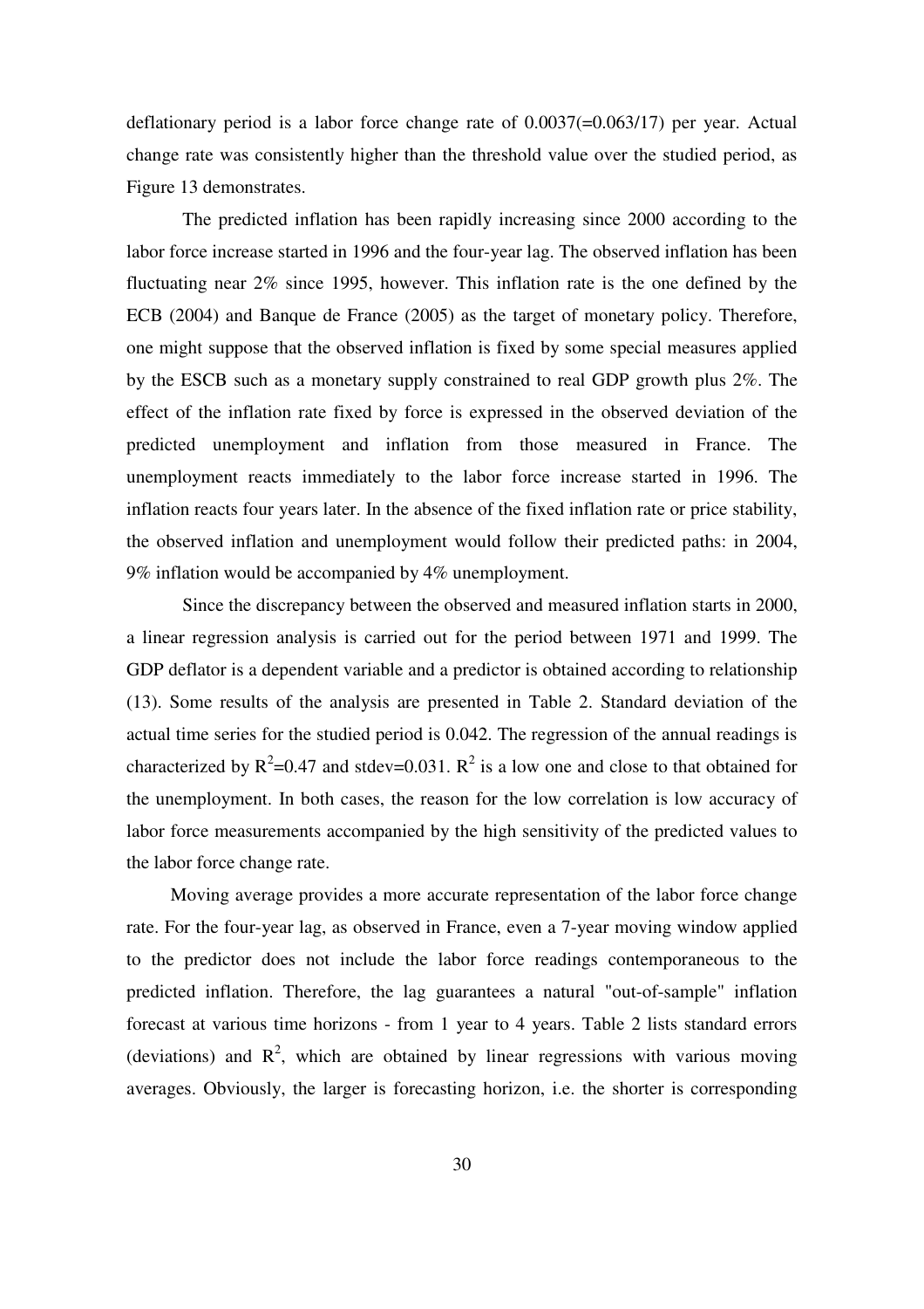deflationary period is a labor force change rate of 0.0037(=0.063/17) per year. Actual change rate was consistently higher than the threshold value over the studied period, as Figure 13 demonstrates.

The predicted inflation has been rapidly increasing since 2000 according to the labor force increase started in 1996 and the four-year lag. The observed inflation has been fluctuating near 2% since 1995, however. This inflation rate is the one defined by the ECB (2004) and Banque de France (2005) as the target of monetary policy. Therefore, one might suppose that the observed inflation is fixed by some special measures applied by the ESCB such as a monetary supply constrained to real GDP growth plus 2%. The effect of the inflation rate fixed by force is expressed in the observed deviation of the predicted unemployment and inflation from those measured in France. The unemployment reacts immediately to the labor force increase started in 1996. The inflation reacts four years later. In the absence of the fixed inflation rate or price stability, the observed inflation and unemployment would follow their predicted paths: in 2004, 9% inflation would be accompanied by 4% unemployment.

Since the discrepancy between the observed and measured inflation starts in 2000, a linear regression analysis is carried out for the period between 1971 and 1999. The GDP deflator is a dependent variable and a predictor is obtained according to relationship (13). Some results of the analysis are presented in Table 2. Standard deviation of the actual time series for the studied period is 0.042. The regression of the annual readings is characterized by $R^2$=0.47 and stdev=0.031. $R^2$ is a low one and close to that obtained for the unemployment. In both cases, the reason for the low correlation is low accuracy of labor force measurements accompanied by the high sensitivity of the predicted values to the labor force change rate.

Moving average provides a more accurate representation of the labor force change rate. For the four-year lag, as observed in France, even a 7-year moving window applied to the predictor does not include the labor force readings contemporaneous to the predicted inflation. Therefore, the lag guarantees a natural "out-of-sample" inflation forecast at various time horizons - from 1 year to 4 years. Table 2 lists standard errors (deviations) and $R^2$, which are obtained by linear regressions with various moving averages. Obviously, the larger is forecasting horizon, i.e. the shorter is corresponding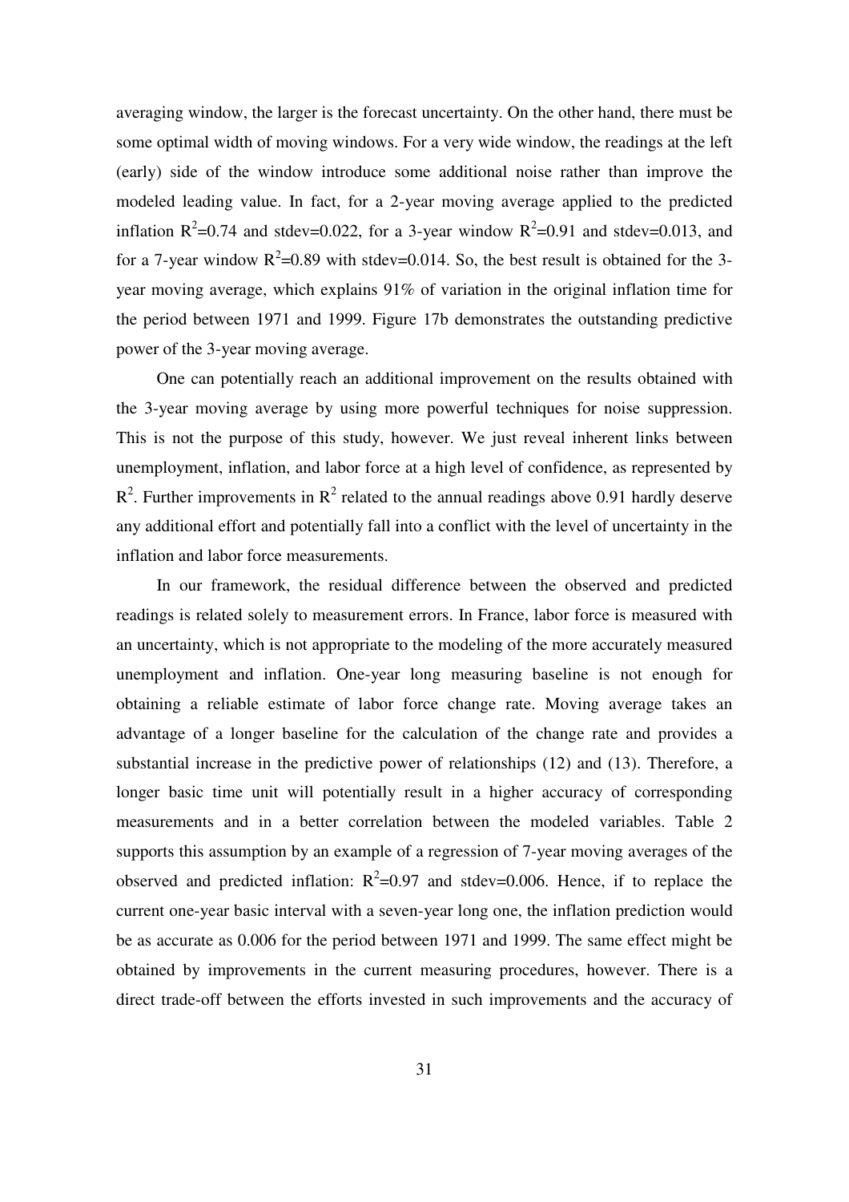averaging window, the larger is the forecast uncertainty. On the other hand, there must be some optimal width of moving windows. For a very wide window, the readings at the left (early) side of the window introduce some additional noise rather than improve the modeled leading value. In fact, for a 2-year moving average applied to the predicted inflation $R^2$=0.74 and stdev=0.022, for a 3-year window $R^2$=0.91 and stdev=0.013, and for a 7-year window $R^2$=0.89 with stdev=0.014. So, the best result is obtained for the 3-year moving average, which explains 91% of variation in the original inflation time for the period between 1971 and 1999. Figure 17b demonstrates the outstanding predictive power of the 3-year moving average.

One can potentially reach an additional improvement on the results obtained with the 3-year moving average by using more powerful techniques for noise suppression. This is not the purpose of this study, however. We just reveal inherent links between unemployment, inflation, and labor force at a high level of confidence, as represented by $R^2$. Further improvements in $R^2$ related to the annual readings above 0.91 hardly deserve any additional effort and potentially fall into a conflict with the level of uncertainty in the inflation and labor force measurements.

In our framework, the residual difference between the observed and predicted readings is related solely to measurement errors. In France, labor force is measured with an uncertainty, which is not appropriate to the modeling of the more accurately measured unemployment and inflation. One-year long measuring baseline is not enough for obtaining a reliable estimate of labor force change rate. Moving average takes an advantage of a longer baseline for the calculation of the change rate and provides a substantial increase in the predictive power of relationships (12) and (13). Therefore, a longer basic time unit will potentially result in a higher accuracy of corresponding measurements and in a better correlation between the modeled variables. Table 2 supports this assumption by an example of a regression of 7-year moving averages of the observed and predicted inflation: $R^2$=0.97 and stdev=0.006. Hence, if to replace the current one-year basic interval with a seven-year long one, the inflation prediction would be as accurate as 0.006 for the period between 1971 and 1999. The same effect might be obtained by improvements in the current measuring procedures, however. There is a direct trade-off between the efforts invested in such improvements and the accuracy of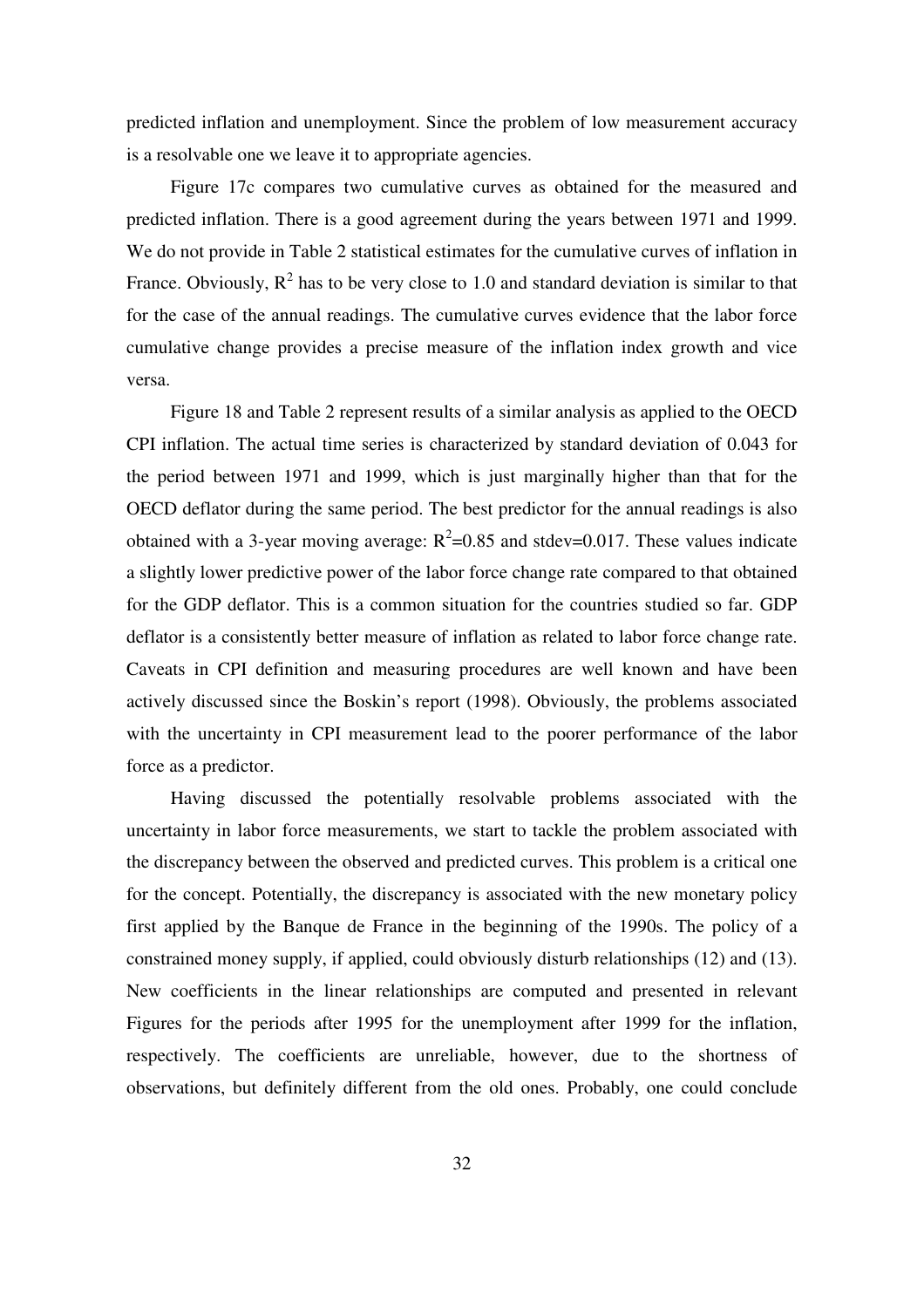predicted inflation and unemployment. Since the problem of low measurement accuracy is a resolvable one we leave it to appropriate agencies.

Figure 17c compares two cumulative curves as obtained for the measured and predicted inflation. There is a good agreement during the years between 1971 and 1999. We do not provide in Table 2 statistical estimates for the cumulative curves of inflation in France. Obviously, $R^2$ has to be very close to 1.0 and standard deviation is similar to that for the case of the annual readings. The cumulative curves evidence that the labor force cumulative change provides a precise measure of the inflation index growth and vice versa.

Figure 18 and Table 2 represent results of a similar analysis as applied to the OECD CPI inflation. The actual time series is characterized by standard deviation of 0.043 for the period between 1971 and 1999, which is just marginally higher than that for the OECD deflator during the same period. The best predictor for the annual readings is also obtained with a 3-year moving average: $R^2$=0.85 and stdev=0.017. These values indicate a slightly lower predictive power of the labor force change rate compared to that obtained for the GDP deflator. This is a common situation for the countries studied so far. GDP deflator is a consistently better measure of inflation as related to labor force change rate. Caveats in CPI definition and measuring procedures are well known and have been actively discussed since the Boskin's report (1998). Obviously, the problems associated with the uncertainty in CPI measurement lead to the poorer performance of the labor force as a predictor.

Having discussed the potentially resolvable problems associated with the uncertainty in labor force measurements, we start to tackle the problem associated with the discrepancy between the observed and predicted curves. This problem is a critical one for the concept. Potentially, the discrepancy is associated with the new monetary policy first applied by the Banque de France in the beginning of the 1990s. The policy of a constrained money supply, if applied, could obviously disturb relationships (12) and (13). New coefficients in the linear relationships are computed and presented in relevant Figures for the periods after 1995 for the unemployment after 1999 for the inflation, respectively. The coefficients are unreliable, however, due to the shortness of observations, but definitely different from the old ones. Probably, one could conclude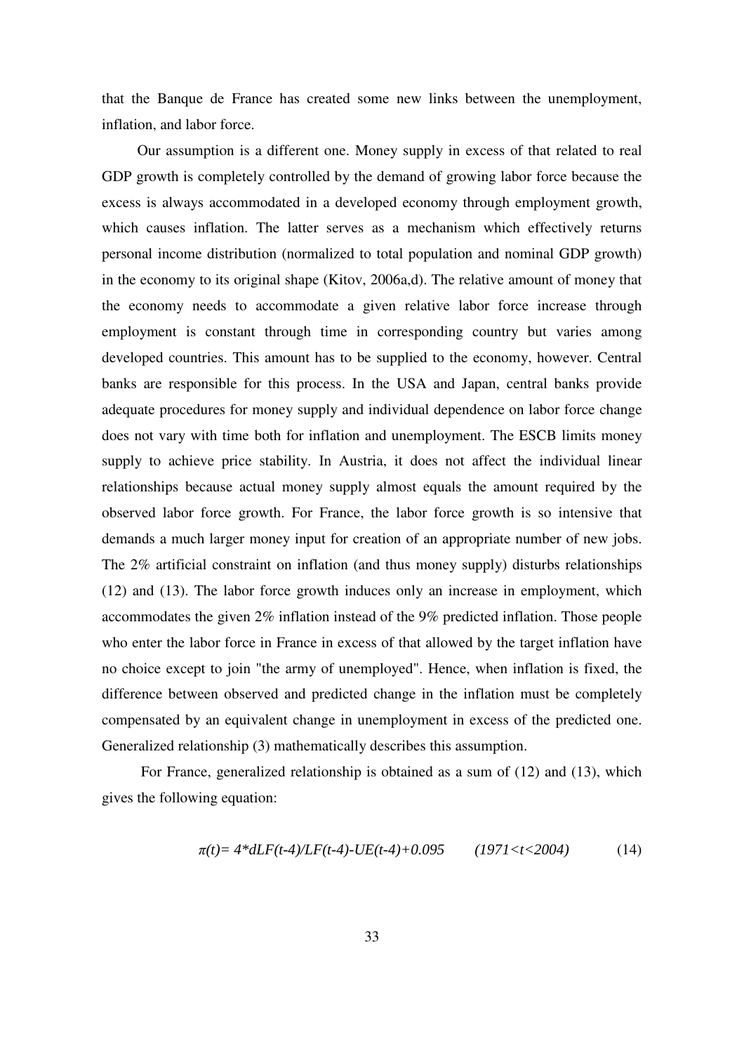that the Banque de France has created some new links between the unemployment, inflation, and labor force.

Our assumption is a different one. Money supply in excess of that related to real GDP growth is completely controlled by the demand of growing labor force because the excess is always accommodated in a developed economy through employment growth, which causes inflation. The latter serves as a mechanism which effectively returns personal income distribution (normalized to total population and nominal GDP growth) in the economy to its original shape (Kitov, 2006a,d). The relative amount of money that the economy needs to accommodate a given relative labor force increase through employment is constant through time in corresponding country but varies among developed countries. This amount has to be supplied to the economy, however. Central banks are responsible for this process. In the USA and Japan, central banks provide adequate procedures for money supply and individual dependence on labor force change does not vary with time both for inflation and unemployment. The ESCB limits money supply to achieve price stability. In Austria, it does not affect the individual linear relationships because actual money supply almost equals the amount required by the observed labor force growth. For France, the labor force growth is so intensive that demands a much larger money input for creation of an appropriate number of new jobs. The 2% artificial constraint on inflation (and thus money supply) disturbs relationships (12) and (13). The labor force growth induces only an increase in employment, which accommodates the given 2% inflation instead of the 9% predicted inflation. Those people who enter the labor force in France in excess of that allowed by the target inflation have no choice except to join "the army of unemployed". Hence, when inflation is fixed, the difference between observed and predicted change in the inflation must be completely compensated by an equivalent change in unemployment in excess of the predicted one. Generalized relationship (3) mathematically describes this assumption.

For France, generalized relationship is obtained as a sum of (12) and (13), which gives the following equation:

$$\pi(t)= 4*dLF(t-4)/LF(t-4)-UE(t-4)+0.095 \qquad (1971<t<2004) \qquad (14)$$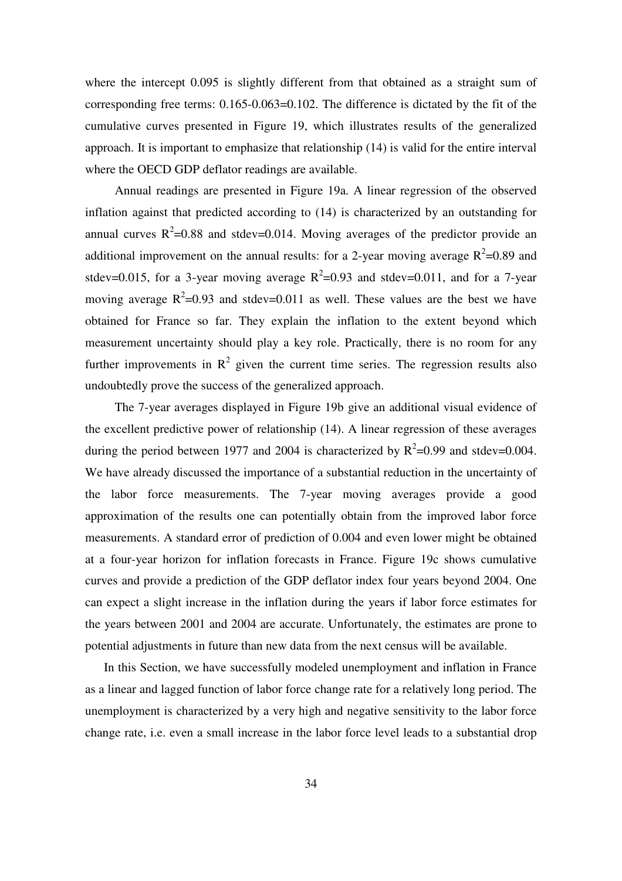where the intercept 0.095 is slightly different from that obtained as a straight sum of corresponding free terms: 0.165-0.063=0.102. The difference is dictated by the fit of the cumulative curves presented in Figure 19, which illustrates results of the generalized approach. It is important to emphasize that relationship (14) is valid for the entire interval where the OECD GDP deflator readings are available.

Annual readings are presented in Figure 19a. A linear regression of the observed inflation against that predicted according to (14) is characterized by an outstanding for annual curves $R^2$=0.88 and stdev=0.014. Moving averages of the predictor provide an additional improvement on the annual results: for a 2-year moving average $R^2$=0.89 and stdev=0.015, for a 3-year moving average $R^2$=0.93 and stdev=0.011, and for a 7-year moving average $R^2$=0.93 and stdev=0.011 as well. These values are the best we have obtained for France so far. They explain the inflation to the extent beyond which measurement uncertainty should play a key role. Practically, there is no room for any further improvements in $R^2$ given the current time series. The regression results also undoubtedly prove the success of the generalized approach.

The 7-year averages displayed in Figure 19b give an additional visual evidence of the excellent predictive power of relationship (14). A linear regression of these averages during the period between 1977 and 2004 is characterized by $R^2$=0.99 and stdev=0.004. We have already discussed the importance of a substantial reduction in the uncertainty of the labor force measurements. The 7-year moving averages provide a good approximation of the results one can potentially obtain from the improved labor force measurements. A standard error of prediction of 0.004 and even lower might be obtained at a four-year horizon for inflation forecasts in France. Figure 19c shows cumulative curves and provide a prediction of the GDP deflator index four years beyond 2004. One can expect a slight increase in the inflation during the years if labor force estimates for the years between 2001 and 2004 are accurate. Unfortunately, the estimates are prone to potential adjustments in future than new data from the next census will be available.

In this Section, we have successfully modeled unemployment and inflation in France as a linear and lagged function of labor force change rate for a relatively long period. The unemployment is characterized by a very high and negative sensitivity to the labor force change rate, i.e. even a small increase in the labor force level leads to a substantial drop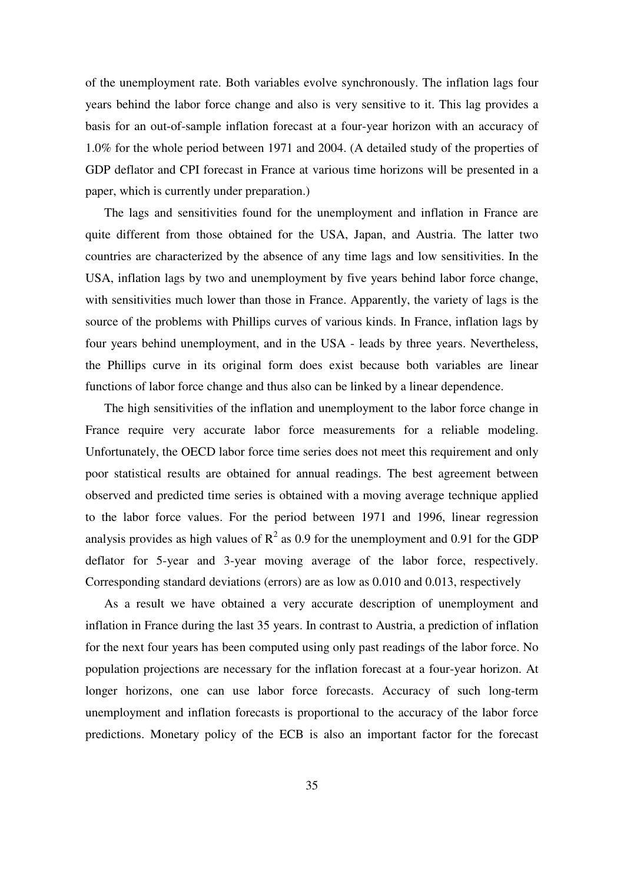of the unemployment rate. Both variables evolve synchronously. The inflation lags four years behind the labor force change and also is very sensitive to it. This lag provides a basis for an out-of-sample inflation forecast at a four-year horizon with an accuracy of 1.0% for the whole period between 1971 and 2004. (A detailed study of the properties of GDP deflator and CPI forecast in France at various time horizons will be presented in a paper, which is currently under preparation.)

The lags and sensitivities found for the unemployment and inflation in France are quite different from those obtained for the USA, Japan, and Austria. The latter two countries are characterized by the absence of any time lags and low sensitivities. In the USA, inflation lags by two and unemployment by five years behind labor force change, with sensitivities much lower than those in France. Apparently, the variety of lags is the source of the problems with Phillips curves of various kinds. In France, inflation lags by four years behind unemployment, and in the USA - leads by three years. Nevertheless, the Phillips curve in its original form does exist because both variables are linear functions of labor force change and thus also can be linked by a linear dependence.

The high sensitivities of the inflation and unemployment to the labor force change in France require very accurate labor force measurements for a reliable modeling. Unfortunately, the OECD labor force time series does not meet this requirement and only poor statistical results are obtained for annual readings. The best agreement between observed and predicted time series is obtained with a moving average technique applied to the labor force values. For the period between 1971 and 1996, linear regression analysis provides as high values of $R^2$ as 0.9 for the unemployment and 0.91 for the GDP deflator for 5-year and 3-year moving average of the labor force, respectively. Corresponding standard deviations (errors) are as low as 0.010 and 0.013, respectively

As a result we have obtained a very accurate description of unemployment and inflation in France during the last 35 years. In contrast to Austria, a prediction of inflation for the next four years has been computed using only past readings of the labor force. No population projections are necessary for the inflation forecast at a four-year horizon. At longer horizons, one can use labor force forecasts. Accuracy of such long-term unemployment and inflation forecasts is proportional to the accuracy of the labor force predictions. Monetary policy of the ECB is also an important factor for the forecast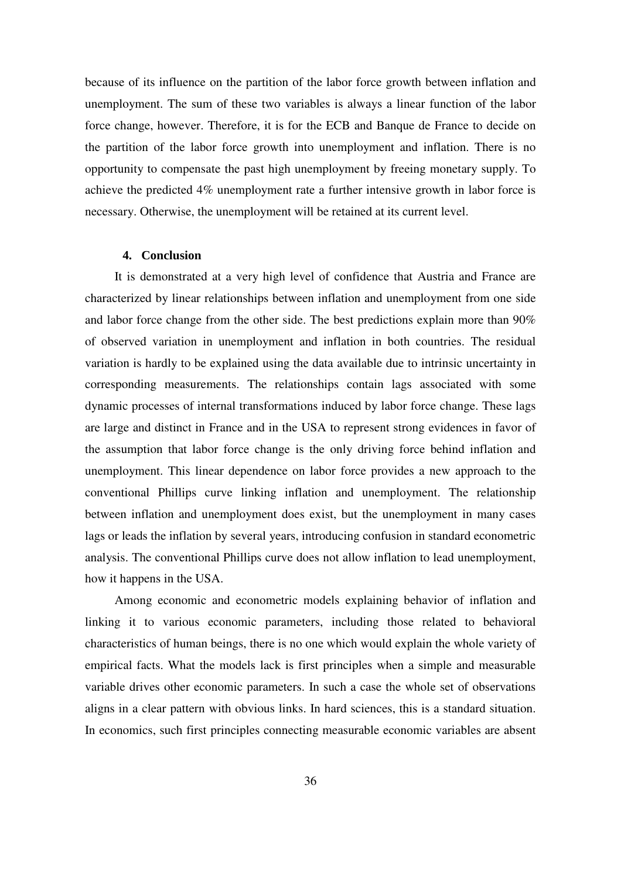because of its influence on the partition of the labor force growth between inflation and unemployment. The sum of these two variables is always a linear function of the labor force change, however. Therefore, it is for the ECB and Banque de France to decide on the partition of the labor force growth into unemployment and inflation. There is no opportunity to compensate the past high unemployment by freeing monetary supply. To achieve the predicted 4% unemployment rate a further intensive growth in labor force is necessary. Otherwise, the unemployment will be retained at its current level.

### 4. Conclusion

It is demonstrated at a very high level of confidence that Austria and France are characterized by linear relationships between inflation and unemployment from one side and labor force change from the other side. The best predictions explain more than 90% of observed variation in unemployment and inflation in both countries. The residual variation is hardly to be explained using the data available due to intrinsic uncertainty in corresponding measurements. The relationships contain lags associated with some dynamic processes of internal transformations induced by labor force change. These lags are large and distinct in France and in the USA to represent strong evidences in favor of the assumption that labor force change is the only driving force behind inflation and unemployment. This linear dependence on labor force provides a new approach to the conventional Phillips curve linking inflation and unemployment. The relationship between inflation and unemployment does exist, but the unemployment in many cases lags or leads the inflation by several years, introducing confusion in standard econometric analysis. The conventional Phillips curve does not allow inflation to lead unemployment, how it happens in the USA.

Among economic and econometric models explaining behavior of inflation and linking it to various economic parameters, including those related to behavioral characteristics of human beings, there is no one which would explain the whole variety of empirical facts. What the models lack is first principles when a simple and measurable variable drives other economic parameters. In such a case the whole set of observations aligns in a clear pattern with obvious links. In hard sciences, this is a standard situation. In economics, such first principles connecting measurable economic variables are absent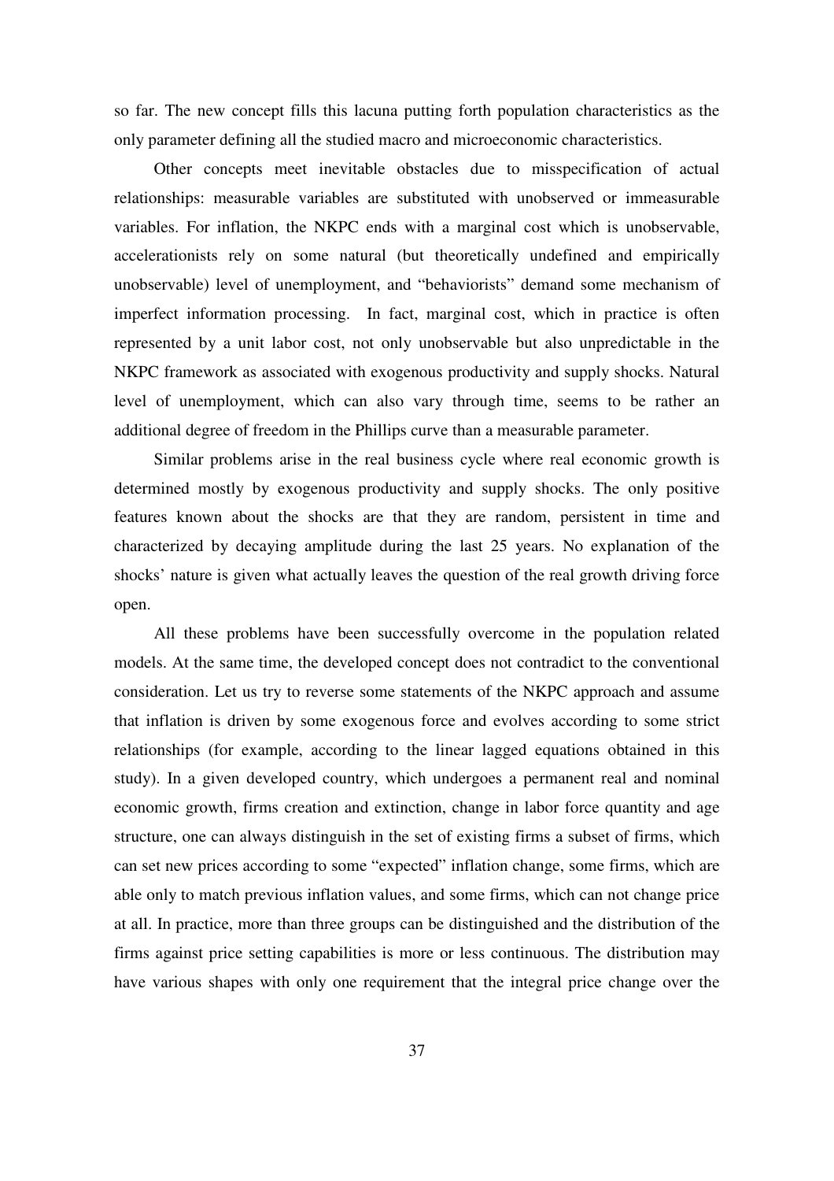so far. The new concept fills this lacuna putting forth population characteristics as the only parameter defining all the studied macro and microeconomic characteristics.

Other concepts meet inevitable obstacles due to misspecification of actual relationships: measurable variables are substituted with unobserved or immeasurable variables. For inflation, the NKPC ends with a marginal cost which is unobservable, accelerationists rely on some natural (but theoretically undefined and empirically unobservable) level of unemployment, and "behaviorists" demand some mechanism of imperfect information processing. In fact, marginal cost, which in practice is often represented by a unit labor cost, not only unobservable but also unpredictable in the NKPC framework as associated with exogenous productivity and supply shocks. Natural level of unemployment, which can also vary through time, seems to be rather an additional degree of freedom in the Phillips curve than a measurable parameter.

Similar problems arise in the real business cycle where real economic growth is determined mostly by exogenous productivity and supply shocks. The only positive features known about the shocks are that they are random, persistent in time and characterized by decaying amplitude during the last 25 years. No explanation of the shocks' nature is given what actually leaves the question of the real growth driving force open.

All these problems have been successfully overcome in the population related models. At the same time, the developed concept does not contradict to the conventional consideration. Let us try to reverse some statements of the NKPC approach and assume that inflation is driven by some exogenous force and evolves according to some strict relationships (for example, according to the linear lagged equations obtained in this study). In a given developed country, which undergoes a permanent real and nominal economic growth, firms creation and extinction, change in labor force quantity and age structure, one can always distinguish in the set of existing firms a subset of firms, which can set new prices according to some "expected" inflation change, some firms, which are able only to match previous inflation values, and some firms, which can not change price at all. In practice, more than three groups can be distinguished and the distribution of the firms against price setting capabilities is more or less continuous. The distribution may have various shapes with only one requirement that the integral price change over the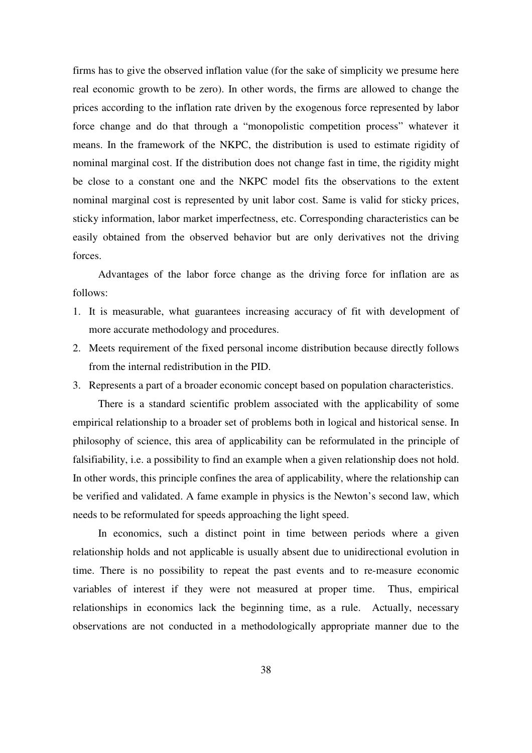firms has to give the observed inflation value (for the sake of simplicity we presume here real economic growth to be zero). In other words, the firms are allowed to change the prices according to the inflation rate driven by the exogenous force represented by labor force change and do that through a "monopolistic competition process" whatever it means. In the framework of the NKPC, the distribution is used to estimate rigidity of nominal marginal cost. If the distribution does not change fast in time, the rigidity might be close to a constant one and the NKPC model fits the observations to the extent nominal marginal cost is represented by unit labor cost. Same is valid for sticky prices, sticky information, labor market imperfectness, etc. Corresponding characteristics can be easily obtained from the observed behavior but are only derivatives not the driving forces.

Advantages of the labor force change as the driving force for inflation are as follows:

1. It is measurable, what guarantees increasing accuracy of fit with development of more accurate methodology and procedures.
2. Meets requirement of the fixed personal income distribution because directly follows from the internal redistribution in the PID.
3. Represents a part of a broader economic concept based on population characteristics.

There is a standard scientific problem associated with the applicability of some empirical relationship to a broader set of problems both in logical and historical sense. In philosophy of science, this area of applicability can be reformulated in the principle of falsifiability, i.e. a possibility to find an example when a given relationship does not hold. In other words, this principle confines the area of applicability, where the relationship can be verified and validated. A fame example in physics is the Newton's second law, which needs to be reformulated for speeds approaching the light speed.

In economics, such a distinct point in time between periods where a given relationship holds and not applicable is usually absent due to unidirectional evolution in time. There is no possibility to repeat the past events and to re-measure economic variables of interest if they were not measured at proper time. Thus, empirical relationships in economics lack the beginning time, as a rule. Actually, necessary observations are not conducted in a methodologically appropriate manner due to the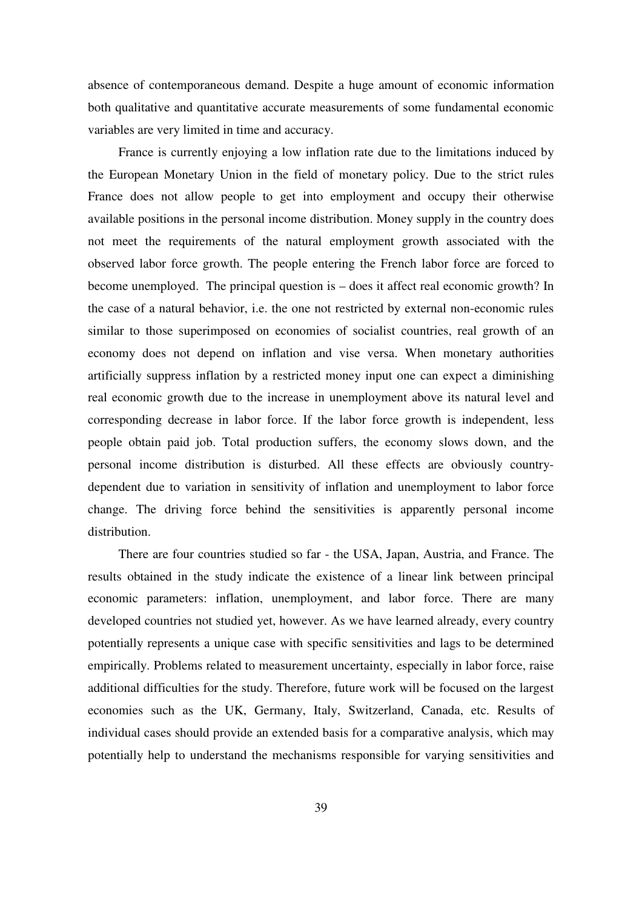absence of contemporaneous demand. Despite a huge amount of economic information both qualitative and quantitative accurate measurements of some fundamental economic variables are very limited in time and accuracy.

France is currently enjoying a low inflation rate due to the limitations induced by the European Monetary Union in the field of monetary policy. Due to the strict rules France does not allow people to get into employment and occupy their otherwise available positions in the personal income distribution. Money supply in the country does not meet the requirements of the natural employment growth associated with the observed labor force growth. The people entering the French labor force are forced to become unemployed. The principal question is – does it affect real economic growth? In the case of a natural behavior, i.e. the one not restricted by external non-economic rules similar to those superimposed on economies of socialist countries, real growth of an economy does not depend on inflation and vise versa. When monetary authorities artificially suppress inflation by a restricted money input one can expect a diminishing real economic growth due to the increase in unemployment above its natural level and corresponding decrease in labor force. If the labor force growth is independent, less people obtain paid job. Total production suffers, the economy slows down, and the personal income distribution is disturbed. All these effects are obviously country-dependent due to variation in sensitivity of inflation and unemployment to labor force change. The driving force behind the sensitivities is apparently personal income distribution.

There are four countries studied so far - the USA, Japan, Austria, and France. The results obtained in the study indicate the existence of a linear link between principal economic parameters: inflation, unemployment, and labor force. There are many developed countries not studied yet, however. As we have learned already, every country potentially represents a unique case with specific sensitivities and lags to be determined empirically. Problems related to measurement uncertainty, especially in labor force, raise additional difficulties for the study. Therefore, future work will be focused on the largest economies such as the UK, Germany, Italy, Switzerland, Canada, etc. Results of individual cases should provide an extended basis for a comparative analysis, which may potentially help to understand the mechanisms responsible for varying sensitivities and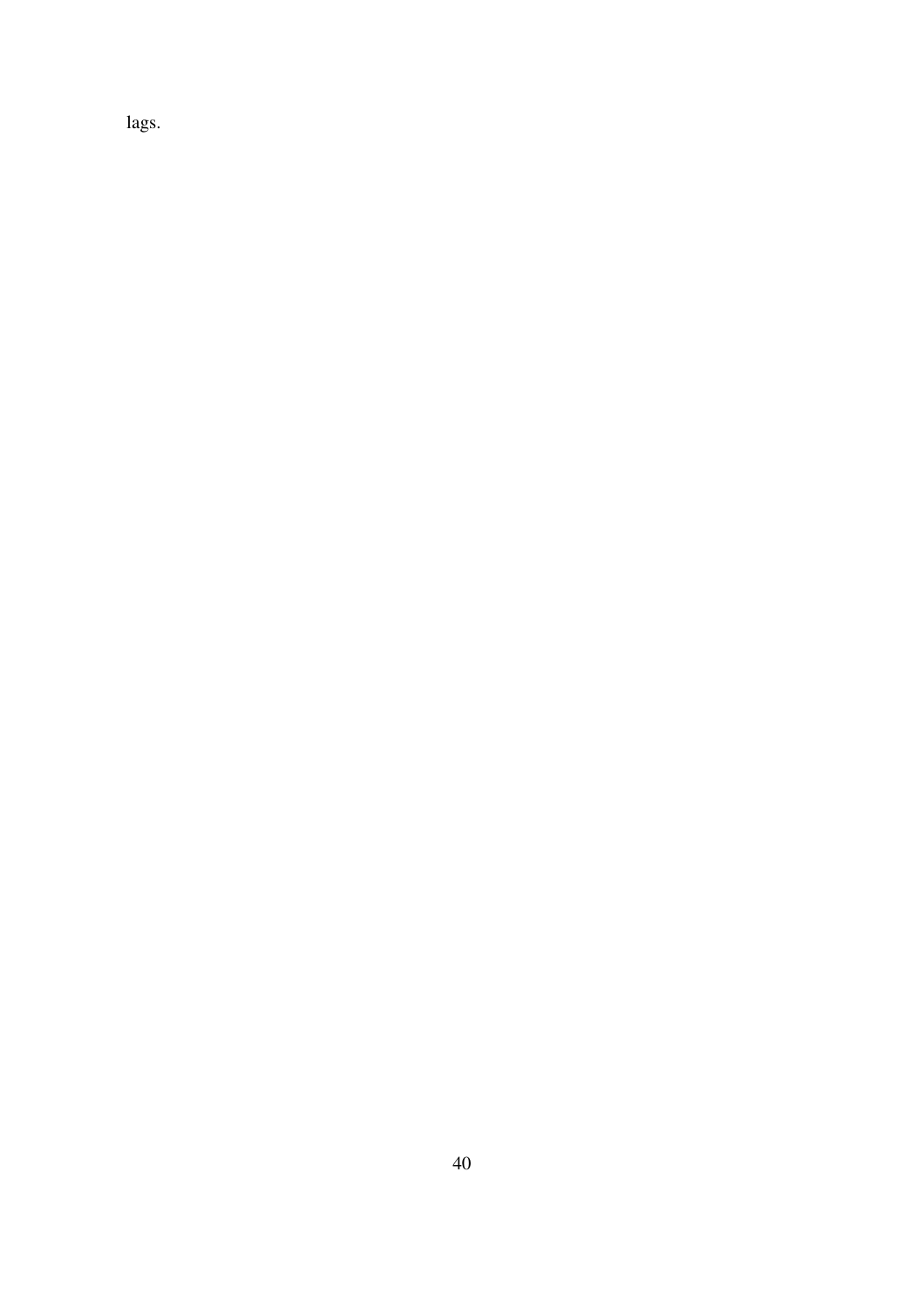lags.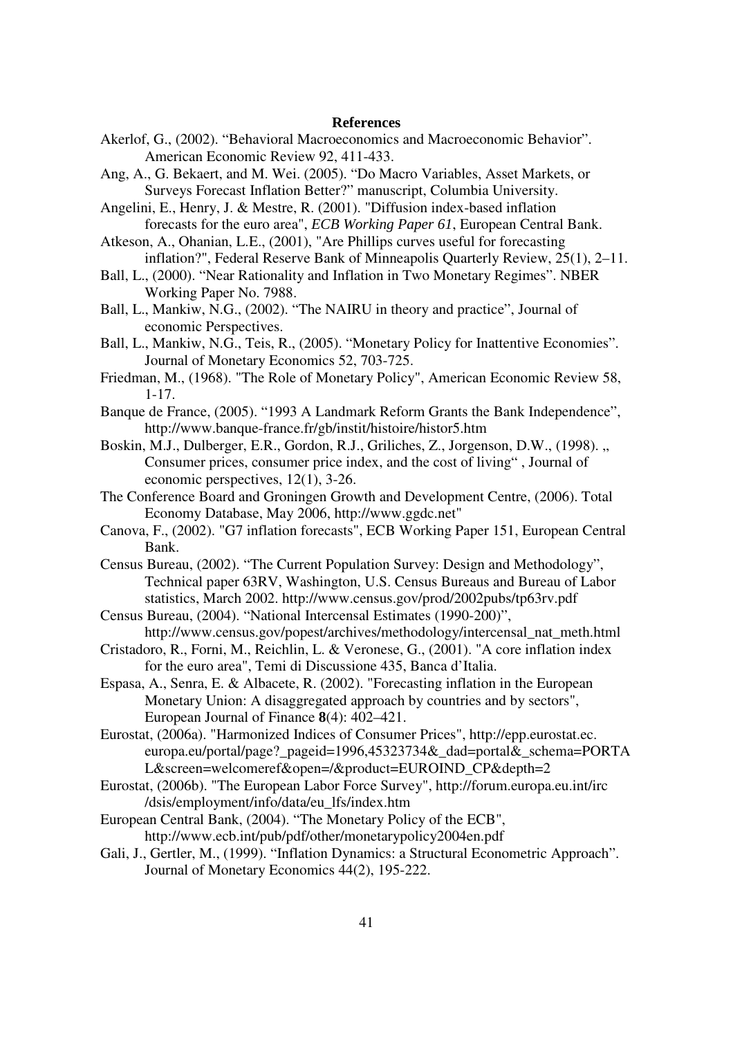**References**

Akerlof, G., (2002). "Behavioral Macroeconomics and Macroeconomic Behavior". American Economic Review 92, 411-433.

Ang, A., G. Bekaert, and M. Wei. (2005). "Do Macro Variables, Asset Markets, or Surveys Forecast Inflation Better?" manuscript, Columbia University.

Angelini, E., Henry, J. & Mestre, R. (2001). "Diffusion index-based inflation forecasts for the euro area", *ECB Working Paper 61*, European Central Bank.

Atkeson, A., Ohanian, L.E., (2001), "Are Phillips curves useful for forecasting inflation?", Federal Reserve Bank of Minneapolis Quarterly Review, 25(1), 2–11.

Ball, L., (2000). "Near Rationality and Inflation in Two Monetary Regimes". NBER Working Paper No. 7988.

Ball, L., Mankiw, N.G., (2002). "The NAIRU in theory and practice", Journal of economic Perspectives.

Ball, L., Mankiw, N.G., Teis, R., (2005). "Monetary Policy for Inattentive Economies". Journal of Monetary Economics 52, 703-725.

Friedman, M., (1968). "The Role of Monetary Policy", American Economic Review 58, 1-17.

Banque de France, (2005). "1993 A Landmark Reform Grants the Bank Independence", http://www.banque-france.fr/gb/instit/histoire/histor5.htm

Boskin, M.J., Dulberger, E.R., Gordon, R.J., Griliches, Z., Jorgenson, D.W., (1998). „ Consumer prices, consumer price index, and the cost of living" , Journal of economic perspectives, 12(1), 3-26.

The Conference Board and Groningen Growth and Development Centre, (2006). Total Economy Database, May 2006, http://www.ggdc.net"

Canova, F., (2002). "G7 inflation forecasts", ECB Working Paper 151, European Central Bank.

Census Bureau, (2002). "The Current Population Survey: Design and Methodology", Technical paper 63RV, Washington, U.S. Census Bureaus and Bureau of Labor statistics, March 2002. http://www.census.gov/prod/2002pubs/tp63rv.pdf

Census Bureau, (2004). "National Intercensal Estimates (1990-200)", http://www.census.gov/popest/archives/methodology/intercensal_nat_meth.html

Cristadoro, R., Forni, M., Reichlin, L. & Veronese, G., (2001). "A core inflation index for the euro area", Temi di Discussione 435, Banca d'Italia.

Espasa, A., Senra, E. & Albacete, R. (2002). "Forecasting inflation in the European Monetary Union: A disaggregated approach by countries and by sectors", European Journal of Finance **8**(4): 402–421.

Eurostat, (2006a). "Harmonized Indices of Consumer Prices", http://epp.eurostat.ec.europa.eu/portal/page?_pageid=1996,45323734&_dad=portal&_schema=PORTAL&screen=welcomeref&open=/&product=EUROIND_CP&depth=2

Eurostat, (2006b). "The European Labor Force Survey", http://forum.europa.eu.int/irc/dsis/employment/info/data/eu_lfs/index.htm

European Central Bank, (2004). "The Monetary Policy of the ECB", http://www.ecb.int/pub/pdf/other/monetarypolicy2004en.pdf

Gali, J., Gertler, M., (1999). "Inflation Dynamics: a Structural Econometric Approach". Journal of Monetary Economics 44(2), 195-222.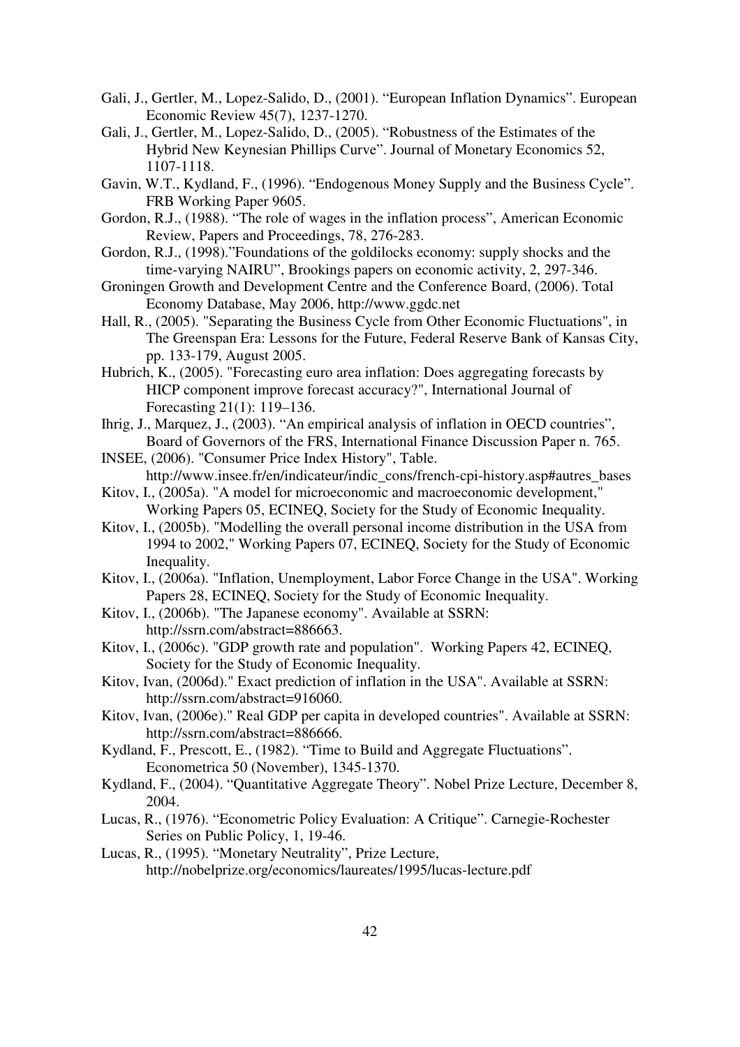Gali, J., Gertler, M., Lopez-Salido, D., (2001). "European Inflation Dynamics". European Economic Review 45(7), 1237-1270.

Gali, J., Gertler, M., Lopez-Salido, D., (2005). "Robustness of the Estimates of the Hybrid New Keynesian Phillips Curve". Journal of Monetary Economics 52, 1107-1118.

Gavin, W.T., Kydland, F., (1996). "Endogenous Money Supply and the Business Cycle". FRB Working Paper 9605.

Gordon, R.J., (1988). "The role of wages in the inflation process", American Economic Review, Papers and Proceedings, 78, 276-283.

Gordon, R.J., (1998)."Foundations of the goldilocks economy: supply shocks and the time-varying NAIRU", Brookings papers on economic activity, 2, 297-346.

Groningen Growth and Development Centre and the Conference Board, (2006). Total Economy Database, May 2006, http://www.ggdc.net

Hall, R., (2005). "Separating the Business Cycle from Other Economic Fluctuations", in The Greenspan Era: Lessons for the Future, Federal Reserve Bank of Kansas City, pp. 133-179, August 2005.

Hubrich, K., (2005). "Forecasting euro area inflation: Does aggregating forecasts by HICP component improve forecast accuracy?", International Journal of Forecasting 21(1): 119–136.

Ihrig, J., Marquez, J., (2003). "An empirical analysis of inflation in OECD countries", Board of Governors of the FRS, International Finance Discussion Paper n. 765.

INSEE, (2006). "Consumer Price Index History", Table. http://www.insee.fr/en/indicateur/indic_cons/french-cpi-history.asp#autres_bases

Kitov, I., (2005a). "A model for microeconomic and macroeconomic development," Working Papers 05, ECINEQ, Society for the Study of Economic Inequality.

Kitov, I., (2005b). "Modelling the overall personal income distribution in the USA from 1994 to 2002," Working Papers 07, ECINEQ, Society for the Study of Economic Inequality.

Kitov, I., (2006a). "Inflation, Unemployment, Labor Force Change in the USA". Working Papers 28, ECINEQ, Society for the Study of Economic Inequality.

Kitov, I., (2006b). "The Japanese economy". Available at SSRN: http://ssrn.com/abstract=886663.

Kitov, I., (2006c). "GDP growth rate and population". Working Papers 42, ECINEQ, Society for the Study of Economic Inequality.

Kitov, Ivan, (2006d)." Exact prediction of inflation in the USA". Available at SSRN: http://ssrn.com/abstract=916060.

Kitov, Ivan, (2006e)." Real GDP per capita in developed countries". Available at SSRN: http://ssrn.com/abstract=886666.

Kydland, F., Prescott, E., (1982). "Time to Build and Aggregate Fluctuations". Econometrica 50 (November), 1345-1370.

Kydland, F., (2004). "Quantitative Aggregate Theory". Nobel Prize Lecture, December 8, 2004.

Lucas, R., (1976). "Econometric Policy Evaluation: A Critique". Carnegie-Rochester Series on Public Policy, 1, 19-46.

Lucas, R., (1995). "Monetary Neutrality", Prize Lecture, http://nobelprize.org/economics/laureates/1995/lucas-lecture.pdf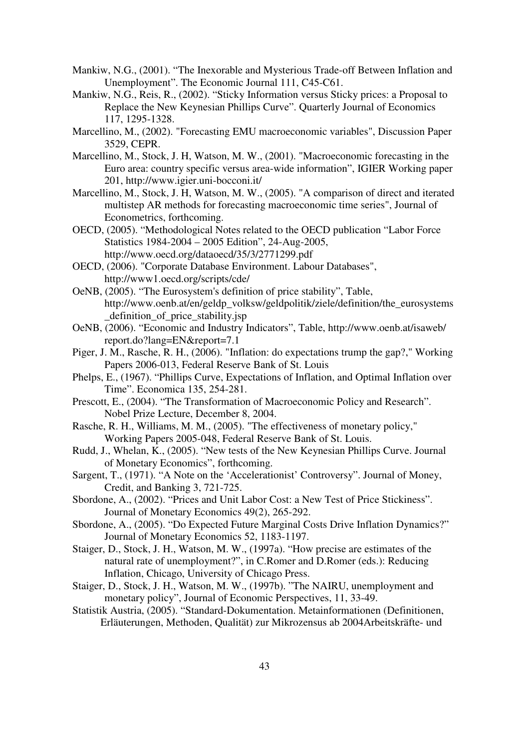Mankiw, N.G., (2001). “The Inexorable and Mysterious Trade-off Between Inflation and Unemployment”. The Economic Journal 111, C45-C61.

Mankiw, N.G., Reis, R., (2002). “Sticky Information versus Sticky prices: a Proposal to Replace the New Keynesian Phillips Curve”. Quarterly Journal of Economics 117, 1295-1328.

Marcellino, M., (2002). "Forecasting EMU macroeconomic variables", Discussion Paper 3529, CEPR.

Marcellino, M., Stock, J. H, Watson, M. W., (2001). "Macroeconomic forecasting in the Euro area: country specific versus area-wide information", IGIER Working paper 201, http://www.igier.uni-bocconi.it/

Marcellino, M., Stock, J. H, Watson, M. W., (2005). "A comparison of direct and iterated multistep AR methods for forecasting macroeconomic time series", Journal of Econometrics, forthcoming.

OECD, (2005). “Methodological Notes related to the OECD publication “Labor Force Statistics 1984-2004 – 2005 Edition”, 24-Aug-2005, http://www.oecd.org/dataoecd/35/3/2771299.pdf

OECD, (2006). "Corporate Database Environment. Labour Databases", http://www1.oecd.org/scripts/cde/

OeNB, (2005). “The Eurosystem's definition of price stability”, Table, http://www.oenb.at/en/geldp_volksw/geldpolitik/ziele/definition/the_eurosystems_definition_of_price_stability.jsp

OeNB, (2006). “Economic and Industry Indicators”, Table, http://www.oenb.at/isaweb/report.do?lang=EN&report=7.1

Piger, J. M., Rasche, R. H., (2006). "Inflation: do expectations trump the gap?," Working Papers 2006-013, Federal Reserve Bank of St. Louis

Phelps, E., (1967). “Phillips Curve, Expectations of Inflation, and Optimal Inflation over Time”. Economica 135, 254-281.

Prescott, E., (2004). “The Transformation of Macroeconomic Policy and Research”. Nobel Prize Lecture, December 8, 2004.

Rasche, R. H., Williams, M. M., (2005). "The effectiveness of monetary policy," Working Papers 2005-048, Federal Reserve Bank of St. Louis.

Rudd, J., Whelan, K., (2005). “New tests of the New Keynesian Phillips Curve. Journal of Monetary Economics”, forthcoming.

Sargent, T., (1971). “A Note on the ‘Accelerationist’ Controversy”. Journal of Money, Credit, and Banking 3, 721-725.

Sbordone, A., (2002). “Prices and Unit Labor Cost: a New Test of Price Stickiness”. Journal of Monetary Economics 49(2), 265-292.

Sbordone, A., (2005). “Do Expected Future Marginal Costs Drive Inflation Dynamics?” Journal of Monetary Economics 52, 1183-1197.

Staiger, D., Stock, J. H., Watson, M. W., (1997a). “How precise are estimates of the natural rate of unemployment?”, in C.Romer and D.Romer (eds.): Reducing Inflation, Chicago, University of Chicago Press.

Staiger, D., Stock, J. H., Watson, M. W., (1997b). ”The NAIRU, unemployment and monetary policy”, Journal of Economic Perspectives, 11, 33-49.

Statistik Austria, (2005). “Standard-Dokumentation. Metainformationen (Definitionen, Erläuterungen, Methoden, Qualität) zur Mikrozensus ab 2004Arbeitskräfte- und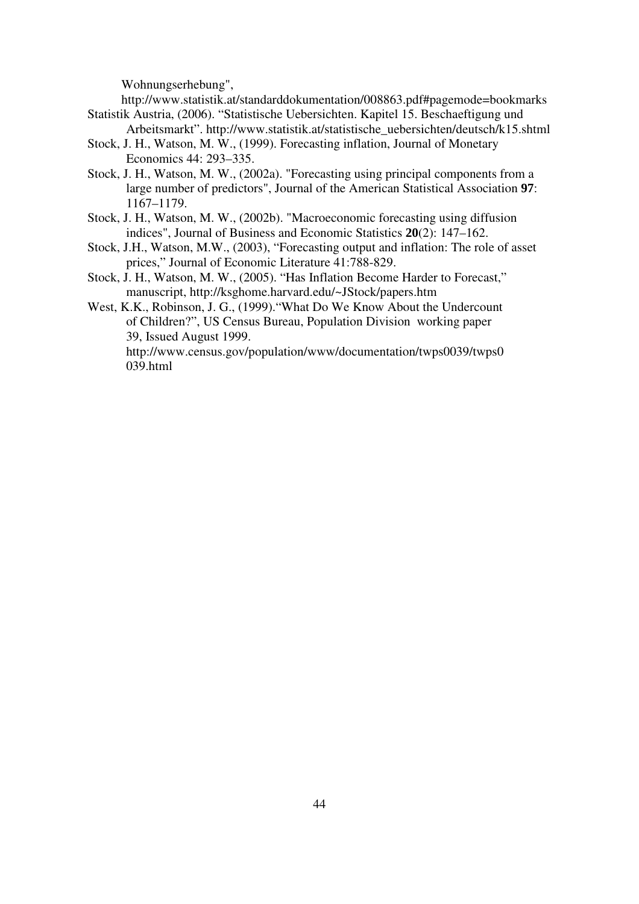Wohnungserhebung",
http://www.statistik.at/standarddokumentation/008863.pdf#pagemode=bookmarks

Statistik Austria, (2006). "Statistische Uebersichten. Kapitel 15. Beschaeftigung und Arbeitsmarkt". http://www.statistik.at/statistische_uebersichten/deutsch/k15.shtml

Stock, J. H., Watson, M. W., (1999). Forecasting inflation, Journal of Monetary Economics 44: 293–335.

Stock, J. H., Watson, M. W., (2002a). "Forecasting using principal components from a large number of predictors", Journal of the American Statistical Association **97**: 1167–1179.

Stock, J. H., Watson, M. W., (2002b). "Macroeconomic forecasting using diffusion indices", Journal of Business and Economic Statistics **20**(2): 147–162.

Stock, J.H., Watson, M.W., (2003), "Forecasting output and inflation: The role of asset prices," Journal of Economic Literature 41:788-829.

Stock, J. H., Watson, M. W., (2005). "Has Inflation Become Harder to Forecast," manuscript, http://ksghome.harvard.edu/~JStock/papers.htm

West, K.K., Robinson, J. G., (1999)."What Do We Know About the Undercount of Children?", US Census Bureau, Population Division working paper 39, Issued August 1999.
http://www.census.gov/population/www/documentation/twps0039/twps0039.html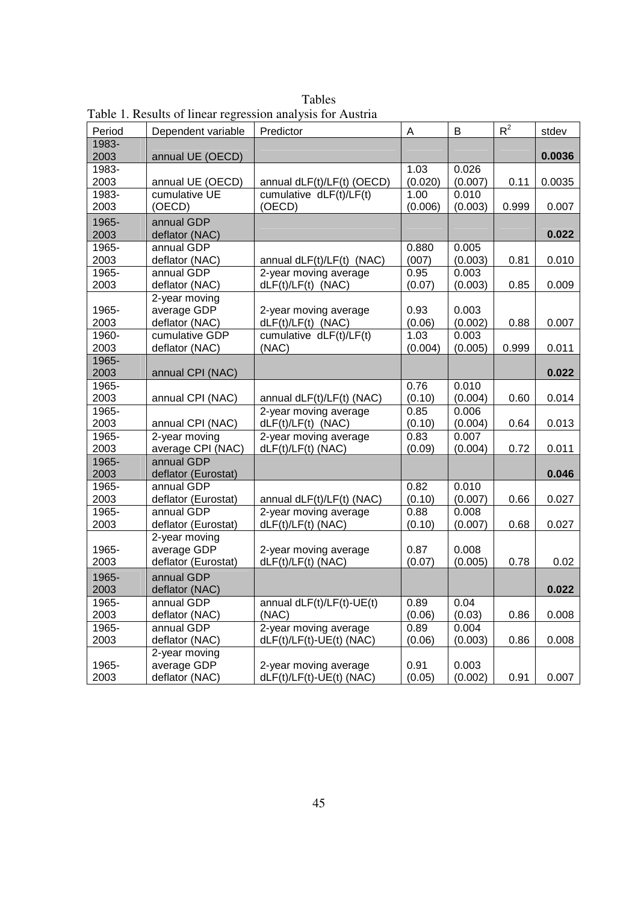Tables

Table 1. Results of linear regression analysis for Austria

| Period | Dependent variable | Predictor | A | B | $R^2$ | stdev |
|---|---|---|---|---|---|---|
| 1983-2003 | annual UE (OECD) | | | | | **0.0036** |
| 1983-2003 | annual UE (OECD) | annual dLF(t)/LF(t) (OECD) | 1.03 (0.020) | 0.026 (0.007) | 0.11 | 0.0035 |
| 1983-2003 | cumulative UE (OECD) | cumulative dLF(t)/LF(t) (OECD) | 1.00 (0.006) | 0.010 (0.003) | 0.999 | 0.007 |
| 1965-2003 | annual GDP deflator (NAC) | | | | | **0.022** |
| 1965-2003 | annual GDP deflator (NAC) | annual dLF(t)/LF(t) (NAC) | 0.880 (007) | 0.005 (0.003) | 0.81 | 0.010 |
| 1965-2003 | annual GDP deflator (NAC) | 2-year moving average dLF(t)/LF(t) (NAC) | 0.95 (0.06) | 0.003 (0.002) | 0.85 | 0.009 |
| 1965-2003 | 2-year moving average GDP deflator (NAC) | 2-year moving average dLF(t)/LF(t) (NAC) | 0.93 (0.06) | 0.003 (0.002) | 0.88 | 0.007 |
| 1960-2003 | cumulative GDP deflator (NAC) | cumulative dLF(t)/LF(t) (NAC) | 1.03 (0.004) | 0.003 (0.005) | 0.999 | 0.011 |
| 1965-2003 | annual CPI (NAC) | | | | | **0.022** |
| 1965-2003 | annual CPI (NAC) | annual dLF(t)/LF(t) (NAC) | 0.76 (0.10) | 0.010 (0.004) | 0.60 | 0.014 |
| 1965-2003 | annual CPI (NAC) | 2-year moving average dLF(t)/LF(t) (NAC) | 0.85 (0.10) | 0.006 (0.004) | 0.64 | 0.013 |
| 1965-2003 | 2-year moving average CPI (NAC) | 2-year moving average dLF(t)/LF(t) (NAC) | 0.83 (0.09) | 0.007 (0.004) | 0.72 | 0.011 |
| 1965-2003 | annual GDP deflator (Eurostat) | | | | | **0.046** |
| 1965-2003 | annual GDP deflator (Eurostat) | annual dLF(t)/LF(t) (NAC) | 0.82 (0.10) | 0.010 (0.007) | 0.66 | 0.027 |
| 1965-2003 | annual GDP deflator (Eurostat) | 2-year moving average dLF(t)/LF(t) (NAC) | 0.88 (0.10) | 0.008 (0.007) | 0.68 | 0.027 |
| 1965-2003 | 2-year moving average GDP deflator (Eurostat) | 2-year moving average dLF(t)/LF(t) (NAC) | 0.87 (0.07) | 0.008 (0.005) | 0.78 | 0.02 |
| 1965-2003 | annual GDP deflator (NAC) | | | | | **0.022** |
| 1965-2003 | annual GDP deflator (NAC) | annual dLF(t)/LF(t)-UE(t) (NAC) | 0.89 (0.06) | 0.04 (0.03) | 0.86 | 0.008 |
| 1965-2003 | annual GDP deflator (NAC) | 2-year moving average dLF(t)/LF(t)-UE(t) (NAC) | 0.89 (0.06) | 0.004 (0.003) | 0.86 | 0.008 |
| 1965-2003 | 2-year moving average GDP deflator (NAC) | 2-year moving average dLF(t)/LF(t)-UE(t) (NAC) | 0.91 (0.05) | 0.003 (0.002) | 0.91 | 0.007 |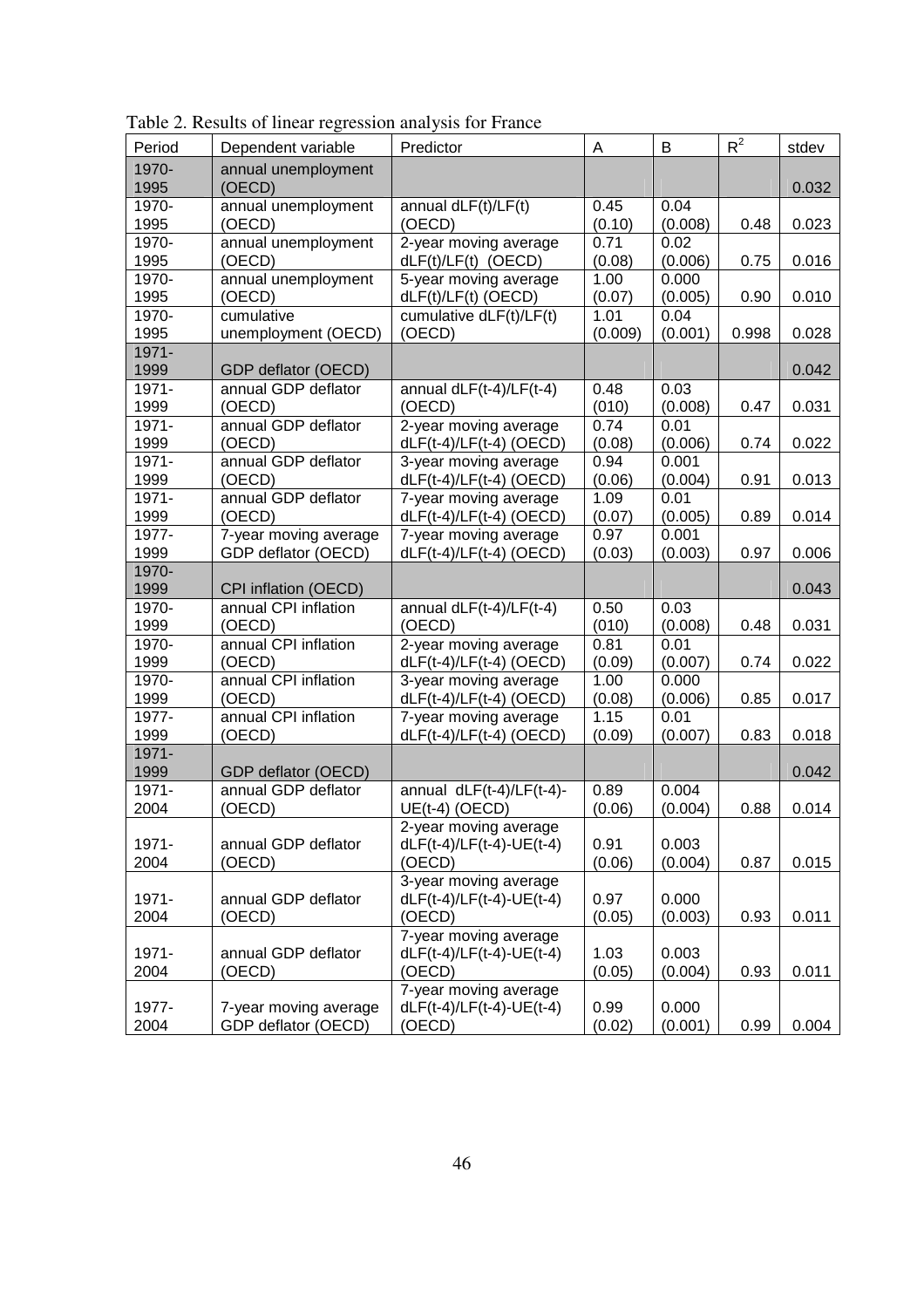Table 2. Results of linear regression analysis for France

| Period | Dependent variable | Predictor | A | B | $R^2$ | stdev |
|---|---|---|---|---|---|---|
| 1970-1995 | annual unemployment (OECD) | | | | | 0.032 |
| 1970-1995 | annual unemployment (OECD) | annual dLF(t)/LF(t) (OECD) | 0.45 (0.10) | 0.04 (0.008) | 0.48 | 0.023 |
| 1970-1995 | annual unemployment (OECD) | 2-year moving average dLF(t)/LF(t) (OECD) | 0.71 (0.08) | 0.02 (0.006) | 0.75 | 0.016 |
| 1970-1995 | annual unemployment (OECD) | 5-year moving average dLF(t)/LF(t) (OECD) | 1.00 (0.07) | 0.000 (0.005) | 0.90 | 0.010 |
| 1970-1995 | cumulative unemployment (OECD) | cumulative dLF(t)/LF(t) (OECD) | 1.01 (0.009) | 0.04 (0.001) | 0.998 | 0.028 |
| 1971-1999 | GDP deflator (OECD) | | | | | 0.042 |
| 1971-1999 | annual GDP deflator (OECD) | annual dLF(t-4)/LF(t-4) (OECD) | 0.48 (010) | 0.03 (0.008) | 0.47 | 0.031 |
| 1971-1999 | annual GDP deflator (OECD) | 2-year moving average dLF(t-4)/LF(t-4) (OECD) | 0.74 (0.08) | 0.01 (0.006) | 0.74 | 0.022 |
| 1971-1999 | annual GDP deflator (OECD) | 3-year moving average dLF(t-4)/LF(t-4) (OECD) | 0.94 (0.06) | 0.001 (0.004) | 0.91 | 0.013 |
| 1971-1999 | annual GDP deflator (OECD) | 7-year moving average dLF(t-4)/LF(t-4) (OECD) | 1.09 (0.07) | 0.01 (0.005) | 0.89 | 0.014 |
| 1977-1999 | 7-year moving average GDP deflator (OECD) | 7-year moving average dLF(t-4)/LF(t-4) (OECD) | 0.97 (0.03) | 0.001 (0.003) | 0.97 | 0.006 |
| 1970-1999 | CPI inflation (OECD) | | | | | 0.043 |
| 1970-1999 | annual CPI inflation (OECD) | annual dLF(t-4)/LF(t-4) (OECD) | 0.50 (010) | 0.03 (0.008) | 0.48 | 0.031 |
| 1970-1999 | annual CPI inflation (OECD) | 2-year moving average dLF(t-4)/LF(t-4) (OECD) | 0.81 (0.09) | 0.01 (0.007) | 0.74 | 0.022 |
| 1970-1999 | annual CPI inflation (OECD) | 3-year moving average dLF(t-4)/LF(t-4) (OECD) | 1.00 (0.08) | 0.000 (0.006) | 0.85 | 0.017 |
| 1977-1999 | annual CPI inflation (OECD) | 7-year moving average dLF(t-4)/LF(t-4) (OECD) | 1.15 (0.09) | 0.01 (0.007) | 0.83 | 0.018 |
| 1971-1999 | GDP deflator (OECD) | | | | | 0.042 |
| 1971-2004 | annual GDP deflator (OECD) | annual dLF(t-4)/LF(t-4)-UE(t-4) (OECD) | 0.89 (0.06) | 0.004 (0.004) | 0.88 | 0.014 |
| 1971-2004 | annual GDP deflator (OECD) | 2-year moving average dLF(t-4)/LF(t-4)-UE(t-4) (OECD) | 0.91 (0.06) | 0.003 (0.004) | 0.87 | 0.015 |
| 1971-2004 | annual GDP deflator (OECD) | 3-year moving average dLF(t-4)/LF(t-4)-UE(t-4) (OECD) | 0.97 (0.05) | 0.000 (0.003) | 0.93 | 0.011 |
| 1971-2004 | annual GDP deflator (OECD) | 7-year moving average dLF(t-4)/LF(t-4)-UE(t-4) (OECD) | 1.03 (0.05) | 0.003 (0.004) | 0.93 | 0.011 |
| 1977-2004 | 7-year moving average GDP deflator (OECD) | 7-year moving average dLF(t-4)/LF(t-4)-UE(t-4) (OECD) | 0.99 (0.02) | 0.000 (0.001) | 0.99 | 0.004 |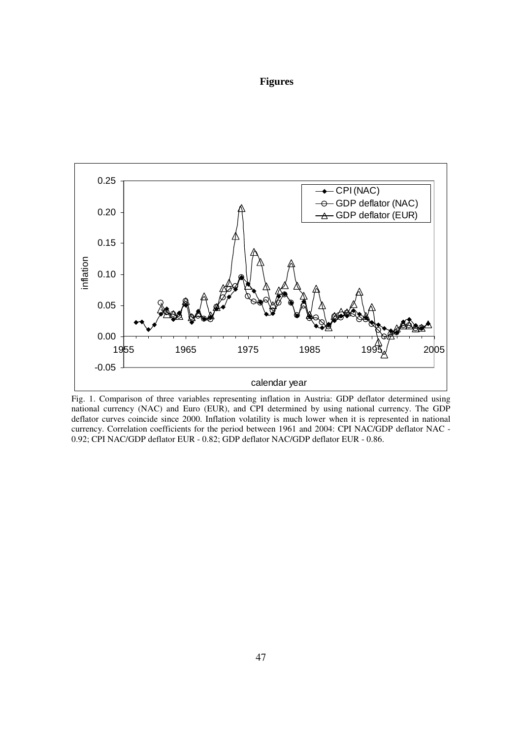**Figures**

Fig. 1. Comparison of three variables representing inflation in Austria: GDP deflator determined using national currency (NAC) and Euro (EUR), and CPI determined by using national currency. The GDP deflator curves coincide since 2000. Inflation volatility is much lower when it is represented in national currency. Correlation coefficients for the period between 1961 and 2004: CPI NAC/GDP deflator NAC - 0.92; CPI NAC/GDP deflator EUR - 0.82; GDP deflator NAC/GDP deflator EUR - 0.86.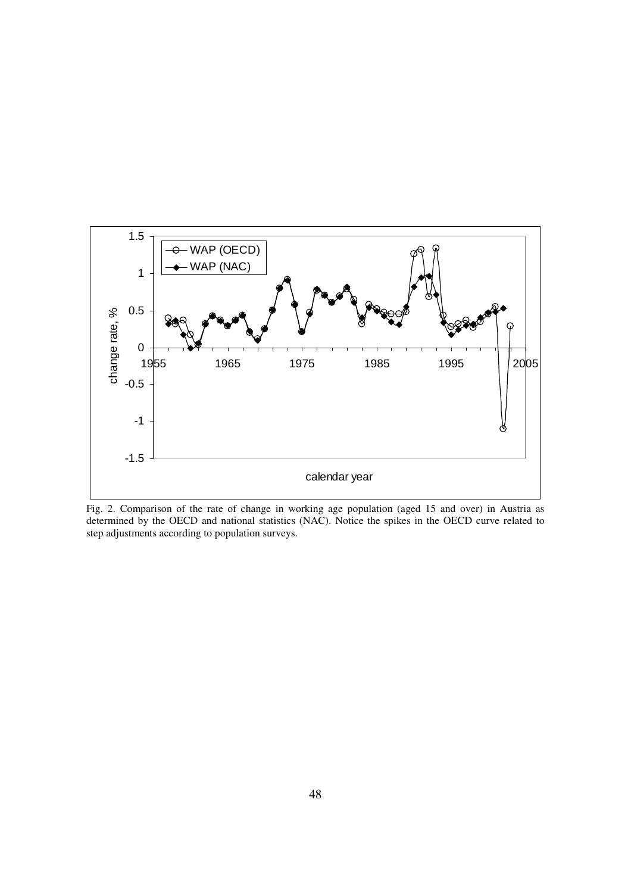Fig. 2. Comparison of the rate of change in working age population (aged 15 and over) in Austria as determined by the OECD and national statistics (NAC). Notice the spikes in the OECD curve related to step adjustments according to population surveys.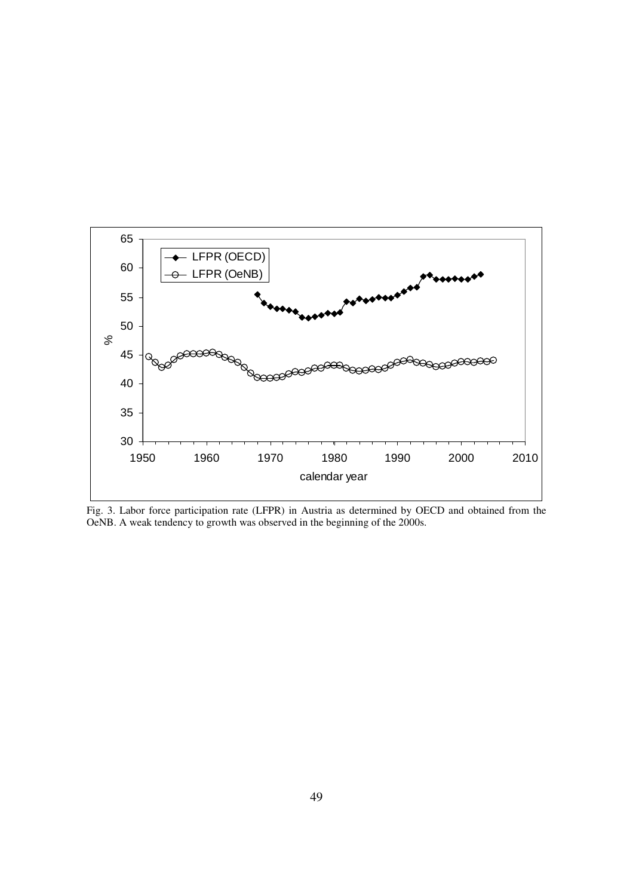Fig. 3. Labor force participation rate (LFPR) in Austria as determined by OECD and obtained from the OeNB. A weak tendency to growth was observed in the beginning of the 2000s.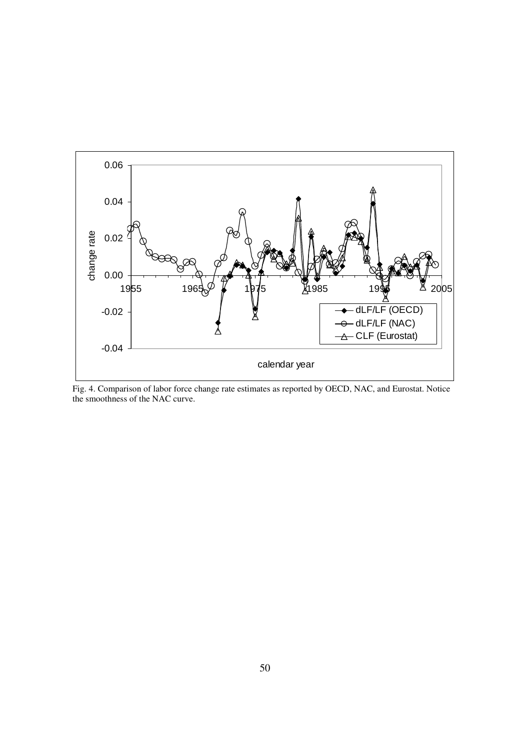Fig. 4. Comparison of labor force change rate estimates as reported by OECD, NAC, and Eurostat. Notice the smoothness of the NAC curve.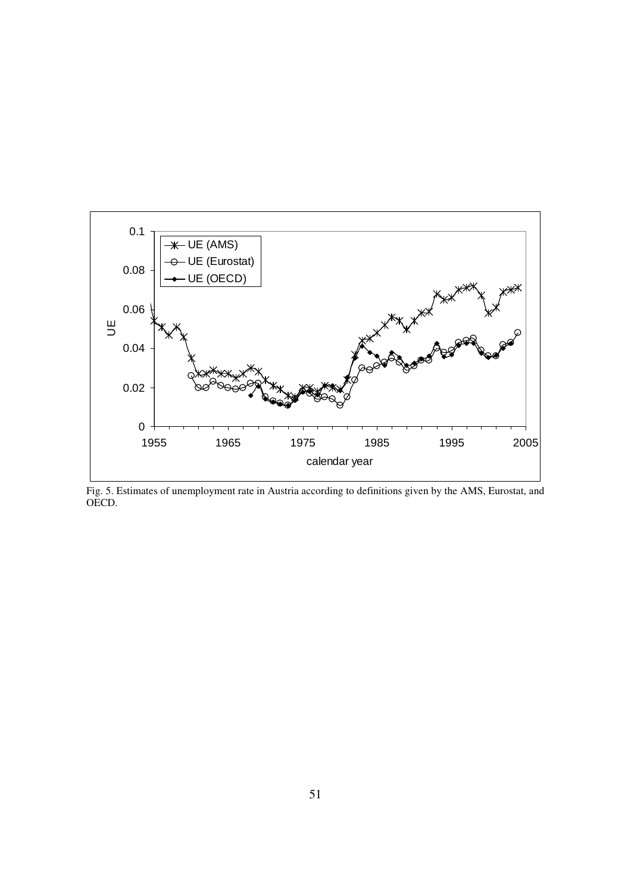Fig. 5. Estimates of unemployment rate in Austria according to definitions given by the AMS, Eurostat, and OECD.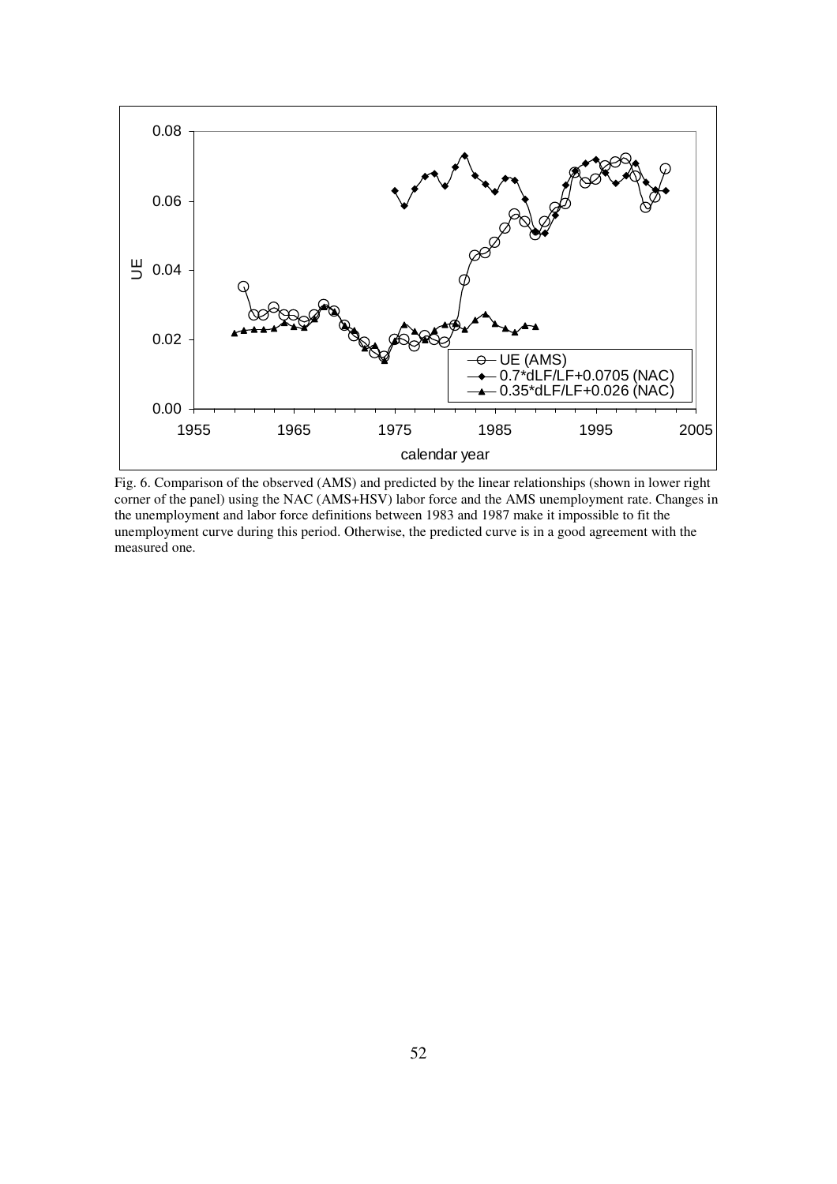Fig. 6. Comparison of the observed (AMS) and predicted by the linear relationships (shown in lower right corner of the panel) using the NAC (AMS+HSV) labor force and the AMS unemployment rate. Changes in the unemployment and labor force definitions between 1983 and 1987 make it impossible to fit the unemployment curve during this period. Otherwise, the predicted curve is in a good agreement with the measured one.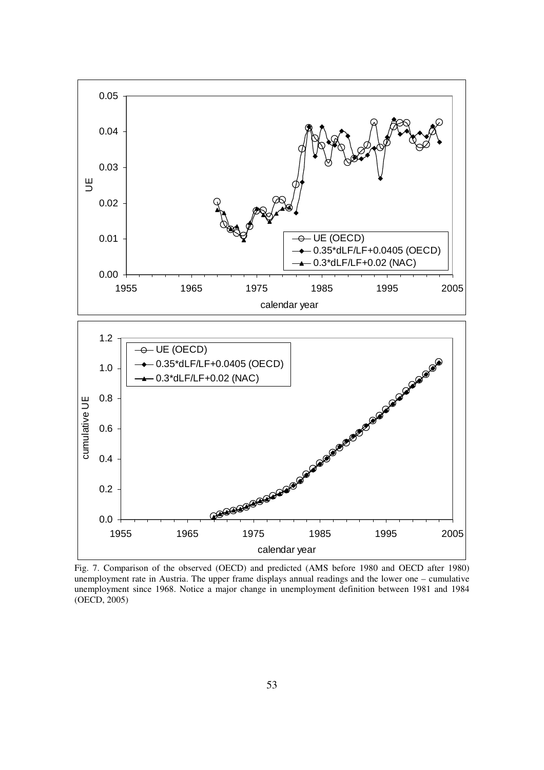Fig. 7. Comparison of the observed (OECD) and predicted (AMS before 1980 and OECD after 1980) unemployment rate in Austria. The upper frame displays annual readings and the lower one – cumulative unemployment since 1968. Notice a major change in unemployment definition between 1981 and 1984 (OECD, 2005)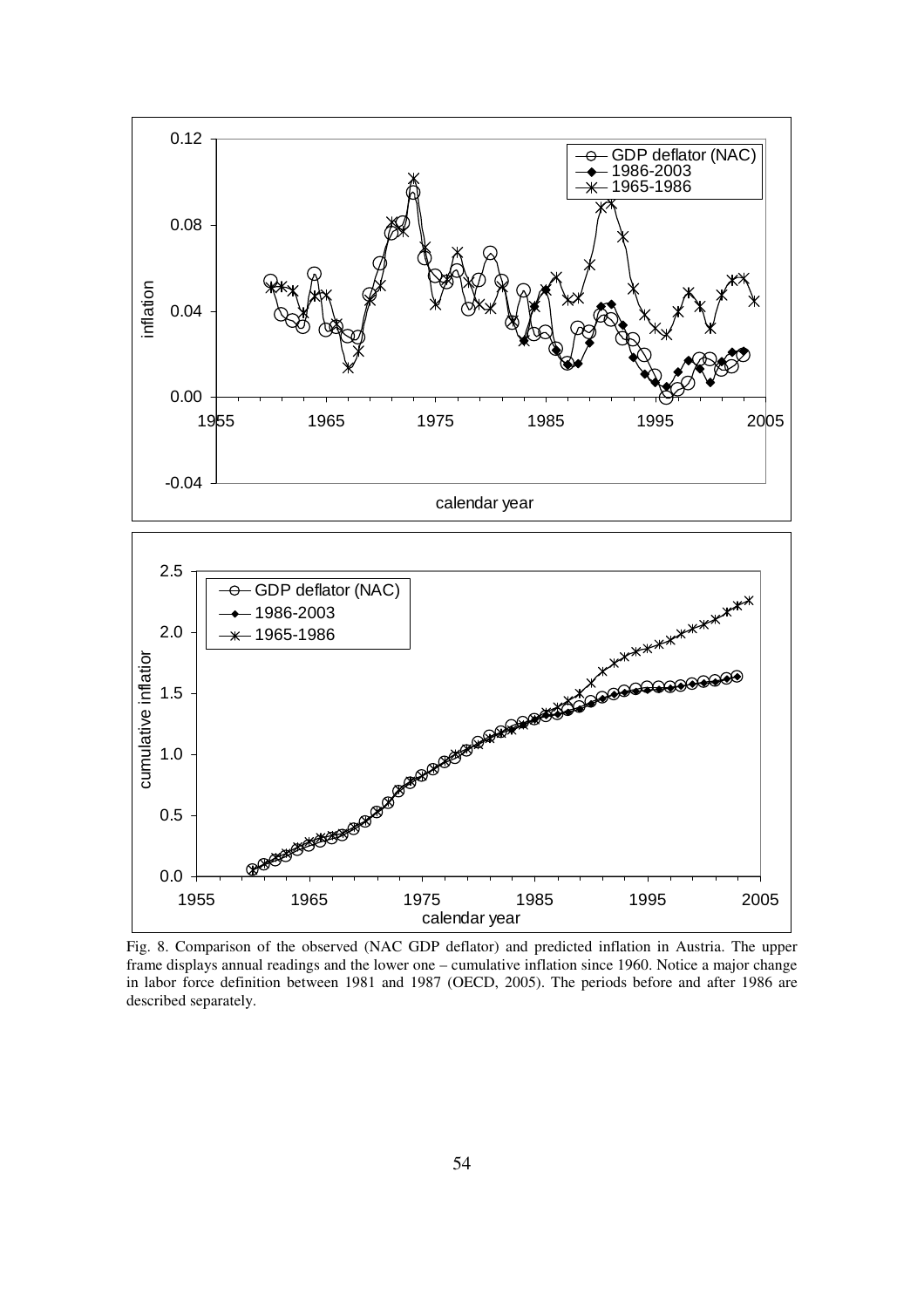Fig. 8. Comparison of the observed (NAC GDP deflator) and predicted inflation in Austria. The upper frame displays annual readings and the lower one – cumulative inflation since 1960. Notice a major change in labor force definition between 1981 and 1987 (OECD, 2005). The periods before and after 1986 are described separately.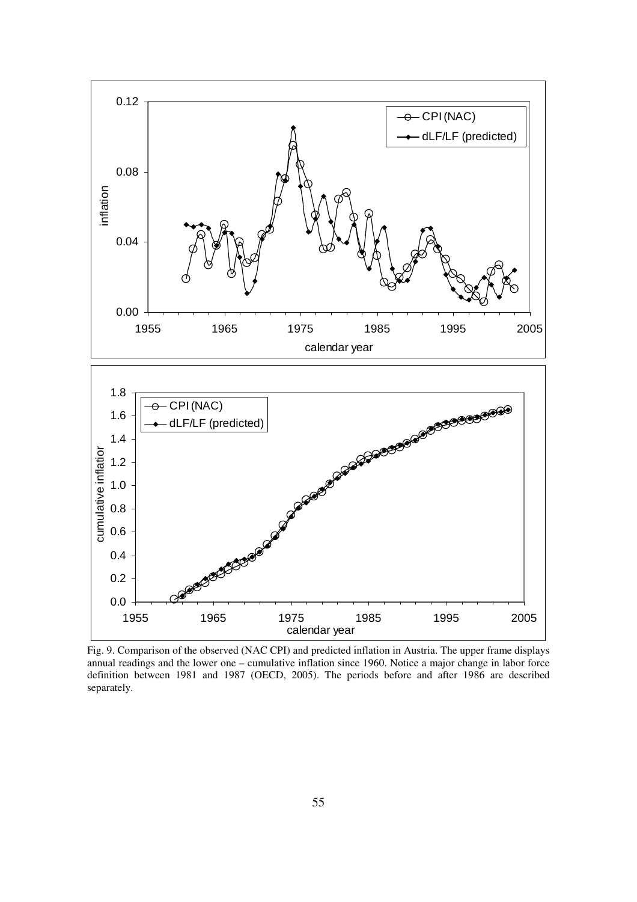Fig. 9. Comparison of the observed (NAC CPI) and predicted inflation in Austria. The upper frame displays annual readings and the lower one – cumulative inflation since 1960. Notice a major change in labor force definition between 1981 and 1987 (OECD, 2005). The periods before and after 1986 are described separately.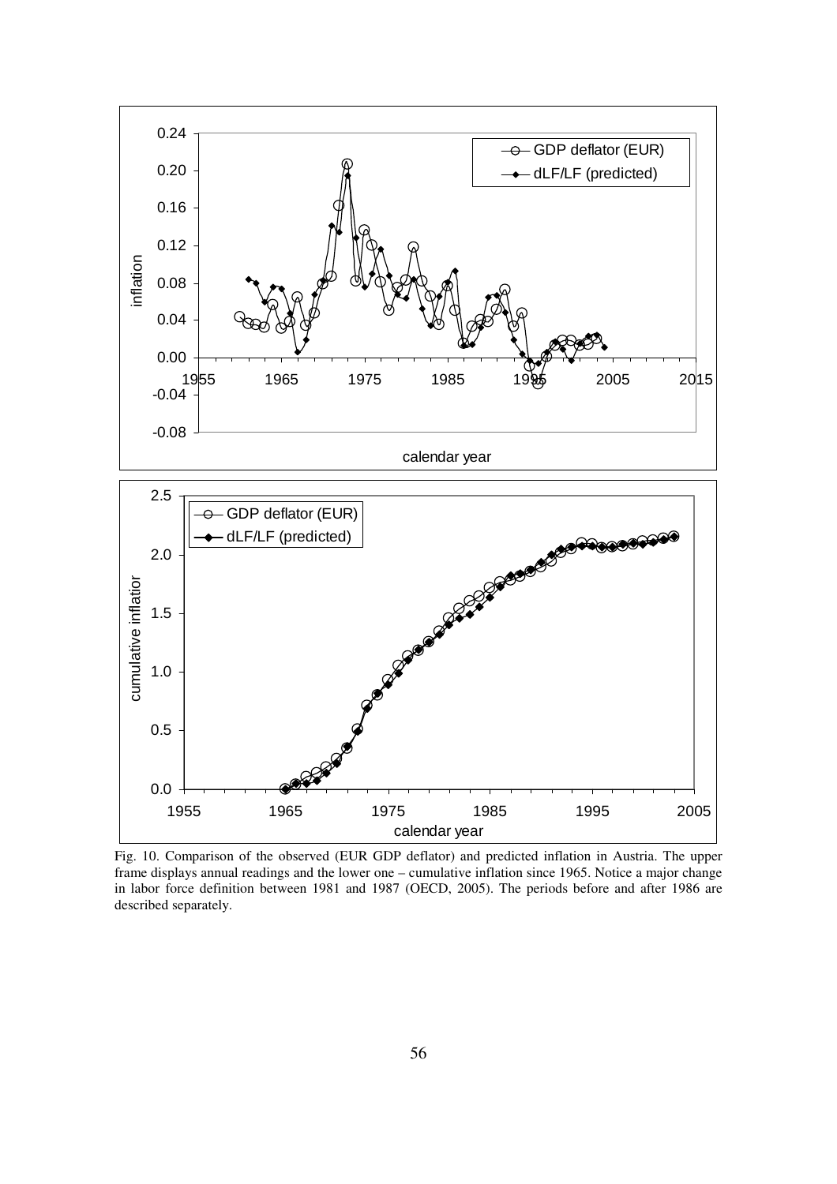Fig. 10. Comparison of the observed (EUR GDP deflator) and predicted inflation in Austria. The upper frame displays annual readings and the lower one – cumulative inflation since 1965. Notice a major change in labor force definition between 1981 and 1987 (OECD, 2005). The periods before and after 1986 are described separately.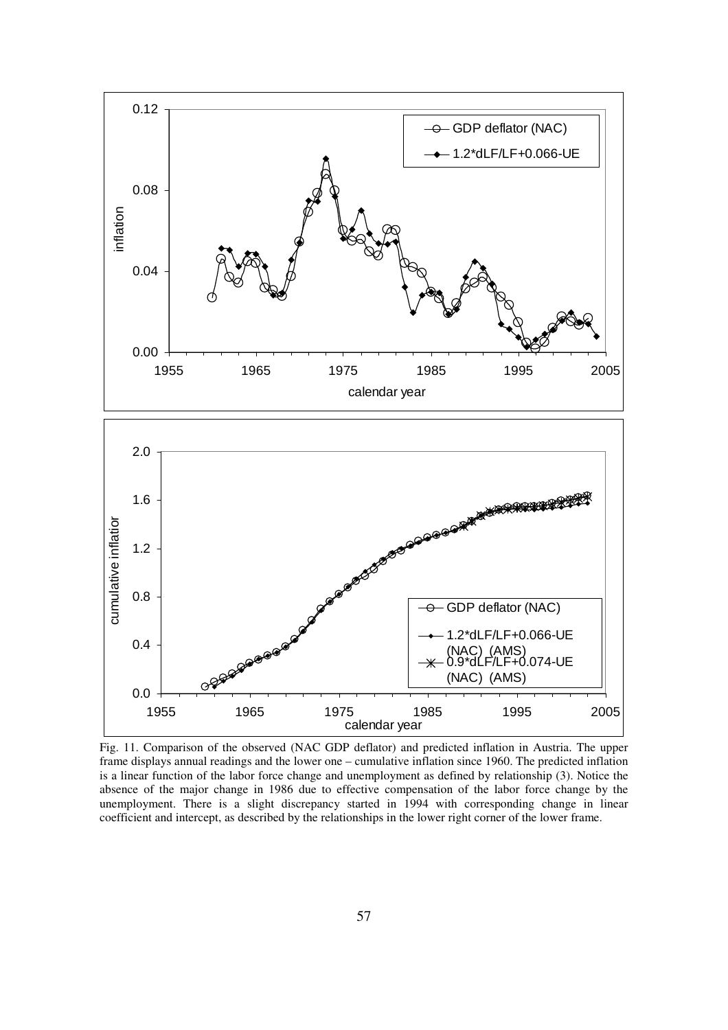Fig. 11. Comparison of the observed (NAC GDP deflator) and predicted inflation in Austria. The upper frame displays annual readings and the lower one – cumulative inflation since 1960. The predicted inflation is a linear function of the labor force change and unemployment as defined by relationship (3). Notice the absence of the major change in 1986 due to effective compensation of the labor force change by the unemployment. There is a slight discrepancy started in 1994 with corresponding change in linear coefficient and intercept, as described by the relationships in the lower right corner of the lower frame.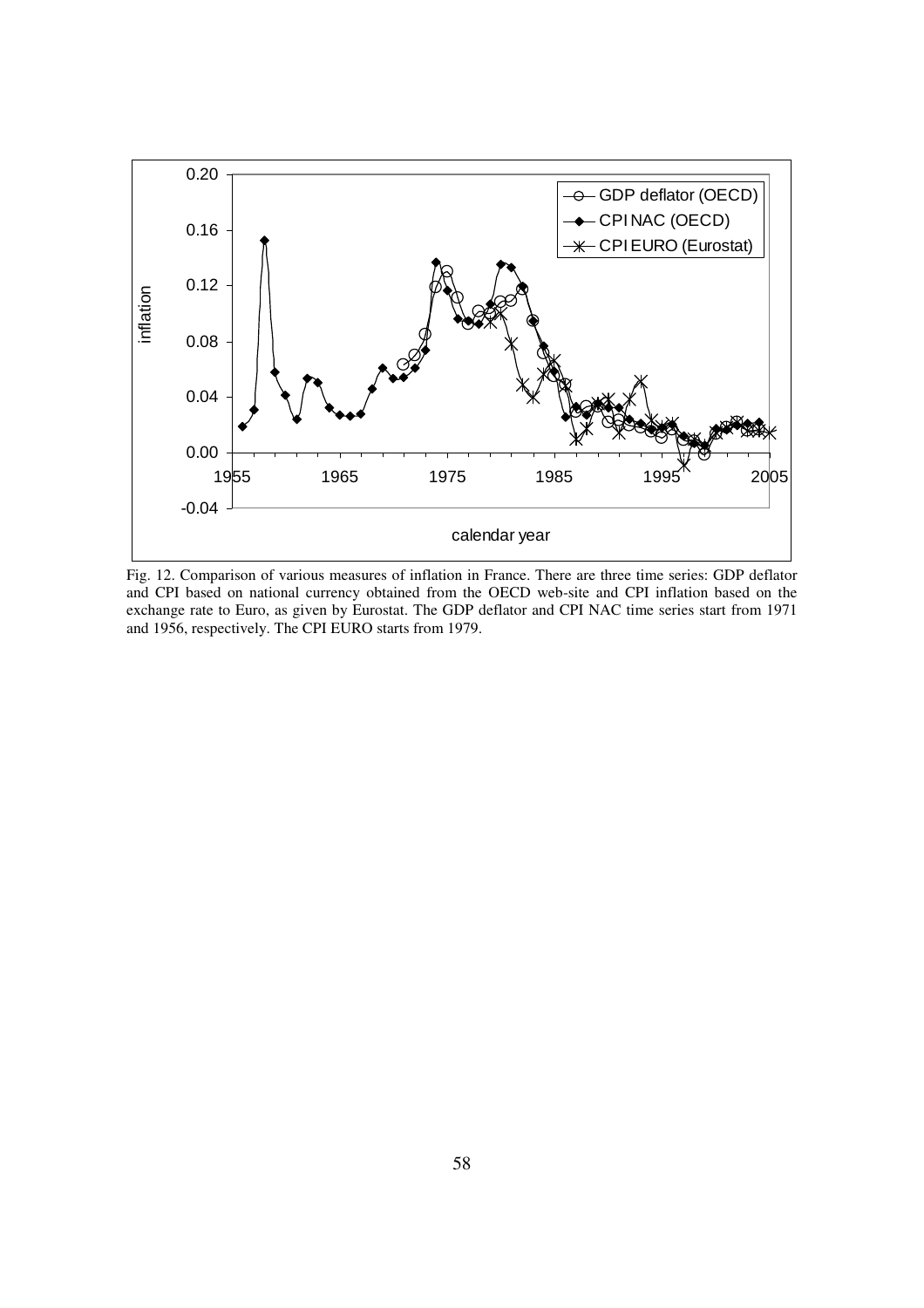Fig. 12. Comparison of various measures of inflation in France. There are three time series: GDP deflator and CPI based on national currency obtained from the OECD web-site and CPI inflation based on the exchange rate to Euro, as given by Eurostat. The GDP deflator and CPI NAC time series start from 1971 and 1956, respectively. The CPI EURO starts from 1979.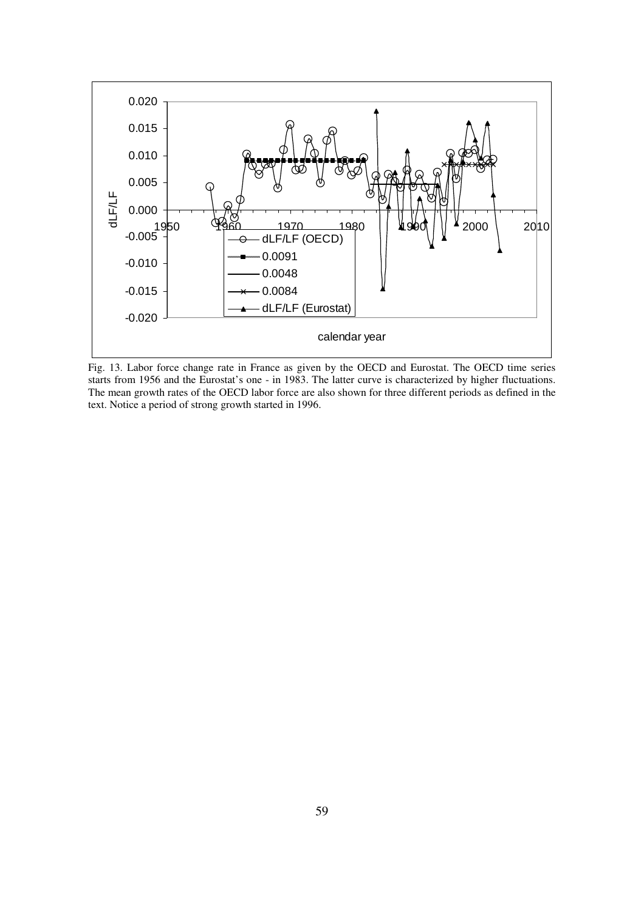Fig. 13. Labor force change rate in France as given by the OECD and Eurostat. The OECD time series starts from 1956 and the Eurostat's one - in 1983. The latter curve is characterized by higher fluctuations. The mean growth rates of the OECD labor force are also shown for three different periods as defined in the text. Notice a period of strong growth started in 1996.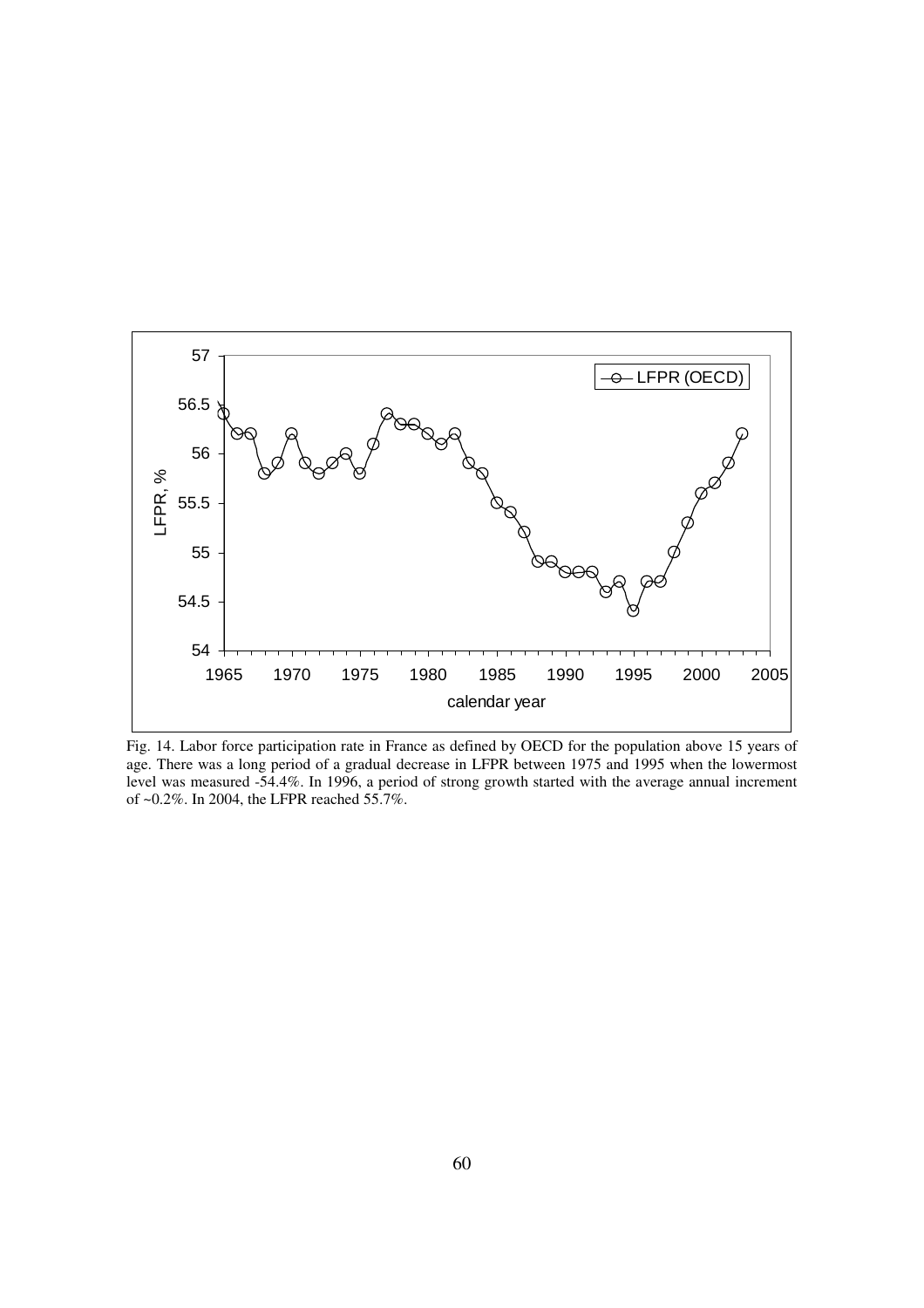Fig. 14. Labor force participation rate in France as defined by OECD for the population above 15 years of age. There was a long period of a gradual decrease in LFPR between 1975 and 1995 when the lowermost level was measured -54.4%. In 1996, a period of strong growth started with the average annual increment of ~0.2%. In 2004, the LFPR reached 55.7%.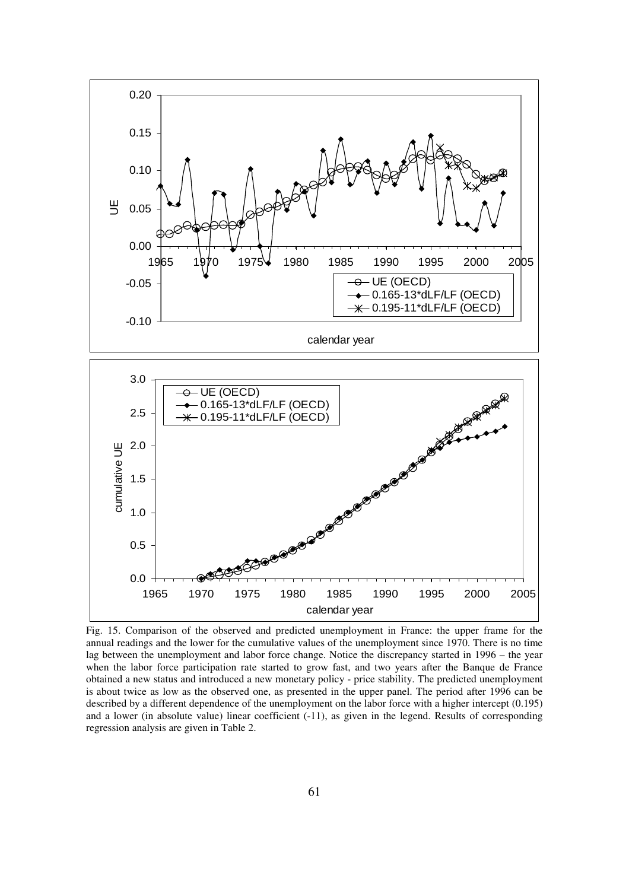Fig. 15. Comparison of the observed and predicted unemployment in France: the upper frame for the annual readings and the lower for the cumulative values of the unemployment since 1970. There is no time lag between the unemployment and labor force change. Notice the discrepancy started in 1996 – the year when the labor force participation rate started to grow fast, and two years after the Banque de France obtained a new status and introduced a new monetary policy - price stability. The predicted unemployment is about twice as low as the observed one, as presented in the upper panel. The period after 1996 can be described by a different dependence of the unemployment on the labor force with a higher intercept (0.195) and a lower (in absolute value) linear coefficient (-11), as given in the legend. Results of corresponding regression analysis are given in Table 2.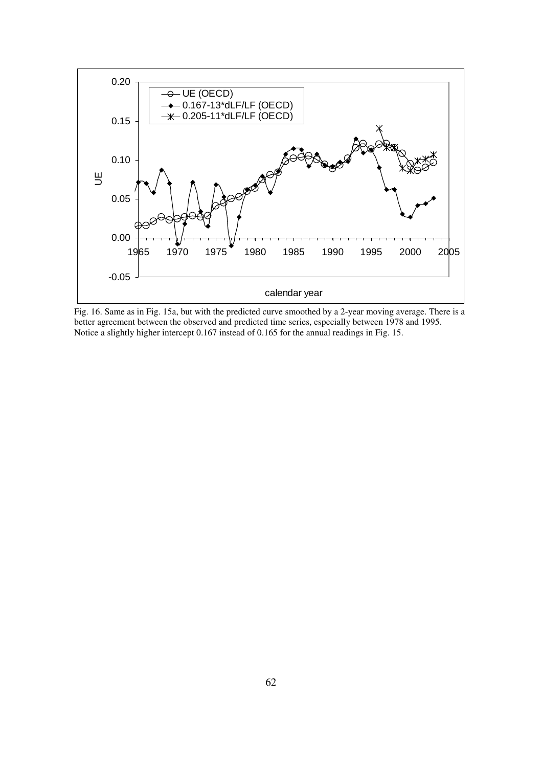Fig. 16. Same as in Fig. 15a, but with the predicted curve smoothed by a 2-year moving average. There is a better agreement between the observed and predicted time series, especially between 1978 and 1995. Notice a slightly higher intercept 0.167 instead of 0.165 for the annual readings in Fig. 15.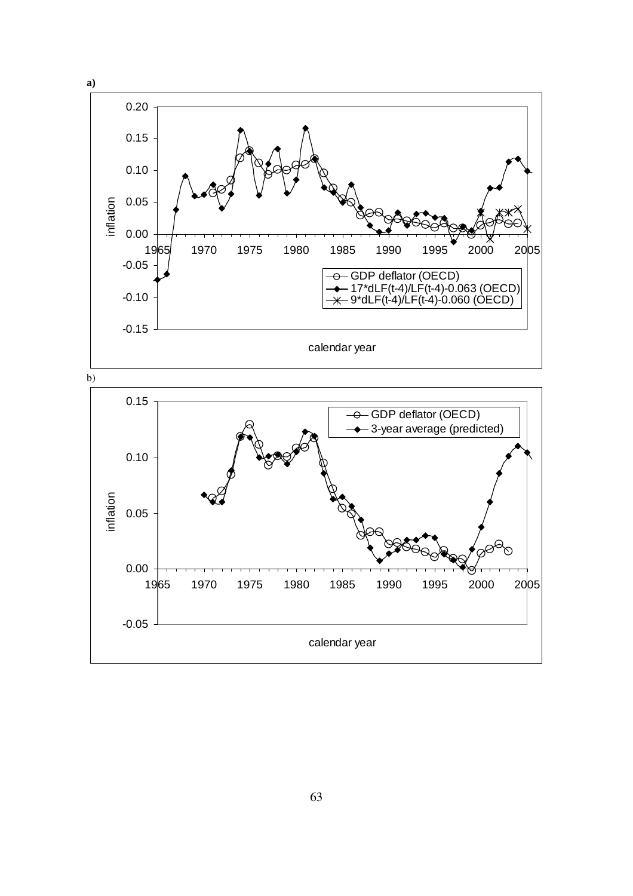a)

b)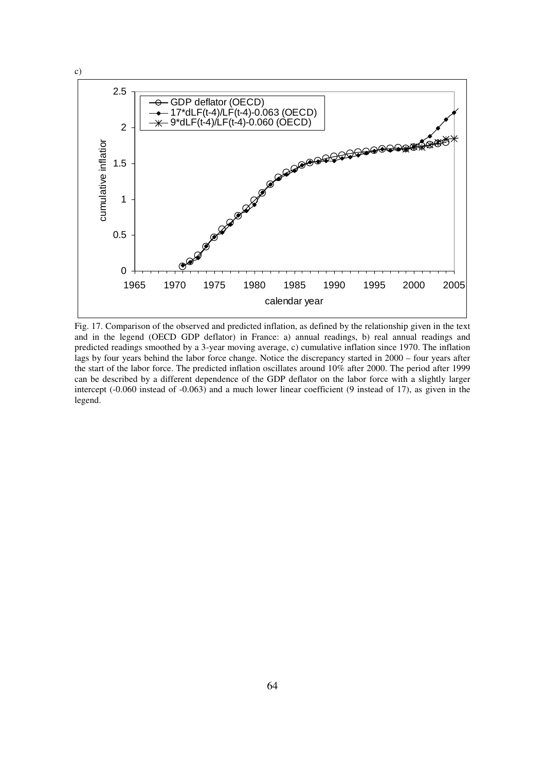c)

Fig. 17. Comparison of the observed and predicted inflation, as defined by the relationship given in the text and in the legend (OECD GDP deflator) in France: a) annual readings, b) real annual readings and predicted readings smoothed by a 3-year moving average, c) cumulative inflation since 1970. The inflation lags by four years behind the labor force change. Notice the discrepancy started in 2000 – four years after the start of the labor force. The predicted inflation oscillates around 10% after 2000. The period after 1999 can be described by a different dependence of the GDP deflator on the labor force with a slightly larger intercept (-0.060 instead of -0.063) and a much lower linear coefficient (9 instead of 17), as given in the legend.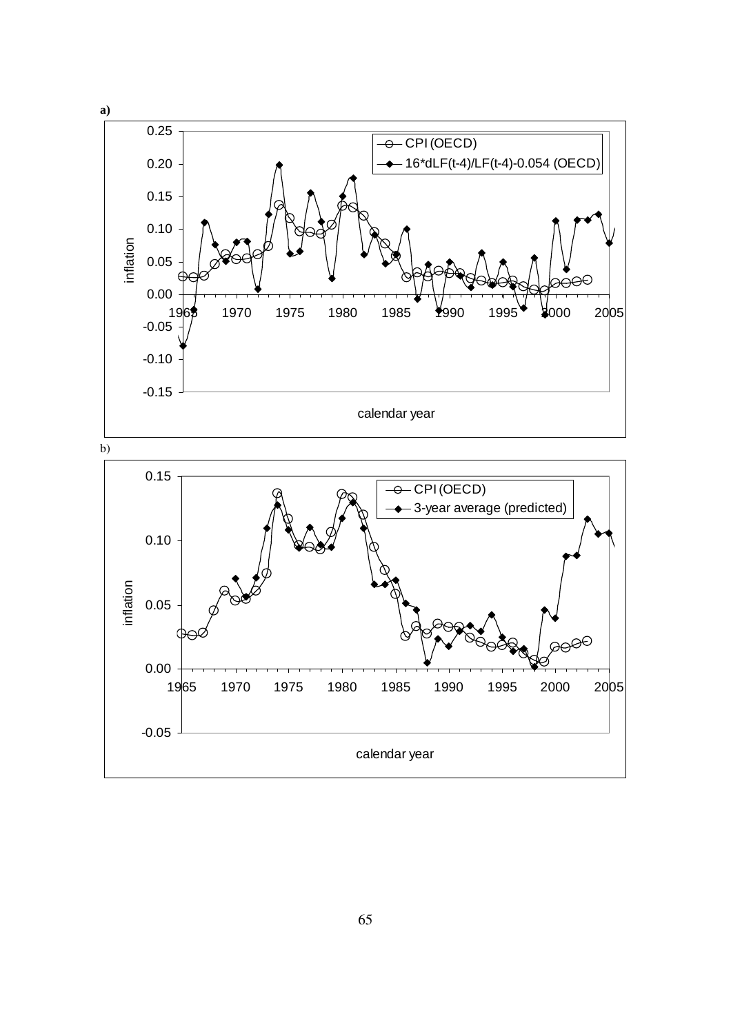**a)**

**b)**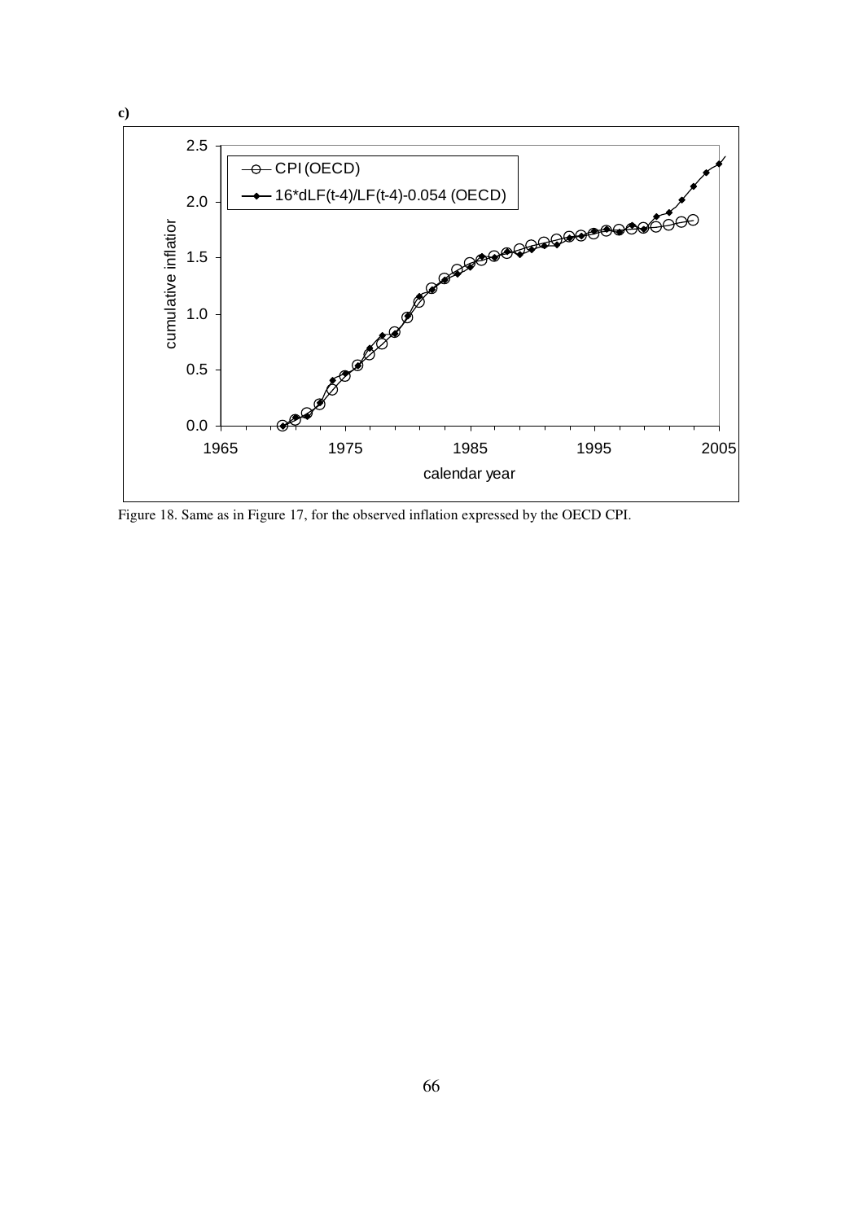c)

Figure 18. Same as in Figure 17, for the observed inflation expressed by the OECD CPI.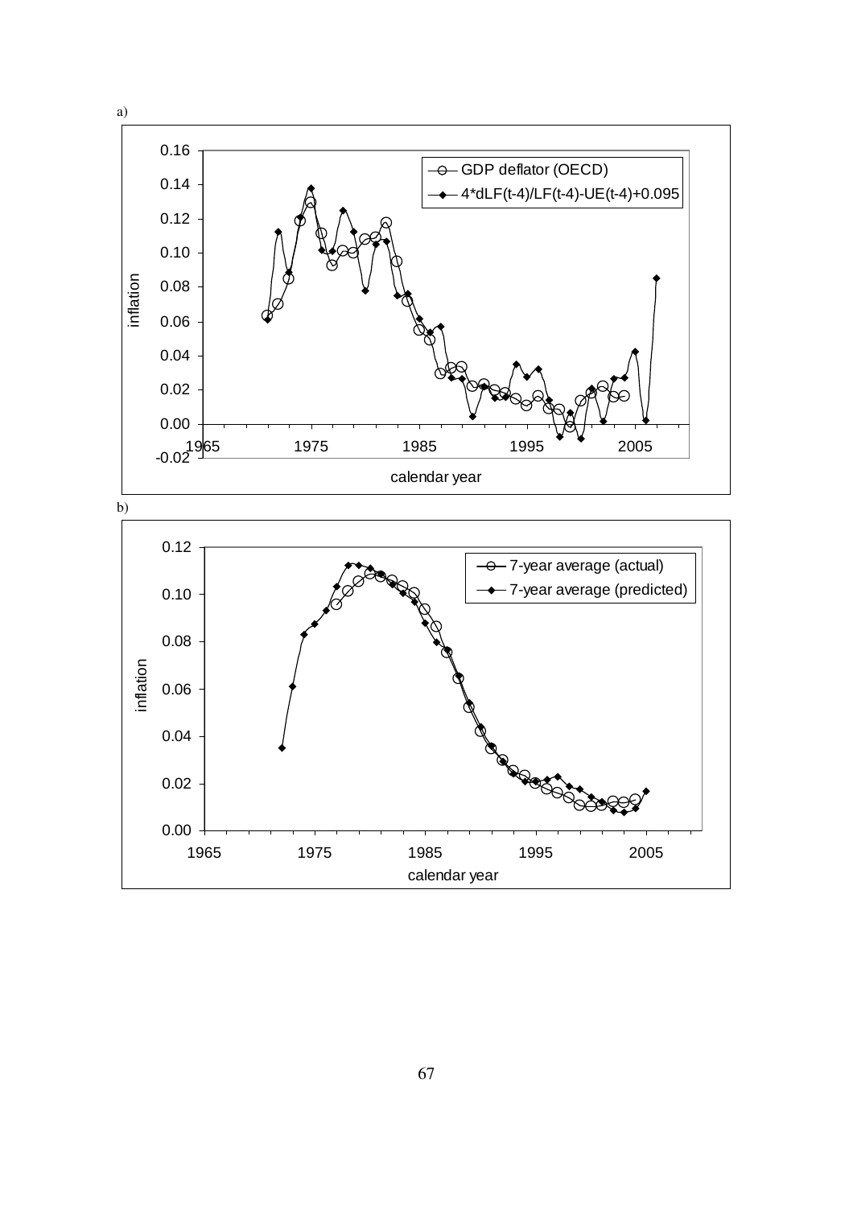a)

b)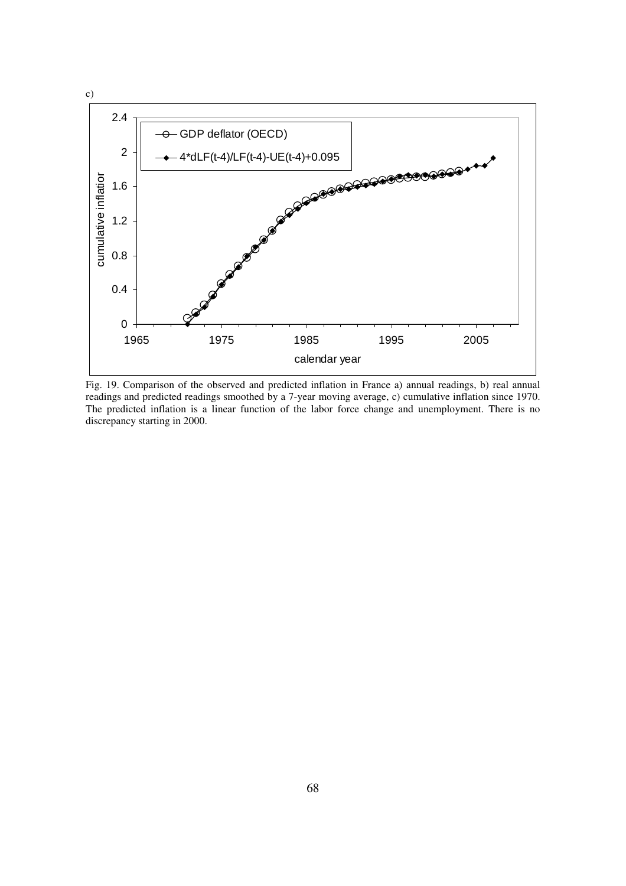c)

2.4
2
1.6
1.2
0.8
0.4
0

1965
1975
1985
1995
2005

cumulative inflation

calendar year

GDP deflator (OECD)

4*dLF(t-4)/LF(t-4)-UE(t-4)+0.095

Fig. 19. Comparison of the observed and predicted inflation in France a) annual readings, b) real annual readings and predicted readings smoothed by a 7-year moving average, c) cumulative inflation since 1970. The predicted inflation is a linear function of the labor force change and unemployment. There is no discrepancy starting in 2000.